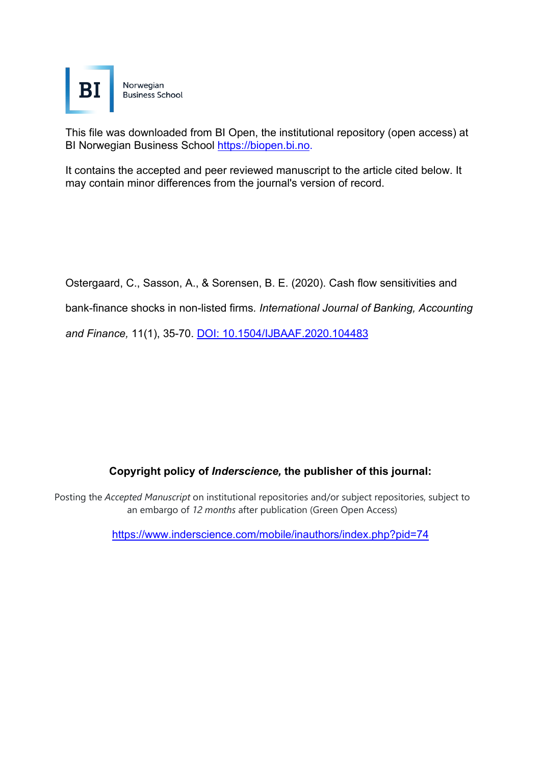BI Norwegian Business School

This file was downloaded from BI Open, the institutional repository (open access) at BI Norwegian Business School https://biopen.bi.no.

It contains the accepted and peer reviewed manuscript to the article cited below. It may contain minor differences from the journal's version of record.

Ostergaard, C., Sasson, A., & Sorensen, B. E. (2020). Cash flow sensitivities and bank-finance shocks in non-listed firms. *International Journal of Banking, Accounting and Finance,* 11(1), 35-70. DOI: 10.1504/IJBAAF.2020.104483

**Copyright policy of *Inderscience,* the publisher of this journal:**

Posting the *Accepted Manuscript* on institutional repositories and/or subject repositories, subject to an embargo of *12 months* after publication (Green Open Access)

https://www.inderscience.com/mobile/inauthors/index.php?pid=74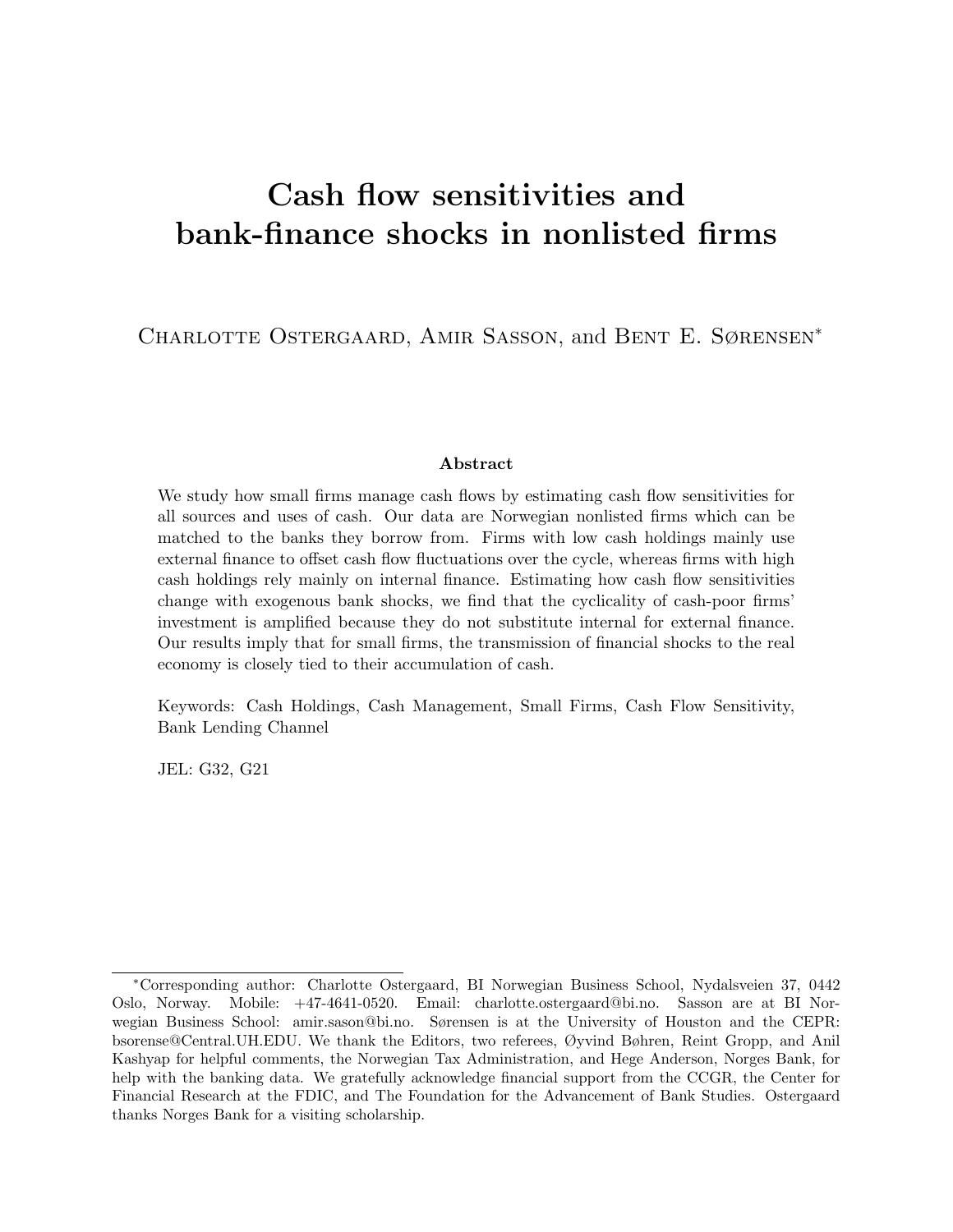# Cash flow sensitivities and bank-finance shocks in nonlisted firms

Charlotte Ostergaard, Amir Sasson, and Bent E. Sørensen*

### Abstract

We study how small firms manage cash flows by estimating cash flow sensitivities for all sources and uses of cash. Our data are Norwegian nonlisted firms which can be matched to the banks they borrow from. Firms with low cash holdings mainly use external finance to offset cash flow fluctuations over the cycle, whereas firms with high cash holdings rely mainly on internal finance. Estimating how cash flow sensitivities change with exogenous bank shocks, we find that the cyclicality of cash-poor firms' investment is amplified because they do not substitute internal for external finance. Our results imply that for small firms, the transmission of financial shocks to the real economy is closely tied to their accumulation of cash.

Keywords: Cash Holdings, Cash Management, Small Firms, Cash Flow Sensitivity, Bank Lending Channel

JEL: G32, G21

---

*Corresponding author: Charlotte Ostergaard, BI Norwegian Business School, Nydalsveien 37, 0442 Oslo, Norway. Mobile: +47-4641-0520. Email: charlotte.ostergaard@bi.no. Sasson are at BI Norwegian Business School: amir.sason@bi.no. Sørensen is at the University of Houston and the CEPR: bsorense@Central.UH.EDU. We thank the Editors, two referees, Øyvind Bøhren, Reint Gropp, and Anil Kashyap for helpful comments, the Norwegian Tax Administration, and Hege Anderson, Norges Bank, for help with the banking data. We gratefully acknowledge financial support from the CCGR, the Center for Financial Research at the FDIC, and The Foundation for the Advancement of Bank Studies. Ostergaard thanks Norges Bank for a visiting scholarship.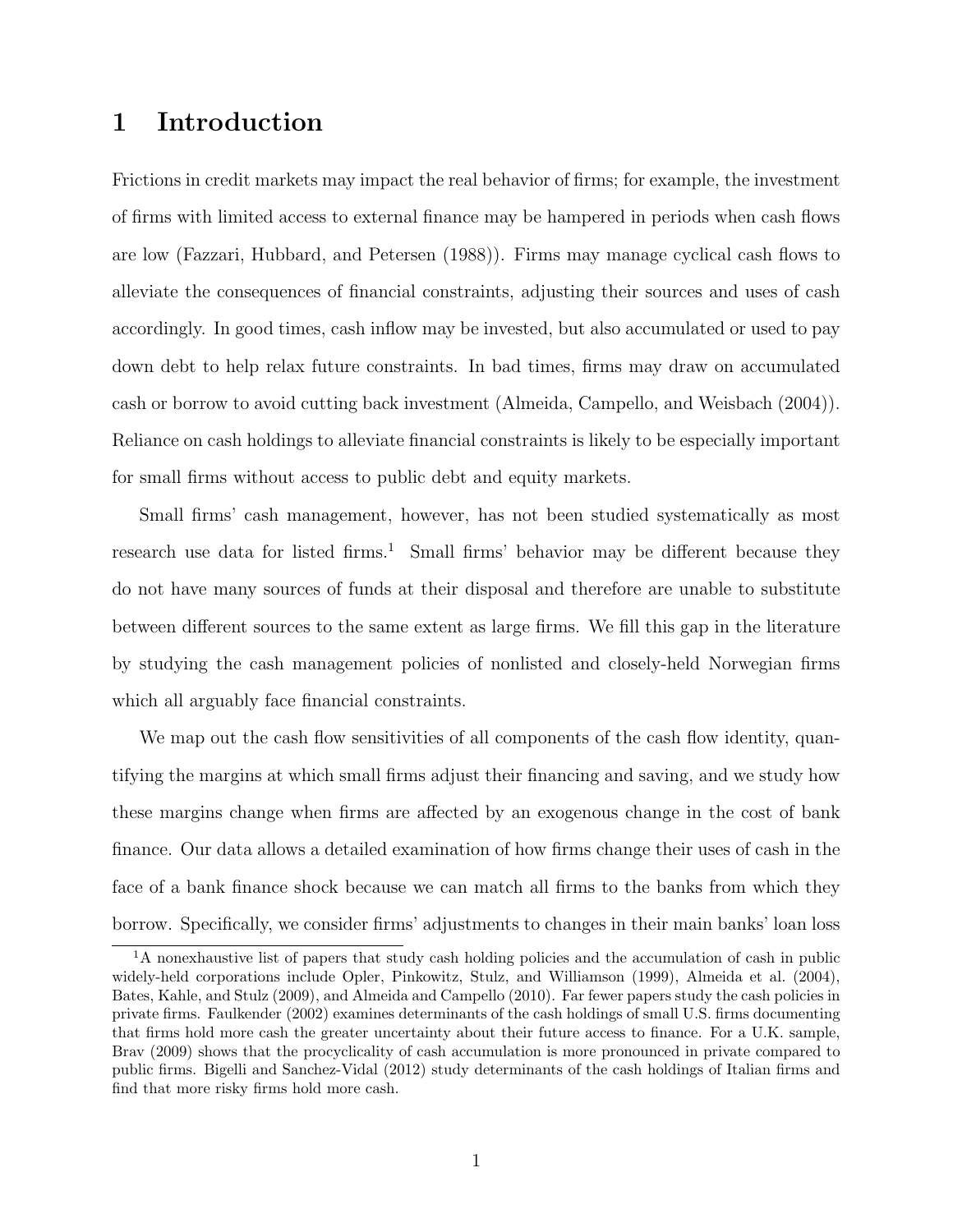# 1 Introduction

Frictions in credit markets may impact the real behavior of firms; for example, the investment of firms with limited access to external finance may be hampered in periods when cash flows are low (Fazzari, Hubbard, and Petersen (1988)). Firms may manage cyclical cash flows to alleviate the consequences of financial constraints, adjusting their sources and uses of cash accordingly. In good times, cash inflow may be invested, but also accumulated or used to pay down debt to help relax future constraints. In bad times, firms may draw on accumulated cash or borrow to avoid cutting back investment (Almeida, Campello, and Weisbach (2004)). Reliance on cash holdings to alleviate financial constraints is likely to be especially important for small firms without access to public debt and equity markets.

Small firms' cash management, however, has not been studied systematically as most research use data for listed firms.[1] Small firms' behavior may be different because they do not have many sources of funds at their disposal and therefore are unable to substitute between different sources to the same extent as large firms. We fill this gap in the literature by studying the cash management policies of nonlisted and closely-held Norwegian firms which all arguably face financial constraints.

We map out the cash flow sensitivities of all components of the cash flow identity, quantifying the margins at which small firms adjust their financing and saving, and we study how these margins change when firms are affected by an exogenous change in the cost of bank finance. Our data allows a detailed examination of how firms change their uses of cash in the face of a bank finance shock because we can match all firms to the banks from which they borrow. Specifically, we consider firms' adjustments to changes in their main banks' loan loss

[1] A nonexhaustive list of papers that study cash holding policies and the accumulation of cash in public widely-held corporations include Opler, Pinkowitz, Stulz, and Williamson (1999), Almeida et al. (2004), Bates, Kahle, and Stulz (2009), and Almeida and Campello (2010). Far fewer papers study the cash policies in private firms. Faulkender (2002) examines determinants of the cash holdings of small U.S. firms documenting that firms hold more cash the greater uncertainty about their future access to finance. For a U.K. sample, Brav (2009) shows that the procyclicality of cash accumulation is more pronounced in private compared to public firms. Bigelli and Sanchez-Vidal (2012) study determinants of the cash holdings of Italian firms and find that more risky firms hold more cash.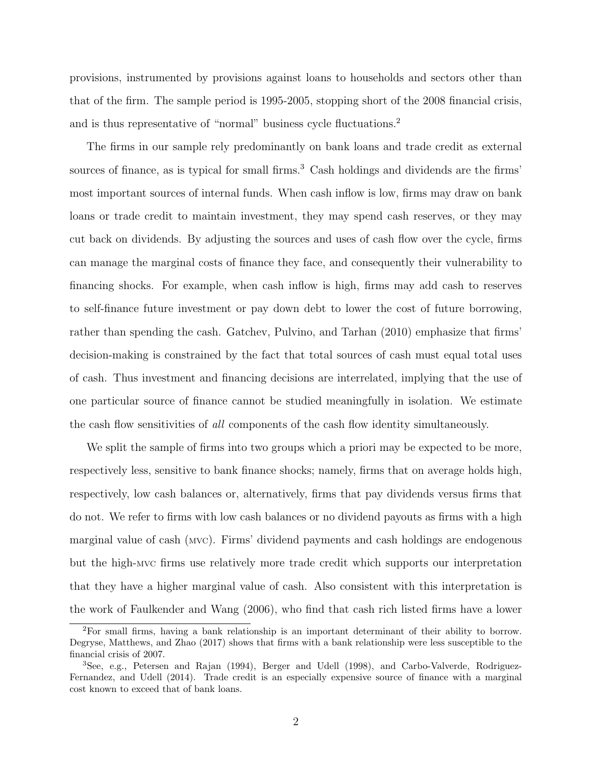provisions, instrumented by provisions against loans to households and sectors other than that of the firm. The sample period is 1995-2005, stopping short of the 2008 financial crisis, and is thus representative of "normal" business cycle fluctuations.[2]

The firms in our sample rely predominantly on bank loans and trade credit as external sources of finance, as is typical for small firms.[3] Cash holdings and dividends are the firms' most important sources of internal funds. When cash inflow is low, firms may draw on bank loans or trade credit to maintain investment, they may spend cash reserves, or they may cut back on dividends. By adjusting the sources and uses of cash flow over the cycle, firms can manage the marginal costs of finance they face, and consequently their vulnerability to financing shocks. For example, when cash inflow is high, firms may add cash to reserves to self-finance future investment or pay down debt to lower the cost of future borrowing, rather than spending the cash. Gatchev, Pulvino, and Tarhan (2010) emphasize that firms' decision-making is constrained by the fact that total sources of cash must equal total uses of cash. Thus investment and financing decisions are interrelated, implying that the use of one particular source of finance cannot be studied meaningfully in isolation. We estimate the cash flow sensitivities of *all* components of the cash flow identity simultaneously.

We split the sample of firms into two groups which a priori may be expected to be more, respectively less, sensitive to bank finance shocks; namely, firms that on average holds high, respectively, low cash balances or, alternatively, firms that pay dividends versus firms that do not. We refer to firms with low cash balances or no dividend payouts as firms with a high marginal value of cash (MVC). Firms' dividend payments and cash holdings are endogenous but the high-MVC firms use relatively more trade credit which supports our interpretation that they have a higher marginal value of cash. Also consistent with this interpretation is the work of Faulkender and Wang (2006), who find that cash rich listed firms have a lower

[2]For small firms, having a bank relationship is an important determinant of their ability to borrow. Degryse, Matthews, and Zhao (2017) shows that firms with a bank relationship were less susceptible to the financial crisis of 2007.

[3]See, e.g., Petersen and Rajan (1994), Berger and Udell (1998), and Carbo-Valverde, Rodriguez-Fernandez, and Udell (2014). Trade credit is an especially expensive source of finance with a marginal cost known to exceed that of bank loans.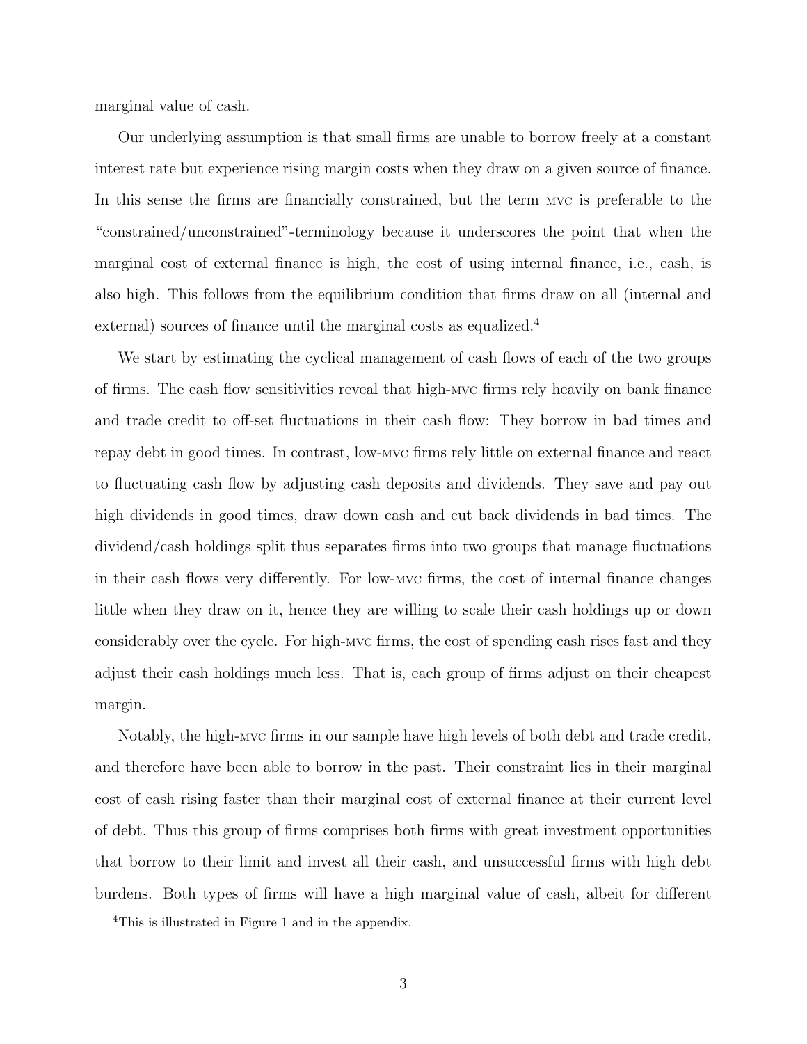marginal value of cash.

Our underlying assumption is that small firms are unable to borrow freely at a constant interest rate but experience rising margin costs when they draw on a given source of finance. In this sense the firms are financially constrained, but the term MVC is preferable to the "constrained/unconstrained"-terminology because it underscores the point that when the marginal cost of external finance is high, the cost of using internal finance, i.e., cash, is also high. This follows from the equilibrium condition that firms draw on all (internal and external) sources of finance until the marginal costs as equalized.[4]

We start by estimating the cyclical management of cash flows of each of the two groups of firms. The cash flow sensitivities reveal that high-MVC firms rely heavily on bank finance and trade credit to off-set fluctuations in their cash flow: They borrow in bad times and repay debt in good times. In contrast, low-MVC firms rely little on external finance and react to fluctuating cash flow by adjusting cash deposits and dividends. They save and pay out high dividends in good times, draw down cash and cut back dividends in bad times. The dividend/cash holdings split thus separates firms into two groups that manage fluctuations in their cash flows very differently. For low-MVC firms, the cost of internal finance changes little when they draw on it, hence they are willing to scale their cash holdings up or down considerably over the cycle. For high-MVC firms, the cost of spending cash rises fast and they adjust their cash holdings much less. That is, each group of firms adjust on their cheapest margin.

Notably, the high-MVC firms in our sample have high levels of both debt and trade credit, and therefore have been able to borrow in the past. Their constraint lies in their marginal cost of cash rising faster than their marginal cost of external finance at their current level of debt. Thus this group of firms comprises both firms with great investment opportunities that borrow to their limit and invest all their cash, and unsuccessful firms with high debt burdens. Both types of firms will have a high marginal value of cash, albeit for different

[4]This is illustrated in Figure 1 and in the appendix.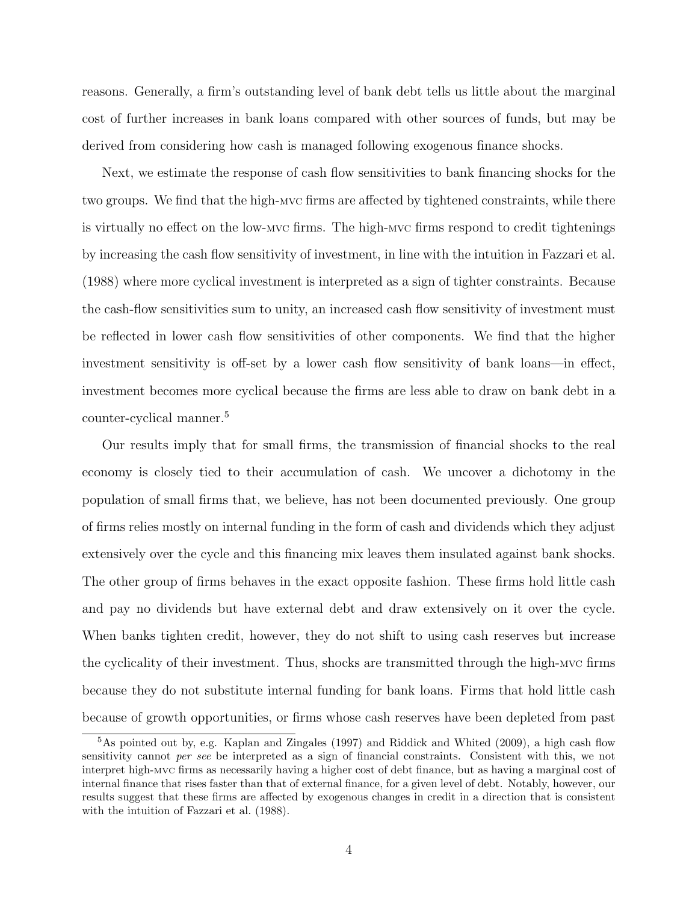reasons. Generally, a firm's outstanding level of bank debt tells us little about the marginal cost of further increases in bank loans compared with other sources of funds, but may be derived from considering how cash is managed following exogenous finance shocks.

Next, we estimate the response of cash flow sensitivities to bank financing shocks for the two groups. We find that the high-MVC firms are affected by tightened constraints, while there is virtually no effect on the low-MVC firms. The high-MVC firms respond to credit tightenings by increasing the cash flow sensitivity of investment, in line with the intuition in Fazzari et al. (1988) where more cyclical investment is interpreted as a sign of tighter constraints. Because the cash-flow sensitivities sum to unity, an increased cash flow sensitivity of investment must be reflected in lower cash flow sensitivities of other components. We find that the higher investment sensitivity is off-set by a lower cash flow sensitivity of bank loans—in effect, investment becomes more cyclical because the firms are less able to draw on bank debt in a counter-cyclical manner.[5]

Our results imply that for small firms, the transmission of financial shocks to the real economy is closely tied to their accumulation of cash. We uncover a dichotomy in the population of small firms that, we believe, has not been documented previously. One group of firms relies mostly on internal funding in the form of cash and dividends which they adjust extensively over the cycle and this financing mix leaves them insulated against bank shocks. The other group of firms behaves in the exact opposite fashion. These firms hold little cash and pay no dividends but have external debt and draw extensively on it over the cycle. When banks tighten credit, however, they do not shift to using cash reserves but increase the cyclicality of their investment. Thus, shocks are transmitted through the high-MVC firms because they do not substitute internal funding for bank loans. Firms that hold little cash because of growth opportunities, or firms whose cash reserves have been depleted from past

[5] As pointed out by, e.g. Kaplan and Zingales (1997) and Riddick and Whited (2009), a high cash flow sensitivity cannot *per see* be interpreted as a sign of financial constraints. Consistent with this, we not interpret high-MVC firms as necessarily having a higher cost of debt finance, but as having a marginal cost of internal finance that rises faster than that of external finance, for a given level of debt. Notably, however, our results suggest that these firms are affected by exogenous changes in credit in a direction that is consistent with the intuition of Fazzari et al. (1988).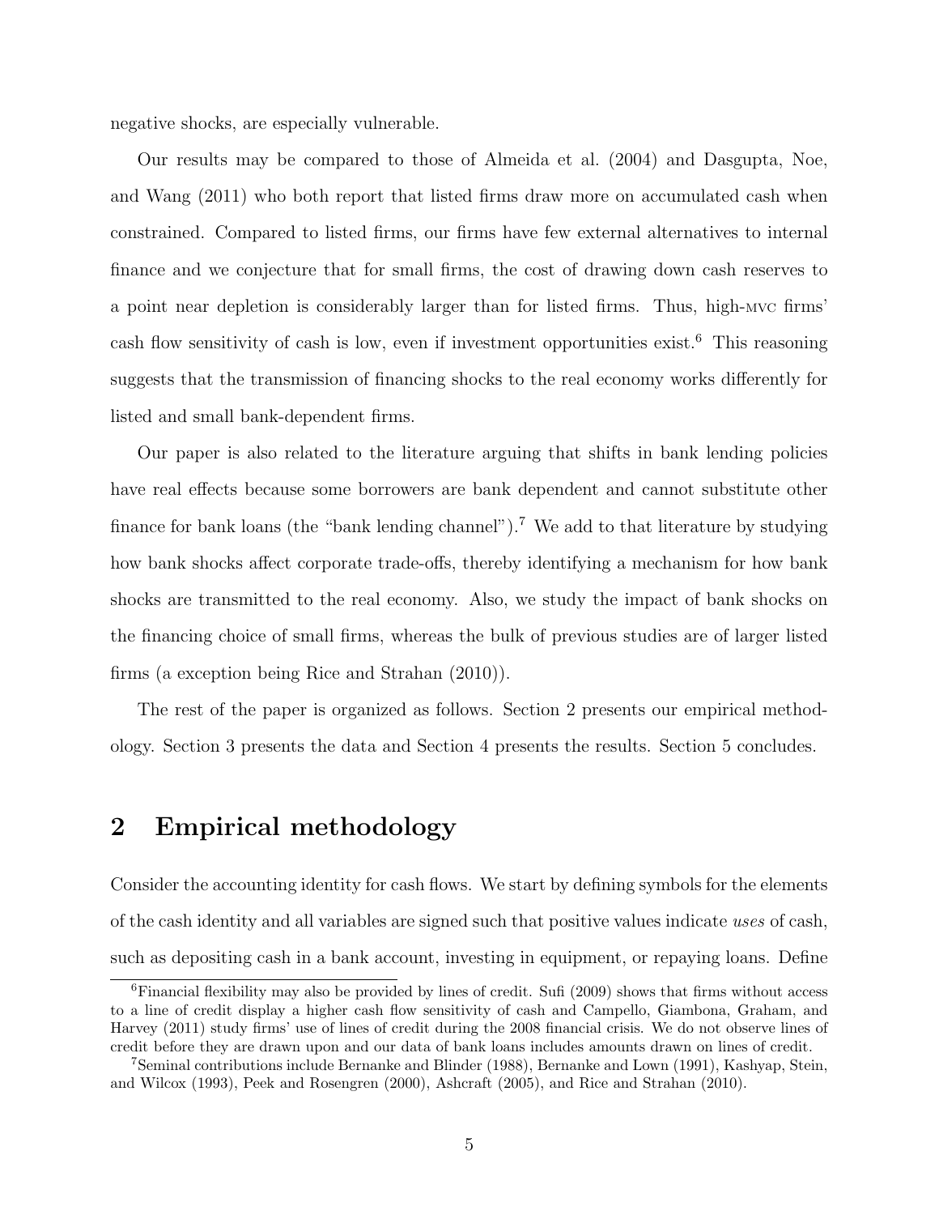negative shocks, are especially vulnerable.

Our results may be compared to those of Almeida et al. (2004) and Dasgupta, Noe, and Wang (2011) who both report that listed firms draw more on accumulated cash when constrained. Compared to listed firms, our firms have few external alternatives to internal finance and we conjecture that for small firms, the cost of drawing down cash reserves to a point near depletion is considerably larger than for listed firms. Thus, high-MVC firms' cash flow sensitivity of cash is low, even if investment opportunities exist.[6] This reasoning suggests that the transmission of financing shocks to the real economy works differently for listed and small bank-dependent firms.

Our paper is also related to the literature arguing that shifts in bank lending policies have real effects because some borrowers are bank dependent and cannot substitute other finance for bank loans (the "bank lending channel").[7] We add to that literature by studying how bank shocks affect corporate trade-offs, thereby identifying a mechanism for how bank shocks are transmitted to the real economy. Also, we study the impact of bank shocks on the financing choice of small firms, whereas the bulk of previous studies are of larger listed firms (a exception being Rice and Strahan (2010)).

The rest of the paper is organized as follows. Section 2 presents our empirical methodology. Section 3 presents the data and Section 4 presents the results. Section 5 concludes.

# 2 Empirical methodology

Consider the accounting identity for cash flows. We start by defining symbols for the elements of the cash identity and all variables are signed such that positive values indicate *uses* of cash, such as depositing cash in a bank account, investing in equipment, or repaying loans. Define

[6] Financial flexibility may also be provided by lines of credit. Sufi (2009) shows that firms without access to a line of credit display a higher cash flow sensitivity of cash and Campello, Giambona, Graham, and Harvey (2011) study firms' use of lines of credit during the 2008 financial crisis. We do not observe lines of credit before they are drawn upon and our data of bank loans includes amounts drawn on lines of credit.

[7] Seminal contributions include Bernanke and Blinder (1988), Bernanke and Lown (1991), Kashyap, Stein, and Wilcox (1993), Peek and Rosengren (2000), Ashcraft (2005), and Rice and Strahan (2010).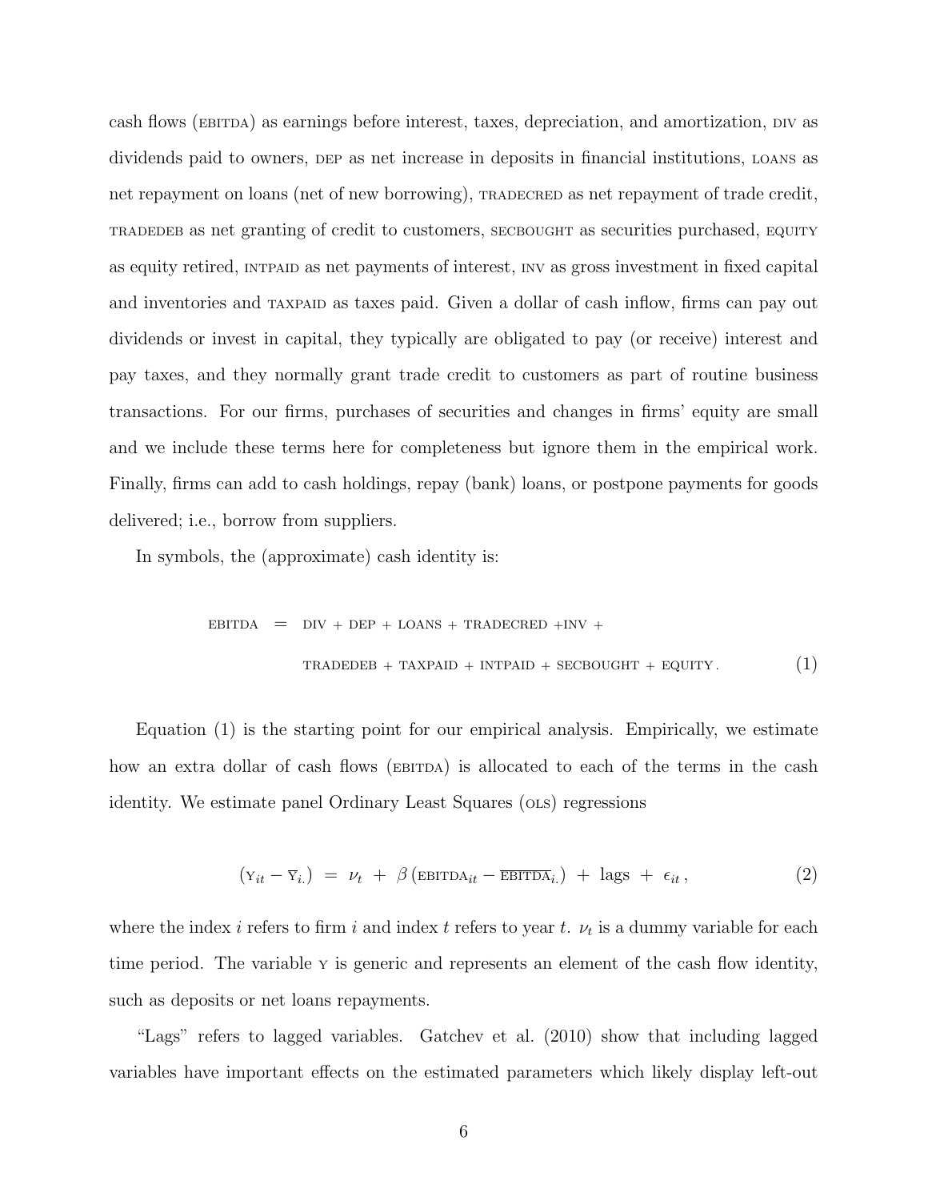cash flows (EBITDA) as earnings before interest, taxes, depreciation, and amortization, DIV as dividends paid to owners, DEP as net increase in deposits in financial institutions, LOANS as net repayment on loans (net of new borrowing), TRADECRED as net repayment of trade credit, TRADEDEB as net granting of credit to customers, SECBOUGHT as securities purchased, EQUITY as equity retired, INTPAID as net payments of interest, INV as gross investment in fixed capital and inventories and TAXPAID as taxes paid. Given a dollar of cash inflow, firms can pay out dividends or invest in capital, they typically are obligated to pay (or receive) interest and pay taxes, and they normally grant trade credit to customers as part of routine business transactions. For our firms, purchases of securities and changes in firms' equity are small and we include these terms here for completeness but ignore them in the empirical work. Finally, firms can add to cash holdings, repay (bank) loans, or postpone payments for goods delivered; i.e., borrow from suppliers.

In symbols, the (approximate) cash identity is:

$$
\begin{aligned}
\text{EBITDA} \;=\;& \text{DIV} + \text{DEP} + \text{LOANS} + \text{TRADECRED} + \text{INV} + \\
& \text{TRADEDEB} + \text{TAXPAID} + \text{INTPAID} + \text{SECBOUGHT} + \text{EQUITY}\,. \qquad (1)
\end{aligned}
$$

Equation (1) is the starting point for our empirical analysis. Empirically, we estimate how an extra dollar of cash flows (EBITDA) is allocated to each of the terms in the cash identity. We estimate panel Ordinary Least Squares (OLS) regressions

$$
(\text{Y}_{it} - \overline{\text{Y}}_{i.}) \;=\; \nu_t \;+\; \beta\,(\text{EBITDA}_{it} - \overline{\text{EBITDA}}_{i.}) \;+\; \text{lags} \;+\; \epsilon_{it}\,, \qquad (2)
$$

where the index $i$ refers to firm $i$ and index $t$ refers to year $t$. $\nu_t$ is a dummy variable for each time period. The variable Y is generic and represents an element of the cash flow identity, such as deposits or net loans repayments.

"Lags" refers to lagged variables. Gatchev et al. (2010) show that including lagged variables have important effects on the estimated parameters which likely display left-out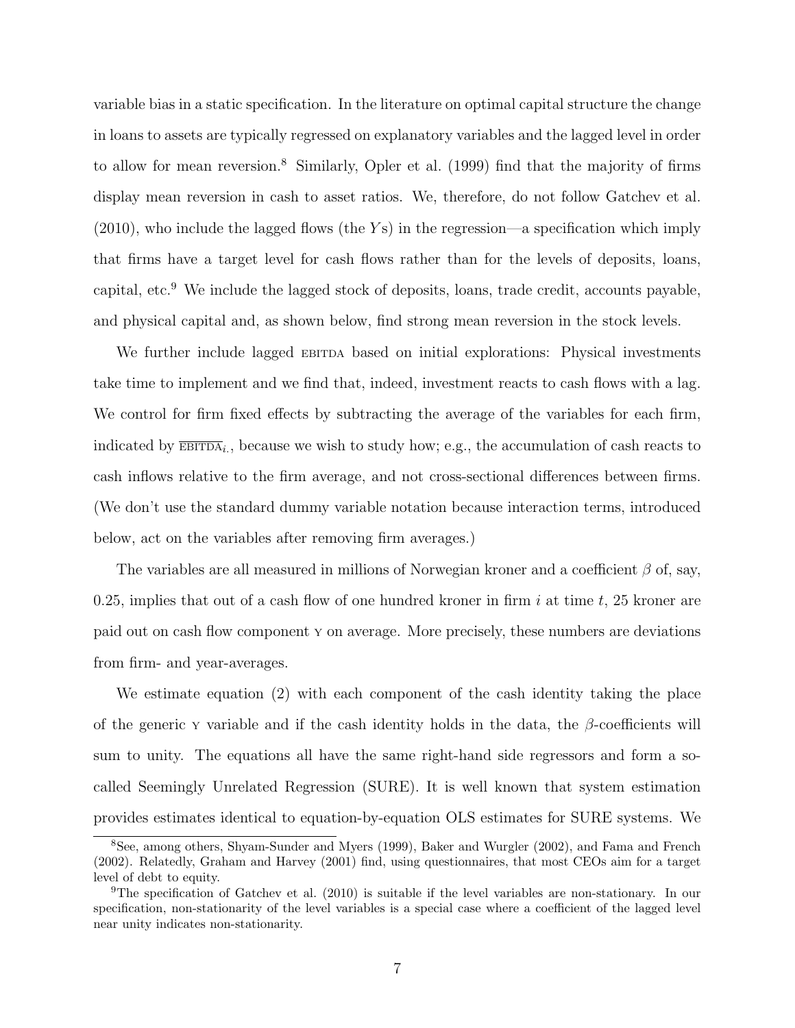variable bias in a static specification. In the literature on optimal capital structure the change in loans to assets are typically regressed on explanatory variables and the lagged level in order to allow for mean reversion.[8] Similarly, Opler et al. (1999) find that the majority of firms display mean reversion in cash to asset ratios. We, therefore, do not follow Gatchev et al. (2010), who include the lagged flows (the $Y$s) in the regression—a specification which imply that firms have a target level for cash flows rather than for the levels of deposits, loans, capital, etc.[9] We include the lagged stock of deposits, loans, trade credit, accounts payable, and physical capital and, as shown below, find strong mean reversion in the stock levels.

We further include lagged EBITDA based on initial explorations: Physical investments take time to implement and we find that, indeed, investment reacts to cash flows with a lag. We control for firm fixed effects by subtracting the average of the variables for each firm, indicated by $\overline{\text{EBITDA}}_{i.}$, because we wish to study how; e.g., the accumulation of cash reacts to cash inflows relative to the firm average, and not cross-sectional differences between firms. (We don't use the standard dummy variable notation because interaction terms, introduced below, act on the variables after removing firm averages.)

The variables are all measured in millions of Norwegian kroner and a coefficient $\beta$ of, say, 0.25, implies that out of a cash flow of one hundred kroner in firm $i$ at time $t$, 25 kroner are paid out on cash flow component Y on average. More precisely, these numbers are deviations from firm- and year-averages.

We estimate equation (2) with each component of the cash identity taking the place of the generic Y variable and if the cash identity holds in the data, the $\beta$-coefficients will sum to unity. The equations all have the same right-hand side regressors and form a so-called Seemingly Unrelated Regression (SURE). It is well known that system estimation provides estimates identical to equation-by-equation OLS estimates for SURE systems. We

[8] See, among others, Shyam-Sunder and Myers (1999), Baker and Wurgler (2002), and Fama and French (2002). Relatedly, Graham and Harvey (2001) find, using questionnaires, that most CEOs aim for a target level of debt to equity.

[9] The specification of Gatchev et al. (2010) is suitable if the level variables are non-stationary. In our specification, non-stationarity of the level variables is a special case where a coefficient of the lagged level near unity indicates non-stationarity.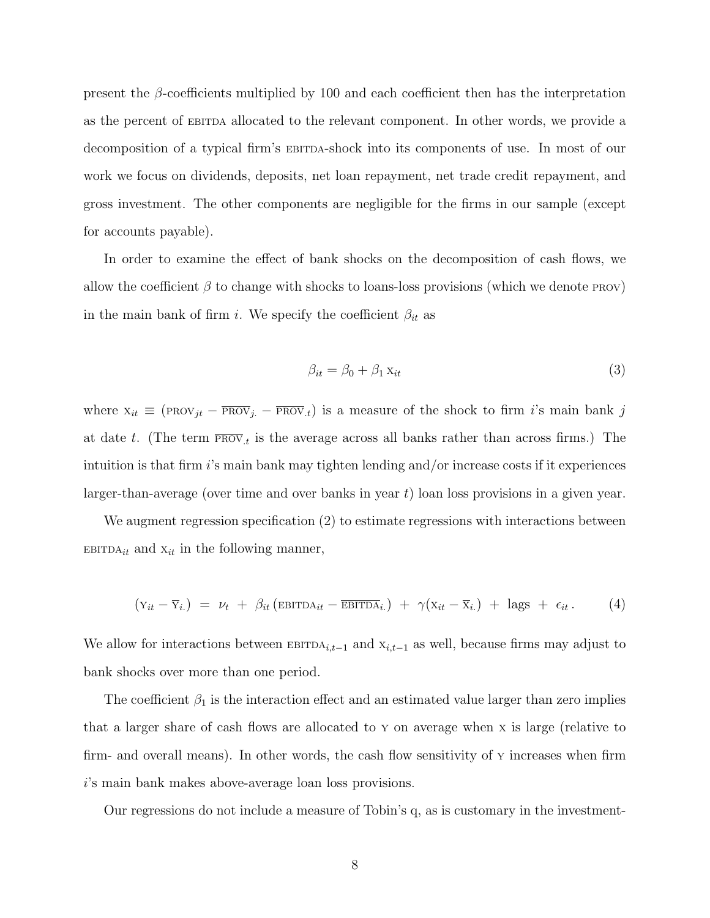present the $\beta$-coefficients multiplied by 100 and each coefficient then has the interpretation as the percent of EBITDA allocated to the relevant component. In other words, we provide a decomposition of a typical firm's EBITDA-shock into its components of use. In most of our work we focus on dividends, deposits, net loan repayment, net trade credit repayment, and gross investment. The other components are negligible for the firms in our sample (except for accounts payable).

In order to examine the effect of bank shocks on the decomposition of cash flows, we allow the coefficient $\beta$ to change with shocks to loans-loss provisions (which we denote PROV) in the main bank of firm $i$. We specify the coefficient $\beta_{it}$ as

$$\beta_{it} = \beta_0 + \beta_1 \, \mathrm{X}_{it} \tag{3}$$

where $\mathrm{X}_{it} \equiv (\mathrm{PROV}_{jt} - \overline{\mathrm{PROV}}_{j.} - \overline{\mathrm{PROV}}_{.t})$ is a measure of the shock to firm $i$'s main bank $j$ at date $t$. (The term $\overline{\mathrm{PROV}}_{.t}$ is the average across all banks rather than across firms.) The intuition is that firm $i$'s main bank may tighten lending and/or increase costs if it experiences larger-than-average (over time and over banks in year $t$) loan loss provisions in a given year.

We augment regression specification (2) to estimate regressions with interactions between $\mathrm{EBITDA}_{it}$ and $\mathrm{X}_{it}$ in the following manner,

$$(\mathrm{Y}_{it} - \overline{\mathrm{Y}}_{i.}) \;=\; \nu_t \;+\; \beta_{it} \, (\mathrm{EBITDA}_{it} - \overline{\mathrm{EBITDA}}_{i.}) \;+\; \gamma(\mathrm{X}_{it} - \overline{\mathrm{X}}_{i.}) \;+\; \text{lags} \;+\; \epsilon_{it} \, . \tag{4}$$

We allow for interactions between $\mathrm{EBITDA}_{i,t-1}$ and $\mathrm{X}_{i,t-1}$ as well, because firms may adjust to bank shocks over more than one period.

The coefficient $\beta_1$ is the interaction effect and an estimated value larger than zero implies that a larger share of cash flows are allocated to Y on average when X is large (relative to firm- and overall means). In other words, the cash flow sensitivity of Y increases when firm $i$'s main bank makes above-average loan loss provisions.

Our regressions do not include a measure of Tobin's q, as is customary in the investment-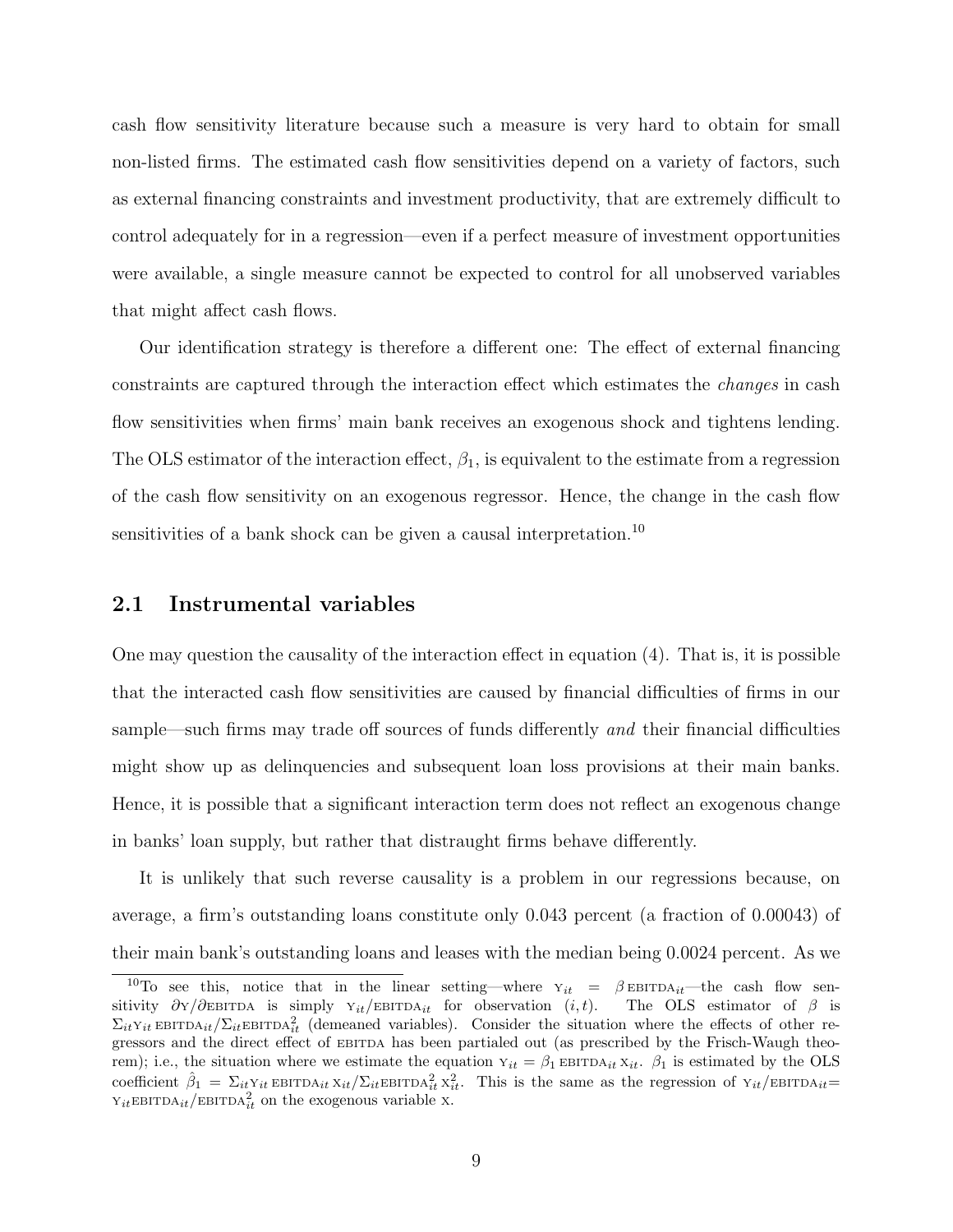cash flow sensitivity literature because such a measure is very hard to obtain for small non-listed firms. The estimated cash flow sensitivities depend on a variety of factors, such as external financing constraints and investment productivity, that are extremely difficult to control adequately for in a regression—even if a perfect measure of investment opportunities were available, a single measure cannot be expected to control for all unobserved variables that might affect cash flows.

Our identification strategy is therefore a different one: The effect of external financing constraints are captured through the interaction effect which estimates the *changes* in cash flow sensitivities when firms' main bank receives an exogenous shock and tightens lending. The OLS estimator of the interaction effect, $\beta_1$, is equivalent to the estimate from a regression of the cash flow sensitivity on an exogenous regressor. Hence, the change in the cash flow sensitivities of a bank shock can be given a causal interpretation.[10]

## 2.1 Instrumental variables

One may question the causality of the interaction effect in equation (4). That is, it is possible that the interacted cash flow sensitivities are caused by financial difficulties of firms in our sample—such firms may trade off sources of funds differently *and* their financial difficulties might show up as delinquencies and subsequent loan loss provisions at their main banks. Hence, it is possible that a significant interaction term does not reflect an exogenous change in banks' loan supply, but rather that distraught firms behave differently.

It is unlikely that such reverse causality is a problem in our regressions because, on average, a firm's outstanding loans constitute only 0.043 percent (a fraction of 0.00043) of their main bank's outstanding loans and leases with the median being 0.0024 percent. As we

[10] To see this, notice that in the linear setting—where $\text{Y}_{it} = \beta\,\text{EBITDA}_{it}$—the cash flow sensitivity $\partial\text{Y}/\partial\text{EBITDA}$ is simply $\text{Y}_{it}/\text{EBITDA}_{it}$ for observation $(i,t)$. The OLS estimator of $\beta$ is $\Sigma_{it}\text{Y}_{it}\,\text{EBITDA}_{it}/\Sigma_{it}\text{EBITDA}^2_{it}$ (demeaned variables). Consider the situation where the effects of other regressors and the direct effect of EBITDA has been partialed out (as prescribed by the Frisch-Waugh theorem); i.e., the situation where we estimate the equation $\text{Y}_{it} = \beta_1\,\text{EBITDA}_{it}\,\text{X}_{it}$. $\beta_1$ is estimated by the OLS coefficient $\hat{\beta}_1 = \Sigma_{it}\text{Y}_{it}\,\text{EBITDA}_{it}\,\text{X}_{it}/\Sigma_{it}\text{EBITDA}^2_{it}\,\text{X}^2_{it}$. This is the same as the regression of $\text{Y}_{it}/\text{EBITDA}_{it} = \text{Y}_{it}\text{EBITDA}_{it}/\text{EBITDA}^2_{it}$ on the exogenous variable X.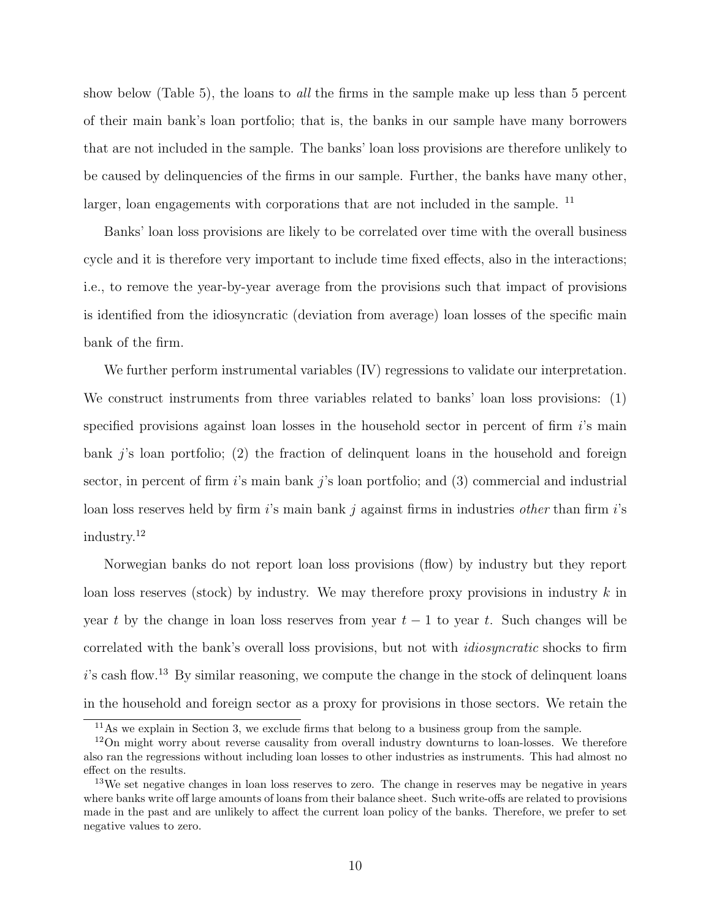show below (Table 5), the loans to *all* the firms in the sample make up less than 5 percent of their main bank's loan portfolio; that is, the banks in our sample have many borrowers that are not included in the sample. The banks' loan loss provisions are therefore unlikely to be caused by delinquencies of the firms in our sample. Further, the banks have many other, larger, loan engagements with corporations that are not included in the sample. [11]

Banks' loan loss provisions are likely to be correlated over time with the overall business cycle and it is therefore very important to include time fixed effects, also in the interactions; i.e., to remove the year-by-year average from the provisions such that impact of provisions is identified from the idiosyncratic (deviation from average) loan losses of the specific main bank of the firm.

We further perform instrumental variables (IV) regressions to validate our interpretation. We construct instruments from three variables related to banks' loan loss provisions: (1) specified provisions against loan losses in the household sector in percent of firm $i$'s main bank $j$'s loan portfolio; (2) the fraction of delinquent loans in the household and foreign sector, in percent of firm $i$'s main bank $j$'s loan portfolio; and (3) commercial and industrial loan loss reserves held by firm $i$'s main bank $j$ against firms in industries *other* than firm $i$'s industry.[12]

Norwegian banks do not report loan loss provisions (flow) by industry but they report loan loss reserves (stock) by industry. We may therefore proxy provisions in industry $k$ in year $t$ by the change in loan loss reserves from year $t-1$ to year $t$. Such changes will be correlated with the bank's overall loss provisions, but not with *idiosyncratic* shocks to firm $i$'s cash flow.[13] By similar reasoning, we compute the change in the stock of delinquent loans in the household and foreign sector as a proxy for provisions in those sectors. We retain the

[11] As we explain in Section 3, we exclude firms that belong to a business group from the sample.

[12] On might worry about reverse causality from overall industry downturns to loan-losses. We therefore also ran the regressions without including loan losses to other industries as instruments. This had almost no effect on the results.

[13] We set negative changes in loan loss reserves to zero. The change in reserves may be negative in years where banks write off large amounts of loans from their balance sheet. Such write-offs are related to provisions made in the past and are unlikely to affect the current loan policy of the banks. Therefore, we prefer to set negative values to zero.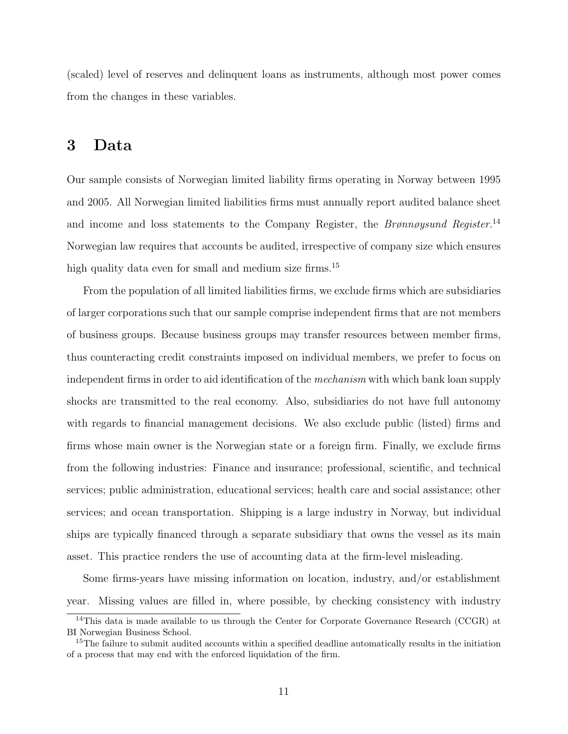(scaled) level of reserves and delinquent loans as instruments, although most power comes from the changes in these variables.

# 3 Data

Our sample consists of Norwegian limited liability firms operating in Norway between 1995 and 2005. All Norwegian limited liabilities firms must annually report audited balance sheet and income and loss statements to the Company Register, the *Brønnøysund Register*.[14] Norwegian law requires that accounts be audited, irrespective of company size which ensures high quality data even for small and medium size firms.[15]

From the population of all limited liabilities firms, we exclude firms which are subsidiaries of larger corporations such that our sample comprise independent firms that are not members of business groups. Because business groups may transfer resources between member firms, thus counteracting credit constraints imposed on individual members, we prefer to focus on independent firms in order to aid identification of the *mechanism* with which bank loan supply shocks are transmitted to the real economy. Also, subsidiaries do not have full autonomy with regards to financial management decisions. We also exclude public (listed) firms and firms whose main owner is the Norwegian state or a foreign firm. Finally, we exclude firms from the following industries: Finance and insurance; professional, scientific, and technical services; public administration, educational services; health care and social assistance; other services; and ocean transportation. Shipping is a large industry in Norway, but individual ships are typically financed through a separate subsidiary that owns the vessel as its main asset. This practice renders the use of accounting data at the firm-level misleading.

Some firms-years have missing information on location, industry, and/or establishment year. Missing values are filled in, where possible, by checking consistency with industry

[14] This data is made available to us through the Center for Corporate Governance Research (CCGR) at BI Norwegian Business School.

[15] The failure to submit audited accounts within a specified deadline automatically results in the initiation of a process that may end with the enforced liquidation of the firm.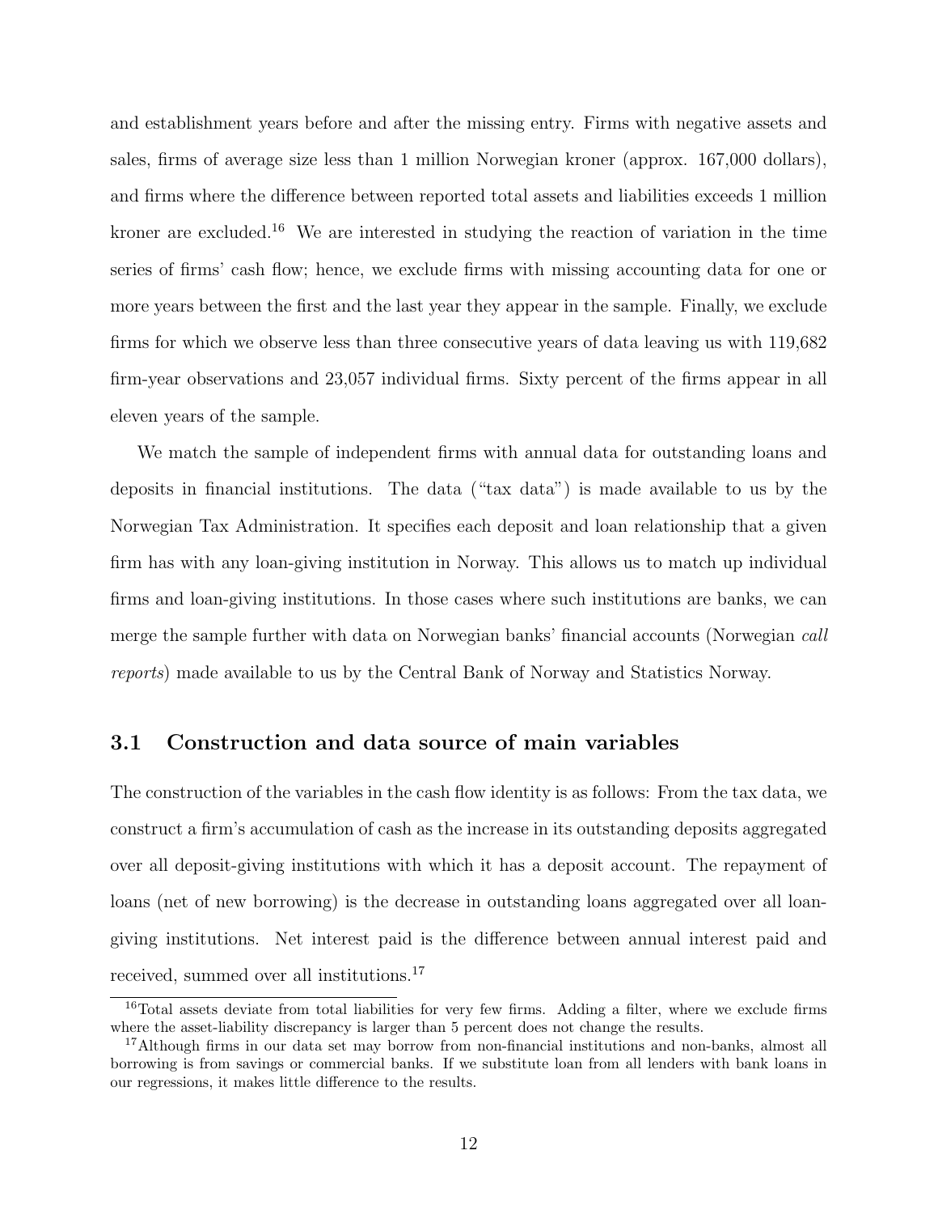and establishment years before and after the missing entry. Firms with negative assets and sales, firms of average size less than 1 million Norwegian kroner (approx. 167,000 dollars), and firms where the difference between reported total assets and liabilities exceeds 1 million kroner are excluded.[16] We are interested in studying the reaction of variation in the time series of firms' cash flow; hence, we exclude firms with missing accounting data for one or more years between the first and the last year they appear in the sample. Finally, we exclude firms for which we observe less than three consecutive years of data leaving us with 119,682 firm-year observations and 23,057 individual firms. Sixty percent of the firms appear in all eleven years of the sample.

We match the sample of independent firms with annual data for outstanding loans and deposits in financial institutions. The data ("tax data") is made available to us by the Norwegian Tax Administration. It specifies each deposit and loan relationship that a given firm has with any loan-giving institution in Norway. This allows us to match up individual firms and loan-giving institutions. In those cases where such institutions are banks, we can merge the sample further with data on Norwegian banks' financial accounts (Norwegian *call reports*) made available to us by the Central Bank of Norway and Statistics Norway.

## 3.1 Construction and data source of main variables

The construction of the variables in the cash flow identity is as follows: From the tax data, we construct a firm's accumulation of cash as the increase in its outstanding deposits aggregated over all deposit-giving institutions with which it has a deposit account. The repayment of loans (net of new borrowing) is the decrease in outstanding loans aggregated over all loan-giving institutions. Net interest paid is the difference between annual interest paid and received, summed over all institutions.[17]

[16] Total assets deviate from total liabilities for very few firms. Adding a filter, where we exclude firms where the asset-liability discrepancy is larger than 5 percent does not change the results.

[17] Although firms in our data set may borrow from non-financial institutions and non-banks, almost all borrowing is from savings or commercial banks. If we substitute loan from all lenders with bank loans in our regressions, it makes little difference to the results.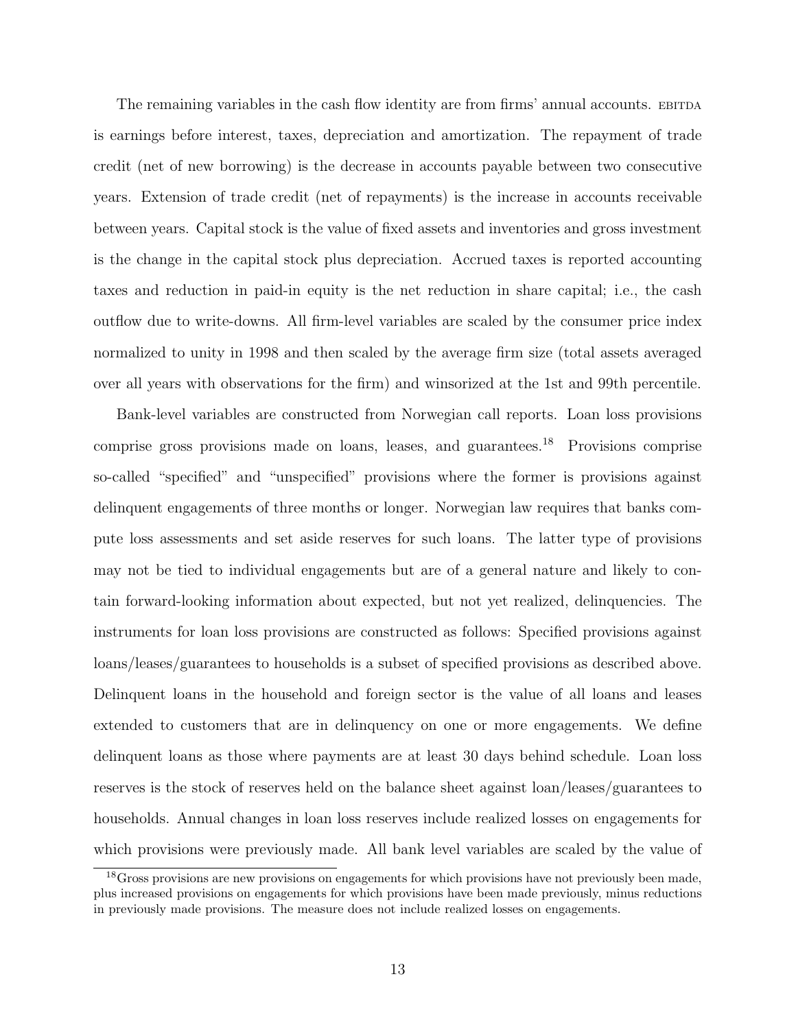The remaining variables in the cash flow identity are from firms' annual accounts. EBITDA is earnings before interest, taxes, depreciation and amortization. The repayment of trade credit (net of new borrowing) is the decrease in accounts payable between two consecutive years. Extension of trade credit (net of repayments) is the increase in accounts receivable between years. Capital stock is the value of fixed assets and inventories and gross investment is the change in the capital stock plus depreciation. Accrued taxes is reported accounting taxes and reduction in paid-in equity is the net reduction in share capital; i.e., the cash outflow due to write-downs. All firm-level variables are scaled by the consumer price index normalized to unity in 1998 and then scaled by the average firm size (total assets averaged over all years with observations for the firm) and winsorized at the 1st and 99th percentile.

Bank-level variables are constructed from Norwegian call reports. Loan loss provisions comprise gross provisions made on loans, leases, and guarantees.[18] Provisions comprise so-called "specified" and "unspecified" provisions where the former is provisions against delinquent engagements of three months or longer. Norwegian law requires that banks compute loss assessments and set aside reserves for such loans. The latter type of provisions may not be tied to individual engagements but are of a general nature and likely to contain forward-looking information about expected, but not yet realized, delinquencies. The instruments for loan loss provisions are constructed as follows: Specified provisions against loans/leases/guarantees to households is a subset of specified provisions as described above. Delinquent loans in the household and foreign sector is the value of all loans and leases extended to customers that are in delinquency on one or more engagements. We define delinquent loans as those where payments are at least 30 days behind schedule. Loan loss reserves is the stock of reserves held on the balance sheet against loan/leases/guarantees to households. Annual changes in loan loss reserves include realized losses on engagements for which provisions were previously made. All bank level variables are scaled by the value of

[18] Gross provisions are new provisions on engagements for which provisions have not previously been made, plus increased provisions on engagements for which provisions have been made previously, minus reductions in previously made provisions. The measure does not include realized losses on engagements.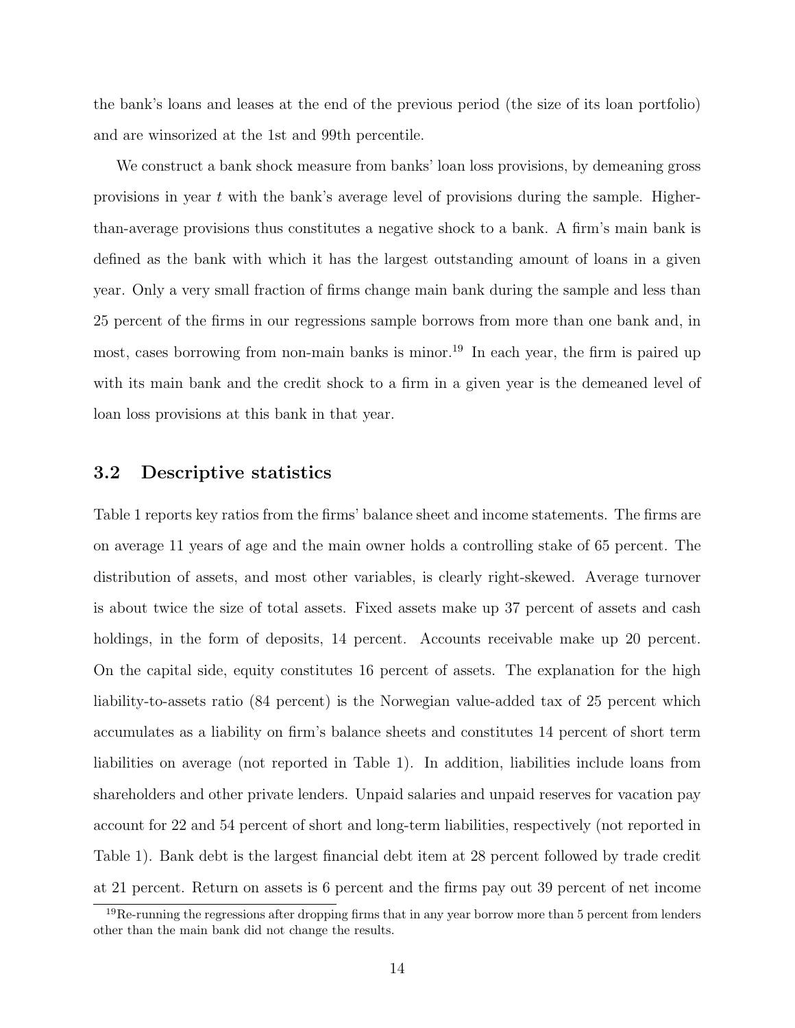the bank's loans and leases at the end of the previous period (the size of its loan portfolio) and are winsorized at the 1st and 99th percentile.

We construct a bank shock measure from banks' loan loss provisions, by demeaning gross provisions in year $t$ with the bank's average level of provisions during the sample. Higher-than-average provisions thus constitutes a negative shock to a bank. A firm's main bank is defined as the bank with which it has the largest outstanding amount of loans in a given year. Only a very small fraction of firms change main bank during the sample and less than 25 percent of the firms in our regressions sample borrows from more than one bank and, in most, cases borrowing from non-main banks is minor.[19] In each year, the firm is paired up with its main bank and the credit shock to a firm in a given year is the demeaned level of loan loss provisions at this bank in that year.

### 3.2 Descriptive statistics

Table 1 reports key ratios from the firms' balance sheet and income statements. The firms are on average 11 years of age and the main owner holds a controlling stake of 65 percent. The distribution of assets, and most other variables, is clearly right-skewed. Average turnover is about twice the size of total assets. Fixed assets make up 37 percent of assets and cash holdings, in the form of deposits, 14 percent. Accounts receivable make up 20 percent. On the capital side, equity constitutes 16 percent of assets. The explanation for the high liability-to-assets ratio (84 percent) is the Norwegian value-added tax of 25 percent which accumulates as a liability on firm's balance sheets and constitutes 14 percent of short term liabilities on average (not reported in Table 1). In addition, liabilities include loans from shareholders and other private lenders. Unpaid salaries and unpaid reserves for vacation pay account for 22 and 54 percent of short and long-term liabilities, respectively (not reported in Table 1). Bank debt is the largest financial debt item at 28 percent followed by trade credit at 21 percent. Return on assets is 6 percent and the firms pay out 39 percent of net income

[19] Re-running the regressions after dropping firms that in any year borrow more than 5 percent from lenders other than the main bank did not change the results.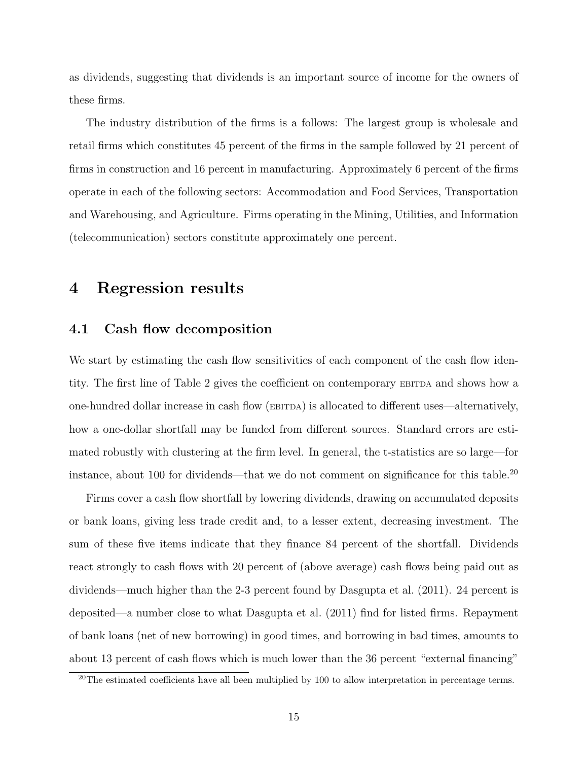as dividends, suggesting that dividends is an important source of income for the owners of these firms.

The industry distribution of the firms is a follows: The largest group is wholesale and retail firms which constitutes 45 percent of the firms in the sample followed by 21 percent of firms in construction and 16 percent in manufacturing. Approximately 6 percent of the firms operate in each of the following sectors: Accommodation and Food Services, Transportation and Warehousing, and Agriculture. Firms operating in the Mining, Utilities, and Information (telecommunication) sectors constitute approximately one percent.

# 4 Regression results

## 4.1 Cash flow decomposition

We start by estimating the cash flow sensitivities of each component of the cash flow identity. The first line of Table 2 gives the coefficient on contemporary EBITDA and shows how a one-hundred dollar increase in cash flow (EBITDA) is allocated to different uses—alternatively, how a one-dollar shortfall may be funded from different sources. Standard errors are estimated robustly with clustering at the firm level. In general, the t-statistics are so large—for instance, about 100 for dividends—that we do not comment on significance for this table.[20]

Firms cover a cash flow shortfall by lowering dividends, drawing on accumulated deposits or bank loans, giving less trade credit and, to a lesser extent, decreasing investment. The sum of these five items indicate that they finance 84 percent of the shortfall. Dividends react strongly to cash flows with 20 percent of (above average) cash flows being paid out as dividends—much higher than the 2-3 percent found by Dasgupta et al. (2011). 24 percent is deposited—a number close to what Dasgupta et al. (2011) find for listed firms. Repayment of bank loans (net of new borrowing) in good times, and borrowing in bad times, amounts to about 13 percent of cash flows which is much lower than the 36 percent "external financing"

[20] The estimated coefficients have all been multiplied by 100 to allow interpretation in percentage terms.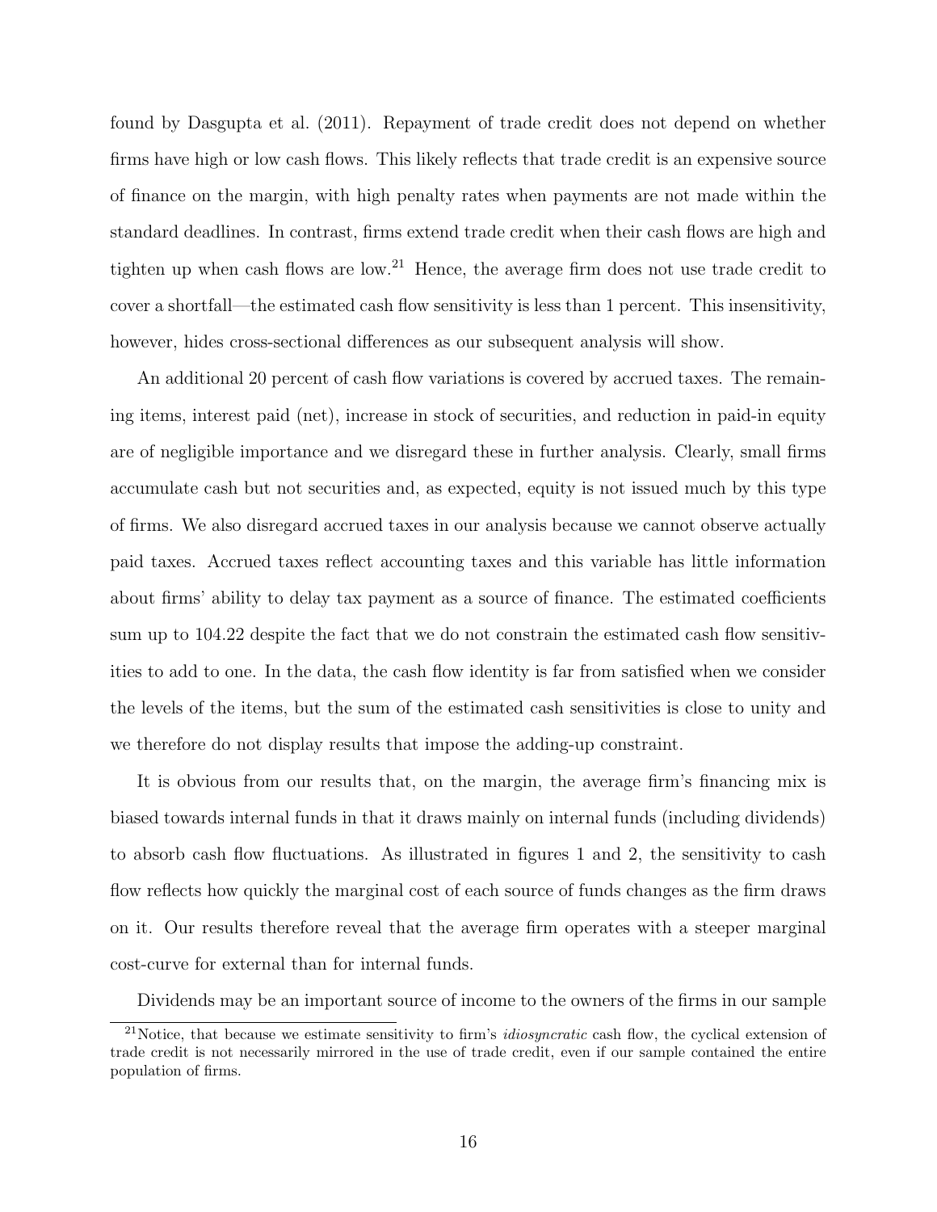found by Dasgupta et al. (2011). Repayment of trade credit does not depend on whether firms have high or low cash flows. This likely reflects that trade credit is an expensive source of finance on the margin, with high penalty rates when payments are not made within the standard deadlines. In contrast, firms extend trade credit when their cash flows are high and tighten up when cash flows are low.[21] Hence, the average firm does not use trade credit to cover a shortfall—the estimated cash flow sensitivity is less than 1 percent. This insensitivity, however, hides cross-sectional differences as our subsequent analysis will show.

An additional 20 percent of cash flow variations is covered by accrued taxes. The remaining items, interest paid (net), increase in stock of securities, and reduction in paid-in equity are of negligible importance and we disregard these in further analysis. Clearly, small firms accumulate cash but not securities and, as expected, equity is not issued much by this type of firms. We also disregard accrued taxes in our analysis because we cannot observe actually paid taxes. Accrued taxes reflect accounting taxes and this variable has little information about firms' ability to delay tax payment as a source of finance. The estimated coefficients sum up to 104.22 despite the fact that we do not constrain the estimated cash flow sensitivities to add to one. In the data, the cash flow identity is far from satisfied when we consider the levels of the items, but the sum of the estimated cash sensitivities is close to unity and we therefore do not display results that impose the adding-up constraint.

It is obvious from our results that, on the margin, the average firm's financing mix is biased towards internal funds in that it draws mainly on internal funds (including dividends) to absorb cash flow fluctuations. As illustrated in figures 1 and 2, the sensitivity to cash flow reflects how quickly the marginal cost of each source of funds changes as the firm draws on it. Our results therefore reveal that the average firm operates with a steeper marginal cost-curve for external than for internal funds.

Dividends may be an important source of income to the owners of the firms in our sample

[21] Notice, that because we estimate sensitivity to firm's *idiosyncratic* cash flow, the cyclical extension of trade credit is not necessarily mirrored in the use of trade credit, even if our sample contained the entire population of firms.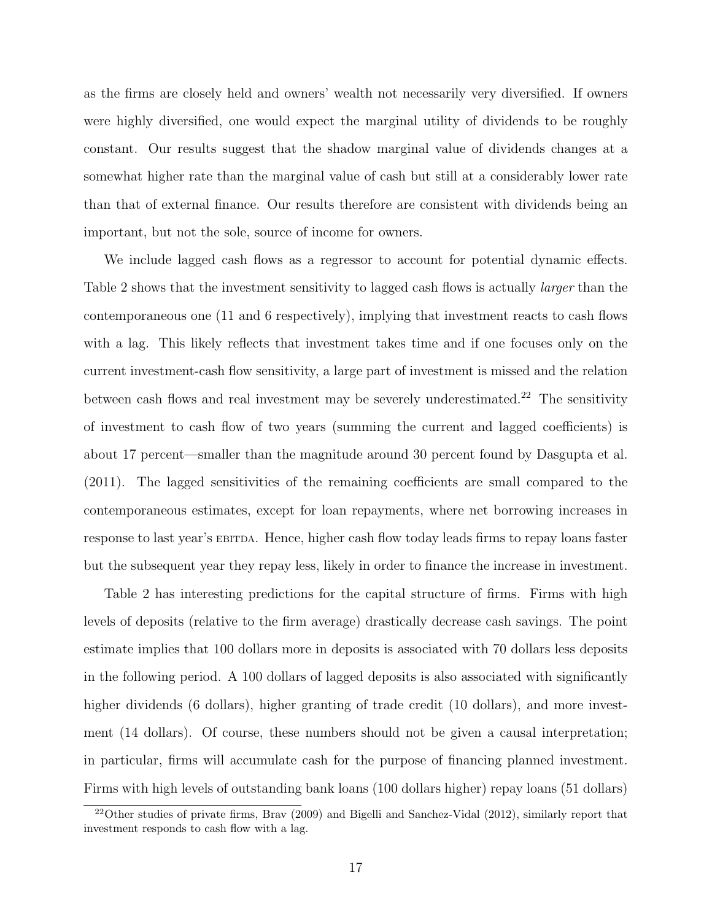as the firms are closely held and owners' wealth not necessarily very diversified. If owners were highly diversified, one would expect the marginal utility of dividends to be roughly constant. Our results suggest that the shadow marginal value of dividends changes at a somewhat higher rate than the marginal value of cash but still at a considerably lower rate than that of external finance. Our results therefore are consistent with dividends being an important, but not the sole, source of income for owners.

We include lagged cash flows as a regressor to account for potential dynamic effects. Table 2 shows that the investment sensitivity to lagged cash flows is actually *larger* than the contemporaneous one (11 and 6 respectively), implying that investment reacts to cash flows with a lag. This likely reflects that investment takes time and if one focuses only on the current investment-cash flow sensitivity, a large part of investment is missed and the relation between cash flows and real investment may be severely underestimated.[22] The sensitivity of investment to cash flow of two years (summing the current and lagged coefficients) is about 17 percent—smaller than the magnitude around 30 percent found by Dasgupta et al. (2011). The lagged sensitivities of the remaining coefficients are small compared to the contemporaneous estimates, except for loan repayments, where net borrowing increases in response to last year's EBITDA. Hence, higher cash flow today leads firms to repay loans faster but the subsequent year they repay less, likely in order to finance the increase in investment.

Table 2 has interesting predictions for the capital structure of firms. Firms with high levels of deposits (relative to the firm average) drastically decrease cash savings. The point estimate implies that 100 dollars more in deposits is associated with 70 dollars less deposits in the following period. A 100 dollars of lagged deposits is also associated with significantly higher dividends (6 dollars), higher granting of trade credit (10 dollars), and more investment (14 dollars). Of course, these numbers should not be given a causal interpretation; in particular, firms will accumulate cash for the purpose of financing planned investment. Firms with high levels of outstanding bank loans (100 dollars higher) repay loans (51 dollars)

[22] Other studies of private firms, Brav (2009) and Bigelli and Sanchez-Vidal (2012), similarly report that investment responds to cash flow with a lag.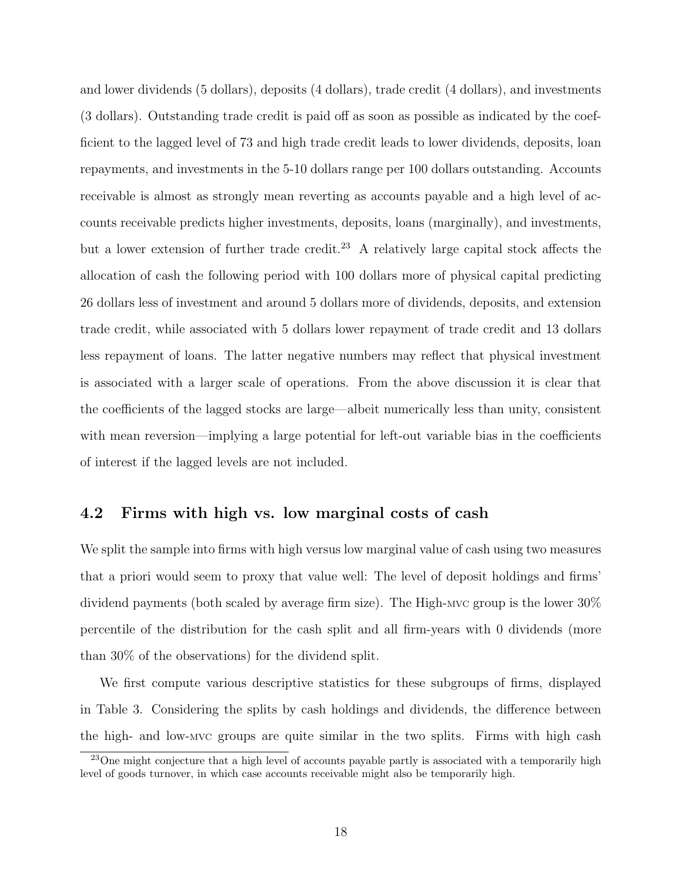and lower dividends (5 dollars), deposits (4 dollars), trade credit (4 dollars), and investments (3 dollars). Outstanding trade credit is paid off as soon as possible as indicated by the coefficient to the lagged level of 73 and high trade credit leads to lower dividends, deposits, loan repayments, and investments in the 5-10 dollars range per 100 dollars outstanding. Accounts receivable is almost as strongly mean reverting as accounts payable and a high level of accounts receivable predicts higher investments, deposits, loans (marginally), and investments, but a lower extension of further trade credit.[23] A relatively large capital stock affects the allocation of cash the following period with 100 dollars more of physical capital predicting 26 dollars less of investment and around 5 dollars more of dividends, deposits, and extension trade credit, while associated with 5 dollars lower repayment of trade credit and 13 dollars less repayment of loans. The latter negative numbers may reflect that physical investment is associated with a larger scale of operations. From the above discussion it is clear that the coefficients of the lagged stocks are large—albeit numerically less than unity, consistent with mean reversion—implying a large potential for left-out variable bias in the coefficients of interest if the lagged levels are not included.

## 4.2 Firms with high vs. low marginal costs of cash

We split the sample into firms with high versus low marginal value of cash using two measures that a priori would seem to proxy that value well: The level of deposit holdings and firms' dividend payments (both scaled by average firm size). The High-MVC group is the lower 30% percentile of the distribution for the cash split and all firm-years with 0 dividends (more than 30% of the observations) for the dividend split.

We first compute various descriptive statistics for these subgroups of firms, displayed in Table 3. Considering the splits by cash holdings and dividends, the difference between the high- and low-MVC groups are quite similar in the two splits. Firms with high cash

[23]One might conjecture that a high level of accounts payable partly is associated with a temporarily high level of goods turnover, in which case accounts receivable might also be temporarily high.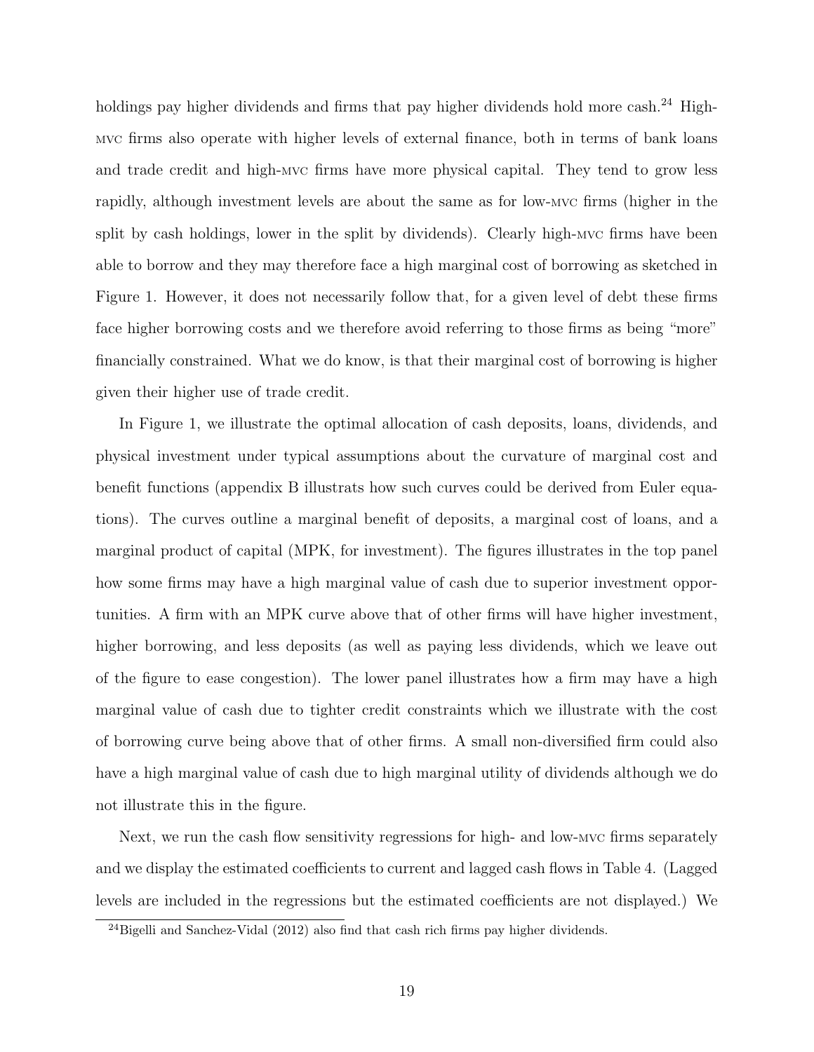holdings pay higher dividends and firms that pay higher dividends hold more cash.[24] High-MVC firms also operate with higher levels of external finance, both in terms of bank loans and trade credit and high-MVC firms have more physical capital. They tend to grow less rapidly, although investment levels are about the same as for low-MVC firms (higher in the split by cash holdings, lower in the split by dividends). Clearly high-MVC firms have been able to borrow and they may therefore face a high marginal cost of borrowing as sketched in Figure 1. However, it does not necessarily follow that, for a given level of debt these firms face higher borrowing costs and we therefore avoid referring to those firms as being "more" financially constrained. What we do know, is that their marginal cost of borrowing is higher given their higher use of trade credit.

In Figure 1, we illustrate the optimal allocation of cash deposits, loans, dividends, and physical investment under typical assumptions about the curvature of marginal cost and benefit functions (appendix B illustrats how such curves could be derived from Euler equations). The curves outline a marginal benefit of deposits, a marginal cost of loans, and a marginal product of capital (MPK, for investment). The figures illustrates in the top panel how some firms may have a high marginal value of cash due to superior investment opportunities. A firm with an MPK curve above that of other firms will have higher investment, higher borrowing, and less deposits (as well as paying less dividends, which we leave out of the figure to ease congestion). The lower panel illustrates how a firm may have a high marginal value of cash due to tighter credit constraints which we illustrate with the cost of borrowing curve being above that of other firms. A small non-diversified firm could also have a high marginal value of cash due to high marginal utility of dividends although we do not illustrate this in the figure.

Next, we run the cash flow sensitivity regressions for high- and low-MVC firms separately and we display the estimated coefficients to current and lagged cash flows in Table 4. (Lagged levels are included in the regressions but the estimated coefficients are not displayed.) We

[24] Bigelli and Sanchez-Vidal (2012) also find that cash rich firms pay higher dividends.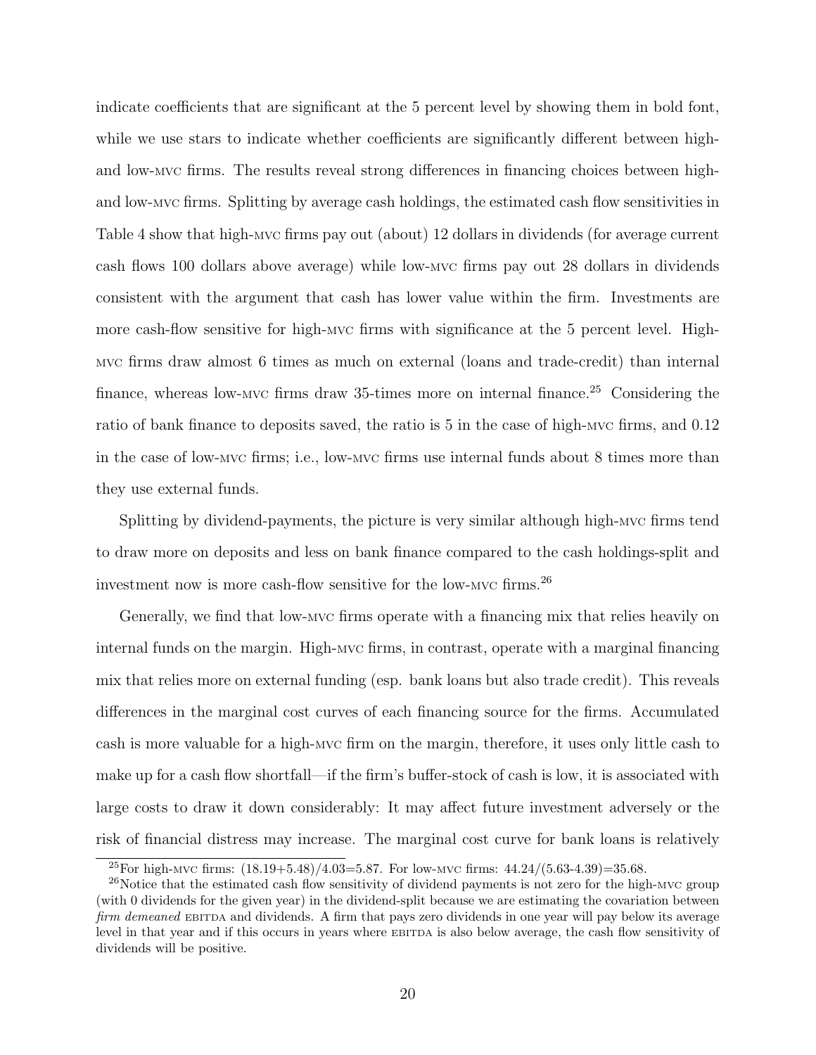indicate coefficients that are significant at the 5 percent level by showing them in bold font, while we use stars to indicate whether coefficients are significantly different between high- and low-MVC firms. The results reveal strong differences in financing choices between high- and low-MVC firms. Splitting by average cash holdings, the estimated cash flow sensitivities in Table 4 show that high-MVC firms pay out (about) 12 dollars in dividends (for average current cash flows 100 dollars above average) while low-MVC firms pay out 28 dollars in dividends consistent with the argument that cash has lower value within the firm. Investments are more cash-flow sensitive for high-MVC firms with significance at the 5 percent level. High-MVC firms draw almost 6 times as much on external (loans and trade-credit) than internal finance, whereas low-MVC firms draw 35-times more on internal finance.[25] Considering the ratio of bank finance to deposits saved, the ratio is 5 in the case of high-MVC firms, and 0.12 in the case of low-MVC firms; i.e., low-MVC firms use internal funds about 8 times more than they use external funds.

Splitting by dividend-payments, the picture is very similar although high-MVC firms tend to draw more on deposits and less on bank finance compared to the cash holdings-split and investment now is more cash-flow sensitive for the low-MVC firms.[26]

Generally, we find that low-MVC firms operate with a financing mix that relies heavily on internal funds on the margin. High-MVC firms, in contrast, operate with a marginal financing mix that relies more on external funding (esp. bank loans but also trade credit). This reveals differences in the marginal cost curves of each financing source for the firms. Accumulated cash is more valuable for a high-MVC firm on the margin, therefore, it uses only little cash to make up for a cash flow shortfall—if the firm's buffer-stock of cash is low, it is associated with large costs to draw it down considerably: It may affect future investment adversely or the risk of financial distress may increase. The marginal cost curve for bank loans is relatively

[25] For high-MVC firms: (18.19+5.48)/4.03=5.87. For low-MVC firms: 44.24/(5.63-4.39)=35.68.

[26] Notice that the estimated cash flow sensitivity of dividend payments is not zero for the high-MVC group (with 0 dividends for the given year) in the dividend-split because we are estimating the covariation between *firm demeaned* EBITDA and dividends. A firm that pays zero dividends in one year will pay below its average level in that year and if this occurs in years where EBITDA is also below average, the cash flow sensitivity of dividends will be positive.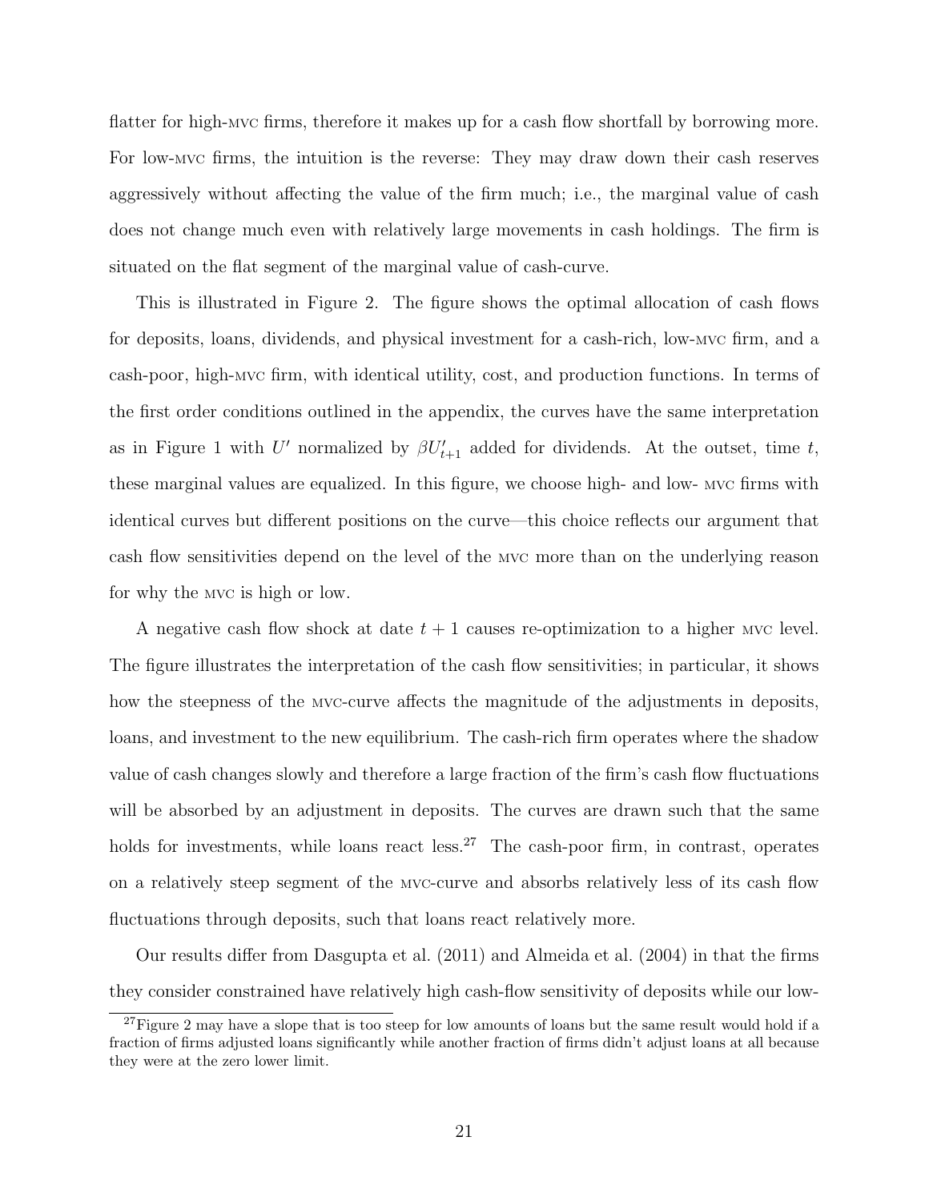flatter for high-MVC firms, therefore it makes up for a cash flow shortfall by borrowing more. For low-MVC firms, the intuition is the reverse: They may draw down their cash reserves aggressively without affecting the value of the firm much; i.e., the marginal value of cash does not change much even with relatively large movements in cash holdings. The firm is situated on the flat segment of the marginal value of cash-curve.

This is illustrated in Figure 2. The figure shows the optimal allocation of cash flows for deposits, loans, dividends, and physical investment for a cash-rich, low-MVC firm, and a cash-poor, high-MVC firm, with identical utility, cost, and production functions. In terms of the first order conditions outlined in the appendix, the curves have the same interpretation as in Figure 1 with $U'$ normalized by $\beta U'_{t+1}$ added for dividends. At the outset, time $t$, these marginal values are equalized. In this figure, we choose high- and low- MVC firms with identical curves but different positions on the curve—this choice reflects our argument that cash flow sensitivities depend on the level of the MVC more than on the underlying reason for why the MVC is high or low.

A negative cash flow shock at date $t+1$ causes re-optimization to a higher MVC level. The figure illustrates the interpretation of the cash flow sensitivities; in particular, it shows how the steepness of the MVC-curve affects the magnitude of the adjustments in deposits, loans, and investment to the new equilibrium. The cash-rich firm operates where the shadow value of cash changes slowly and therefore a large fraction of the firm's cash flow fluctuations will be absorbed by an adjustment in deposits. The curves are drawn such that the same holds for investments, while loans react less.[27] The cash-poor firm, in contrast, operates on a relatively steep segment of the MVC-curve and absorbs relatively less of its cash flow fluctuations through deposits, such that loans react relatively more.

Our results differ from Dasgupta et al. (2011) and Almeida et al. (2004) in that the firms they consider constrained have relatively high cash-flow sensitivity of deposits while our low-

[27] Figure 2 may have a slope that is too steep for low amounts of loans but the same result would hold if a fraction of firms adjusted loans significantly while another fraction of firms didn't adjust loans at all because they were at the zero lower limit.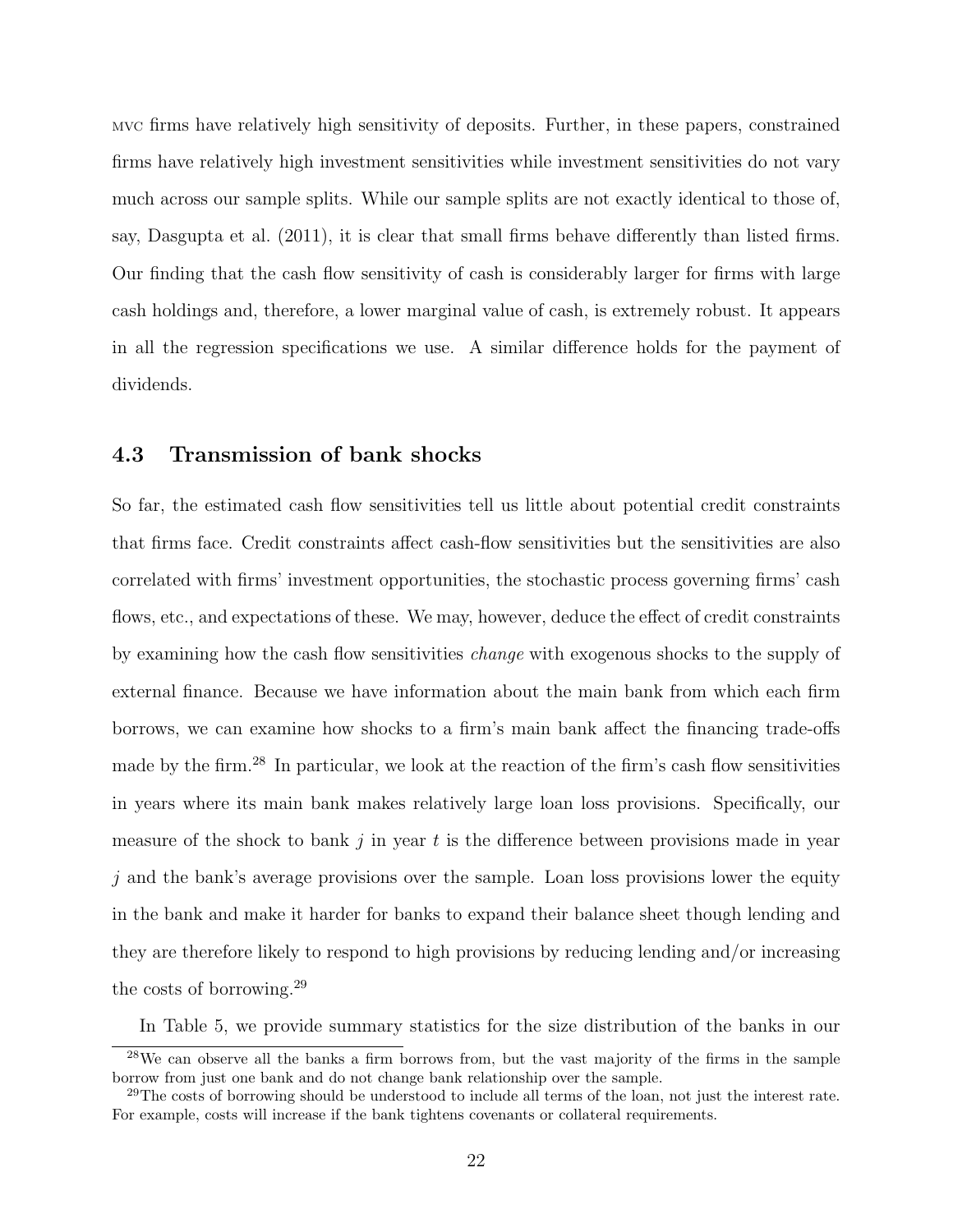MVC firms have relatively high sensitivity of deposits. Further, in these papers, constrained firms have relatively high investment sensitivities while investment sensitivities do not vary much across our sample splits. While our sample splits are not exactly identical to those of, say, Dasgupta et al. (2011), it is clear that small firms behave differently than listed firms. Our finding that the cash flow sensitivity of cash is considerably larger for firms with large cash holdings and, therefore, a lower marginal value of cash, is extremely robust. It appears in all the regression specifications we use. A similar difference holds for the payment of dividends.

### 4.3 Transmission of bank shocks

So far, the estimated cash flow sensitivities tell us little about potential credit constraints that firms face. Credit constraints affect cash-flow sensitivities but the sensitivities are also correlated with firms' investment opportunities, the stochastic process governing firms' cash flows, etc., and expectations of these. We may, however, deduce the effect of credit constraints by examining how the cash flow sensitivities *change* with exogenous shocks to the supply of external finance. Because we have information about the main bank from which each firm borrows, we can examine how shocks to a firm's main bank affect the financing trade-offs made by the firm.[28] In particular, we look at the reaction of the firm's cash flow sensitivities in years where its main bank makes relatively large loan loss provisions. Specifically, our measure of the shock to bank $j$ in year $t$ is the difference between provisions made in year $j$ and the bank's average provisions over the sample. Loan loss provisions lower the equity in the bank and make it harder for banks to expand their balance sheet though lending and they are therefore likely to respond to high provisions by reducing lending and/or increasing the costs of borrowing.[29]

In Table 5, we provide summary statistics for the size distribution of the banks in our

[28] We can observe all the banks a firm borrows from, but the vast majority of the firms in the sample borrow from just one bank and do not change bank relationship over the sample.

[29] The costs of borrowing should be understood to include all terms of the loan, not just the interest rate. For example, costs will increase if the bank tightens covenants or collateral requirements.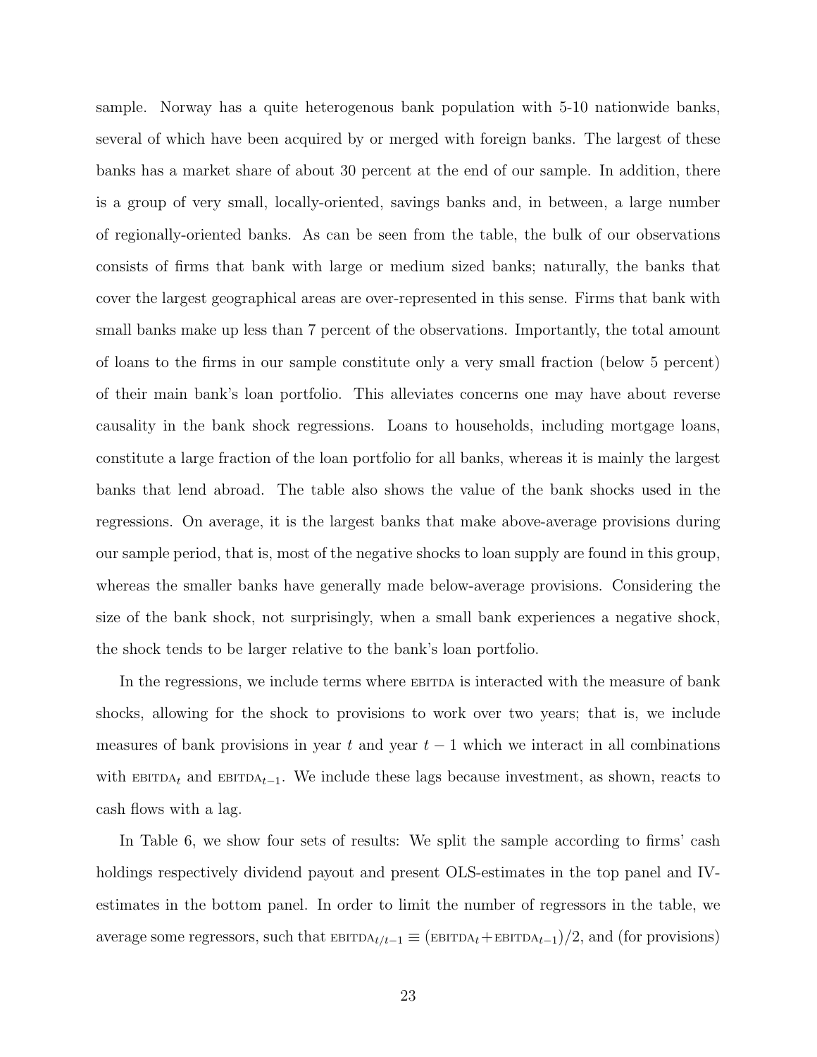sample. Norway has a quite heterogenous bank population with 5-10 nationwide banks, several of which have been acquired by or merged with foreign banks. The largest of these banks has a market share of about 30 percent at the end of our sample. In addition, there is a group of very small, locally-oriented, savings banks and, in between, a large number of regionally-oriented banks. As can be seen from the table, the bulk of our observations consists of firms that bank with large or medium sized banks; naturally, the banks that cover the largest geographical areas are over-represented in this sense. Firms that bank with small banks make up less than 7 percent of the observations. Importantly, the total amount of loans to the firms in our sample constitute only a very small fraction (below 5 percent) of their main bank's loan portfolio. This alleviates concerns one may have about reverse causality in the bank shock regressions. Loans to households, including mortgage loans, constitute a large fraction of the loan portfolio for all banks, whereas it is mainly the largest banks that lend abroad. The table also shows the value of the bank shocks used in the regressions. On average, it is the largest banks that make above-average provisions during our sample period, that is, most of the negative shocks to loan supply are found in this group, whereas the smaller banks have generally made below-average provisions. Considering the size of the bank shock, not surprisingly, when a small bank experiences a negative shock, the shock tends to be larger relative to the bank's loan portfolio.

In the regressions, we include terms where EBITDA is interacted with the measure of bank shocks, allowing for the shock to provisions to work over two years; that is, we include measures of bank provisions in year $t$ and year $t-1$ which we interact in all combinations with $\text{EBITDA}_t$ and $\text{EBITDA}_{t-1}$. We include these lags because investment, as shown, reacts to cash flows with a lag.

In Table 6, we show four sets of results: We split the sample according to firms' cash holdings respectively dividend payout and present OLS-estimates in the top panel and IV-estimates in the bottom panel. In order to limit the number of regressors in the table, we average some regressors, such that $\text{EBITDA}_{t/t-1} \equiv (\text{EBITDA}_t + \text{EBITDA}_{t-1})/2$, and (for provisions)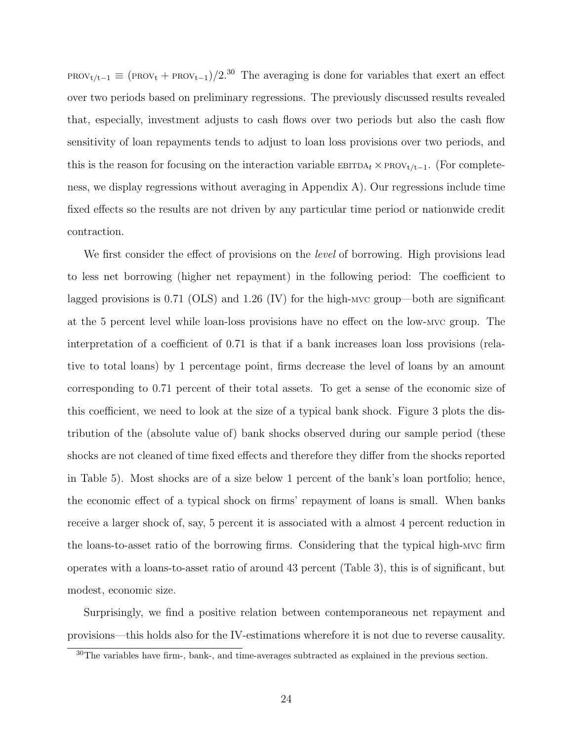$\text{PROV}_{t/t-1} \equiv (\text{PROV}_t + \text{PROV}_{t-1})/2$.[30] The averaging is done for variables that exert an effect over two periods based on preliminary regressions. The previously discussed results revealed that, especially, investment adjusts to cash flows over two periods but also the cash flow sensitivity of loan repayments tends to adjust to loan loss provisions over two periods, and this is the reason for focusing on the interaction variable $\text{EBITDA}_t \times \text{PROV}_{t/t-1}$. (For completeness, we display regressions without averaging in Appendix A). Our regressions include time fixed effects so the results are not driven by any particular time period or nationwide credit contraction.

We first consider the effect of provisions on the *level* of borrowing. High provisions lead to less net borrowing (higher net repayment) in the following period: The coefficient to lagged provisions is 0.71 (OLS) and 1.26 (IV) for the high-MVC group—both are significant at the 5 percent level while loan-loss provisions have no effect on the low-MVC group. The interpretation of a coefficient of 0.71 is that if a bank increases loan loss provisions (relative to total loans) by 1 percentage point, firms decrease the level of loans by an amount corresponding to 0.71 percent of their total assets. To get a sense of the economic size of this coefficient, we need to look at the size of a typical bank shock. Figure 3 plots the distribution of the (absolute value of) bank shocks observed during our sample period (these shocks are not cleaned of time fixed effects and therefore they differ from the shocks reported in Table 5). Most shocks are of a size below 1 percent of the bank's loan portfolio; hence, the economic effect of a typical shock on firms' repayment of loans is small. When banks receive a larger shock of, say, 5 percent it is associated with a almost 4 percent reduction in the loans-to-asset ratio of the borrowing firms. Considering that the typical high-MVC firm operates with a loans-to-asset ratio of around 43 percent (Table 3), this is of significant, but modest, economic size.

Surprisingly, we find a positive relation between contemporaneous net repayment and provisions—this holds also for the IV-estimations wherefore it is not due to reverse causality.

[30] The variables have firm-, bank-, and time-averages subtracted as explained in the previous section.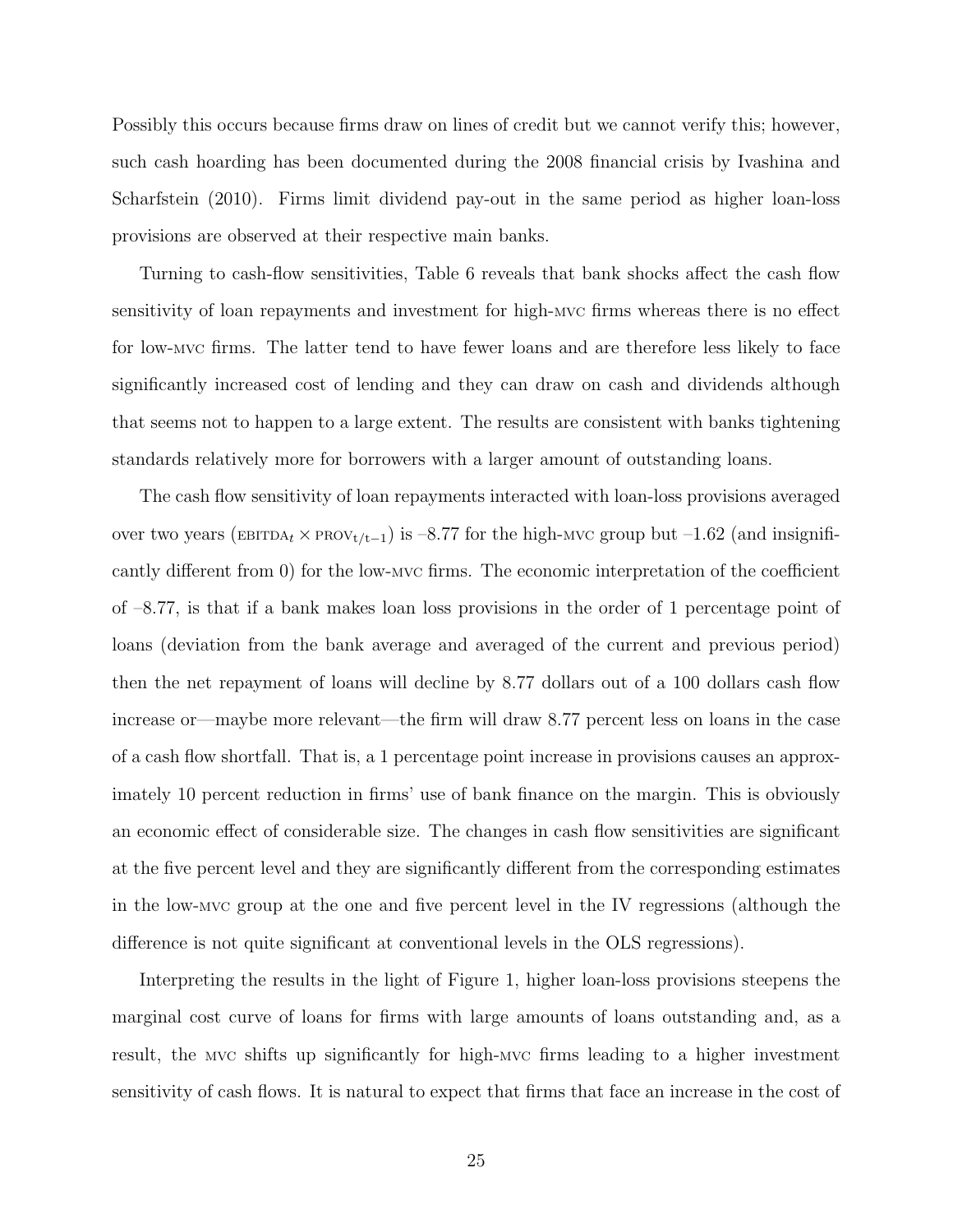Possibly this occurs because firms draw on lines of credit but we cannot verify this; however, such cash hoarding has been documented during the 2008 financial crisis by Ivashina and Scharfstein (2010). Firms limit dividend pay-out in the same period as higher loan-loss provisions are observed at their respective main banks.

Turning to cash-flow sensitivities, Table 6 reveals that bank shocks affect the cash flow sensitivity of loan repayments and investment for high-MVC firms whereas there is no effect for low-MVC firms. The latter tend to have fewer loans and are therefore less likely to face significantly increased cost of lending and they can draw on cash and dividends although that seems not to happen to a large extent. The results are consistent with banks tightening standards relatively more for borrowers with a larger amount of outstanding loans.

The cash flow sensitivity of loan repayments interacted with loan-loss provisions averaged over two years ($\text{EBITDA}_t \times \text{PROV}_{t/t-1}$) is –8.77 for the high-MVC group but –1.62 (and insignificantly different from 0) for the low-MVC firms. The economic interpretation of the coefficient of –8.77, is that if a bank makes loan loss provisions in the order of 1 percentage point of loans (deviation from the bank average and averaged of the current and previous period) then the net repayment of loans will decline by 8.77 dollars out of a 100 dollars cash flow increase or—maybe more relevant—the firm will draw 8.77 percent less on loans in the case of a cash flow shortfall. That is, a 1 percentage point increase in provisions causes an approximately 10 percent reduction in firms' use of bank finance on the margin. This is obviously an economic effect of considerable size. The changes in cash flow sensitivities are significant at the five percent level and they are significantly different from the corresponding estimates in the low-MVC group at the one and five percent level in the IV regressions (although the difference is not quite significant at conventional levels in the OLS regressions).

Interpreting the results in the light of Figure 1, higher loan-loss provisions steepens the marginal cost curve of loans for firms with large amounts of loans outstanding and, as a result, the MVC shifts up significantly for high-MVC firms leading to a higher investment sensitivity of cash flows. It is natural to expect that firms that face an increase in the cost of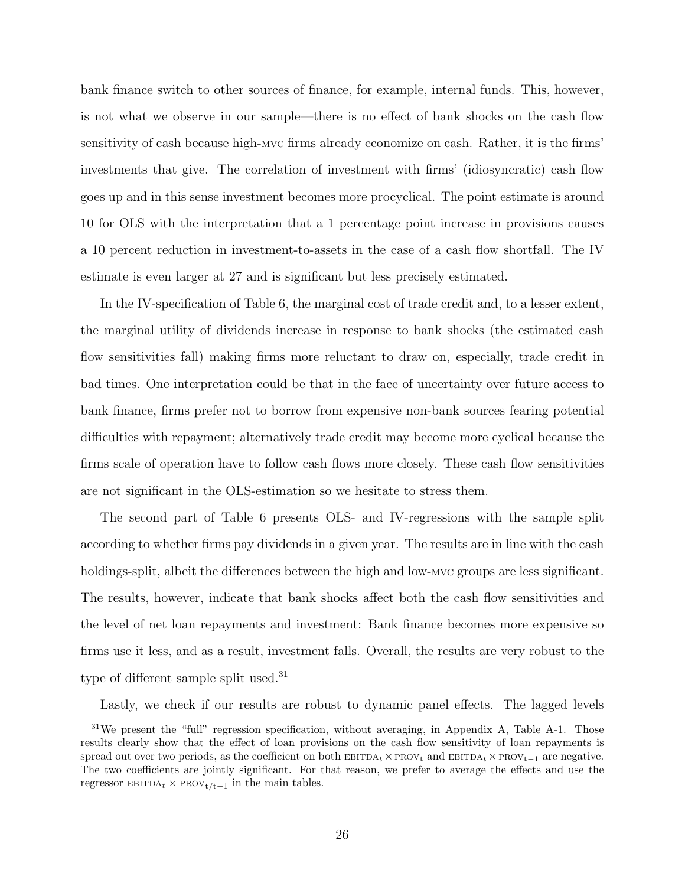bank finance switch to other sources of finance, for example, internal funds. This, however, is not what we observe in our sample—there is no effect of bank shocks on the cash flow sensitivity of cash because high-MVC firms already economize on cash. Rather, it is the firms' investments that give. The correlation of investment with firms' (idiosyncratic) cash flow goes up and in this sense investment becomes more procyclical. The point estimate is around 10 for OLS with the interpretation that a 1 percentage point increase in provisions causes a 10 percent reduction in investment-to-assets in the case of a cash flow shortfall. The IV estimate is even larger at 27 and is significant but less precisely estimated.

In the IV-specification of Table 6, the marginal cost of trade credit and, to a lesser extent, the marginal utility of dividends increase in response to bank shocks (the estimated cash flow sensitivities fall) making firms more reluctant to draw on, especially, trade credit in bad times. One interpretation could be that in the face of uncertainty over future access to bank finance, firms prefer not to borrow from expensive non-bank sources fearing potential difficulties with repayment; alternatively trade credit may become more cyclical because the firms scale of operation have to follow cash flows more closely. These cash flow sensitivities are not significant in the OLS-estimation so we hesitate to stress them.

The second part of Table 6 presents OLS- and IV-regressions with the sample split according to whether firms pay dividends in a given year. The results are in line with the cash holdings-split, albeit the differences between the high and low-MVC groups are less significant. The results, however, indicate that bank shocks affect both the cash flow sensitivities and the level of net loan repayments and investment: Bank finance becomes more expensive so firms use it less, and as a result, investment falls. Overall, the results are very robust to the type of different sample split used.[31]

Lastly, we check if our results are robust to dynamic panel effects. The lagged levels

[31] We present the "full" regression specification, without averaging, in Appendix A, Table A-1. Those results clearly show that the effect of loan provisions on the cash flow sensitivity of loan repayments is spread out over two periods, as the coefficient on both $\text{EBITDA}_t \times \text{PROV}_t$ and $\text{EBITDA}_t \times \text{PROV}_{t-1}$ are negative. The two coefficients are jointly significant. For that reason, we prefer to average the effects and use the regressor $\text{EBITDA}_t \times \text{PROV}_{t/t-1}$ in the main tables.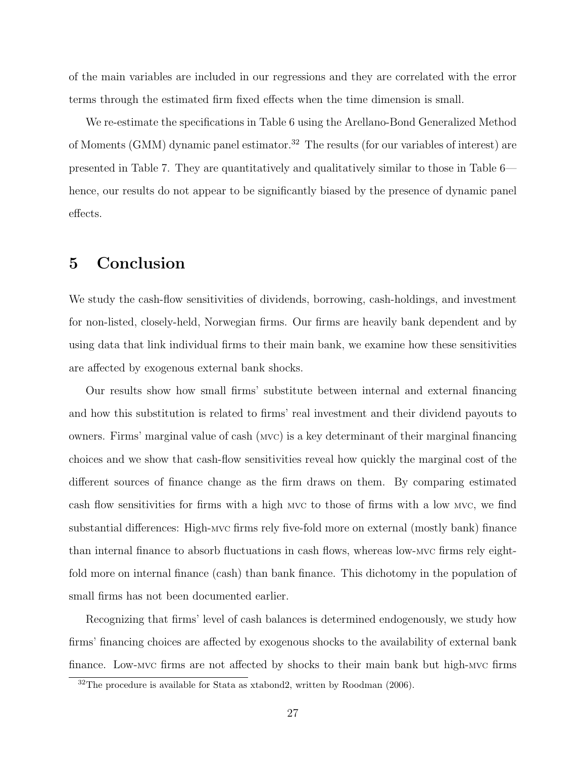of the main variables are included in our regressions and they are correlated with the error terms through the estimated firm fixed effects when the time dimension is small.

We re-estimate the specifications in Table 6 using the Arellano-Bond Generalized Method of Moments (GMM) dynamic panel estimator.[32] The results (for our variables of interest) are presented in Table 7. They are quantitatively and qualitatively similar to those in Table 6—hence, our results do not appear to be significantly biased by the presence of dynamic panel effects.

# 5 Conclusion

We study the cash-flow sensitivities of dividends, borrowing, cash-holdings, and investment for non-listed, closely-held, Norwegian firms. Our firms are heavily bank dependent and by using data that link individual firms to their main bank, we examine how these sensitivities are affected by exogenous external bank shocks.

Our results show how small firms' substitute between internal and external financing and how this substitution is related to firms' real investment and their dividend payouts to owners. Firms' marginal value of cash (MVC) is a key determinant of their marginal financing choices and we show that cash-flow sensitivities reveal how quickly the marginal cost of the different sources of finance change as the firm draws on them. By comparing estimated cash flow sensitivities for firms with a high MVC to those of firms with a low MVC, we find substantial differences: High-MVC firms rely five-fold more on external (mostly bank) finance than internal finance to absorb fluctuations in cash flows, whereas low-MVC firms rely eight-fold more on internal finance (cash) than bank finance. This dichotomy in the population of small firms has not been documented earlier.

Recognizing that firms' level of cash balances is determined endogenously, we study how firms' financing choices are affected by exogenous shocks to the availability of external bank finance. Low-MVC firms are not affected by shocks to their main bank but high-MVC firms

[32] The procedure is available for Stata as xtabond2, written by Roodman (2006).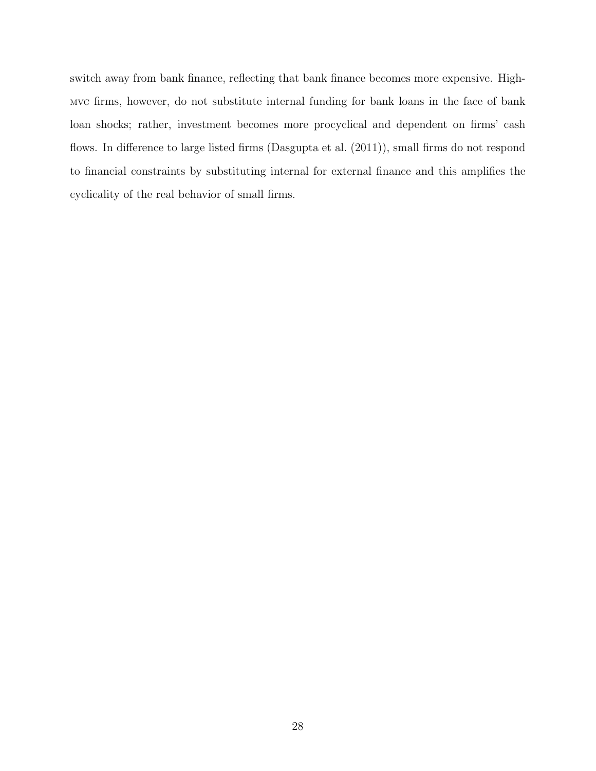switch away from bank finance, reflecting that bank finance becomes more expensive. High-MVC firms, however, do not substitute internal funding for bank loans in the face of bank loan shocks; rather, investment becomes more procyclical and dependent on firms' cash flows. In difference to large listed firms (Dasgupta et al. (2011)), small firms do not respond to financial constraints by substituting internal for external finance and this amplifies the cyclicality of the real behavior of small firms.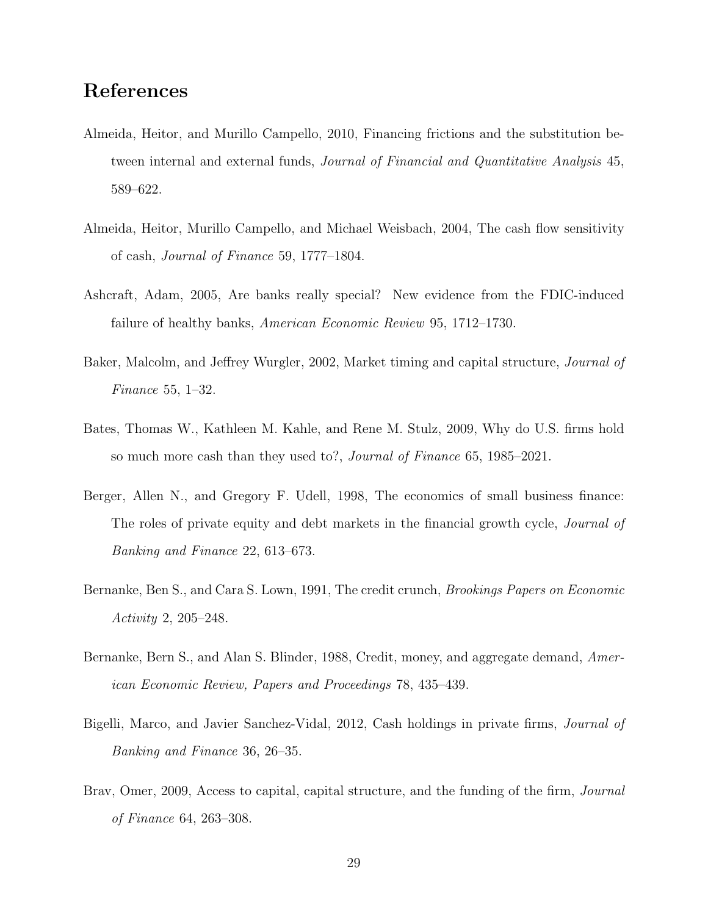## References

Almeida, Heitor, and Murillo Campello, 2010, Financing frictions and the substitution between internal and external funds, *Journal of Financial and Quantitative Analysis* 45, 589–622.

Almeida, Heitor, Murillo Campello, and Michael Weisbach, 2004, The cash flow sensitivity of cash, *Journal of Finance* 59, 1777–1804.

Ashcraft, Adam, 2005, Are banks really special? New evidence from the FDIC-induced failure of healthy banks, *American Economic Review* 95, 1712–1730.

Baker, Malcolm, and Jeffrey Wurgler, 2002, Market timing and capital structure, *Journal of Finance* 55, 1–32.

Bates, Thomas W., Kathleen M. Kahle, and Rene M. Stulz, 2009, Why do U.S. firms hold so much more cash than they used to?, *Journal of Finance* 65, 1985–2021.

Berger, Allen N., and Gregory F. Udell, 1998, The economics of small business finance: The roles of private equity and debt markets in the financial growth cycle, *Journal of Banking and Finance* 22, 613–673.

Bernanke, Ben S., and Cara S. Lown, 1991, The credit crunch, *Brookings Papers on Economic Activity* 2, 205–248.

Bernanke, Bern S., and Alan S. Blinder, 1988, Credit, money, and aggregate demand, *American Economic Review, Papers and Proceedings* 78, 435–439.

Bigelli, Marco, and Javier Sanchez-Vidal, 2012, Cash holdings in private firms, *Journal of Banking and Finance* 36, 26–35.

Brav, Omer, 2009, Access to capital, capital structure, and the funding of the firm, *Journal of Finance* 64, 263–308.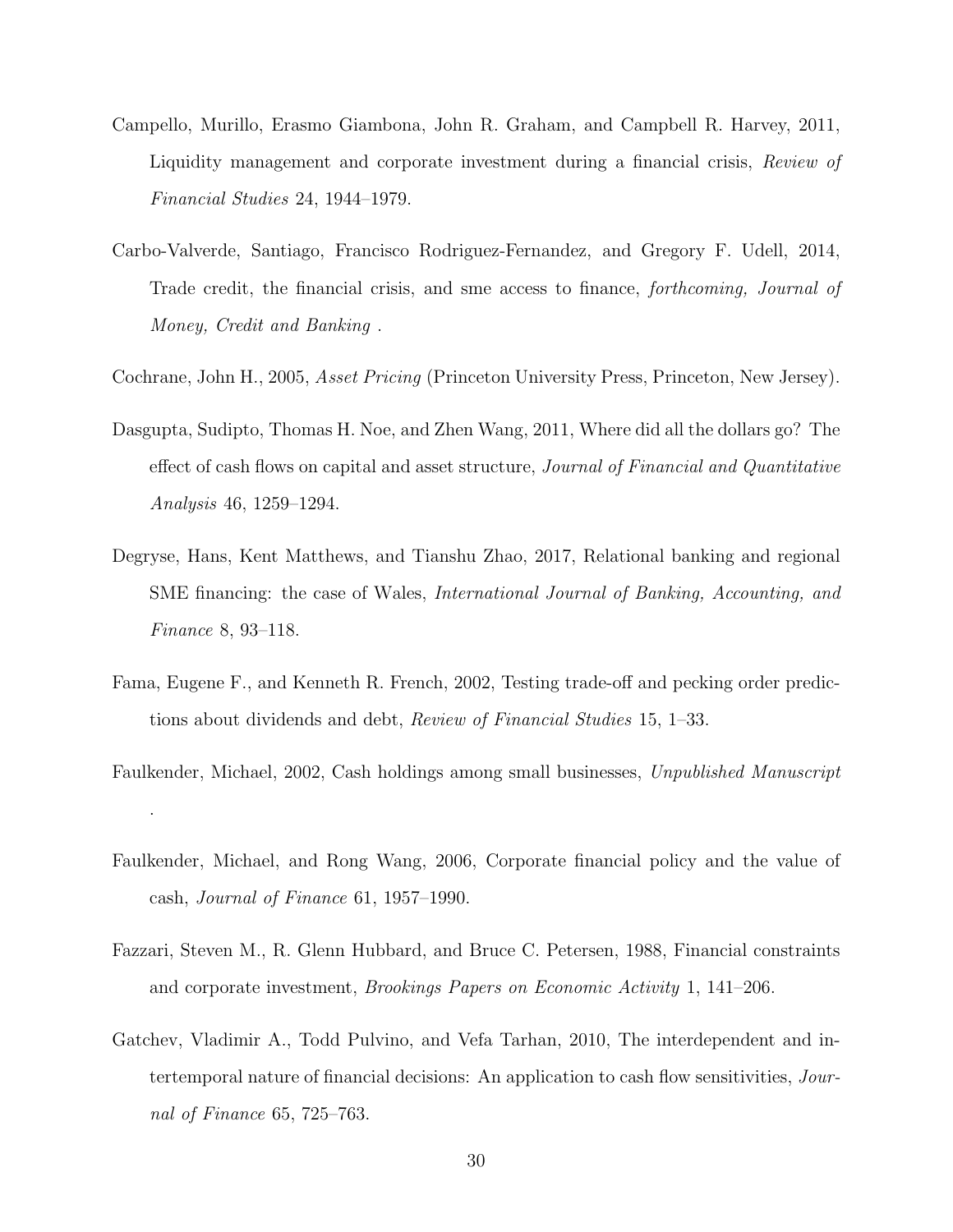Campello, Murillo, Erasmo Giambona, John R. Graham, and Campbell R. Harvey, 2011, Liquidity management and corporate investment during a financial crisis, *Review of Financial Studies* 24, 1944–1979.

Carbo-Valverde, Santiago, Francisco Rodriguez-Fernandez, and Gregory F. Udell, 2014, Trade credit, the financial crisis, and sme access to finance, *forthcoming, Journal of Money, Credit and Banking* .

Cochrane, John H., 2005, *Asset Pricing* (Princeton University Press, Princeton, New Jersey).

Dasgupta, Sudipto, Thomas H. Noe, and Zhen Wang, 2011, Where did all the dollars go? The effect of cash flows on capital and asset structure, *Journal of Financial and Quantitative Analysis* 46, 1259–1294.

Degryse, Hans, Kent Matthews, and Tianshu Zhao, 2017, Relational banking and regional SME financing: the case of Wales, *International Journal of Banking, Accounting, and Finance* 8, 93–118.

Fama, Eugene F., and Kenneth R. French, 2002, Testing trade-off and pecking order predictions about dividends and debt, *Review of Financial Studies* 15, 1–33.

Faulkender, Michael, 2002, Cash holdings among small businesses, *Unpublished Manuscript* .

Faulkender, Michael, and Rong Wang, 2006, Corporate financial policy and the value of cash, *Journal of Finance* 61, 1957–1990.

Fazzari, Steven M., R. Glenn Hubbard, and Bruce C. Petersen, 1988, Financial constraints and corporate investment, *Brookings Papers on Economic Activity* 1, 141–206.

Gatchev, Vladimir A., Todd Pulvino, and Vefa Tarhan, 2010, The interdependent and intertemporal nature of financial decisions: An application to cash flow sensitivities, *Journal of Finance* 65, 725–763.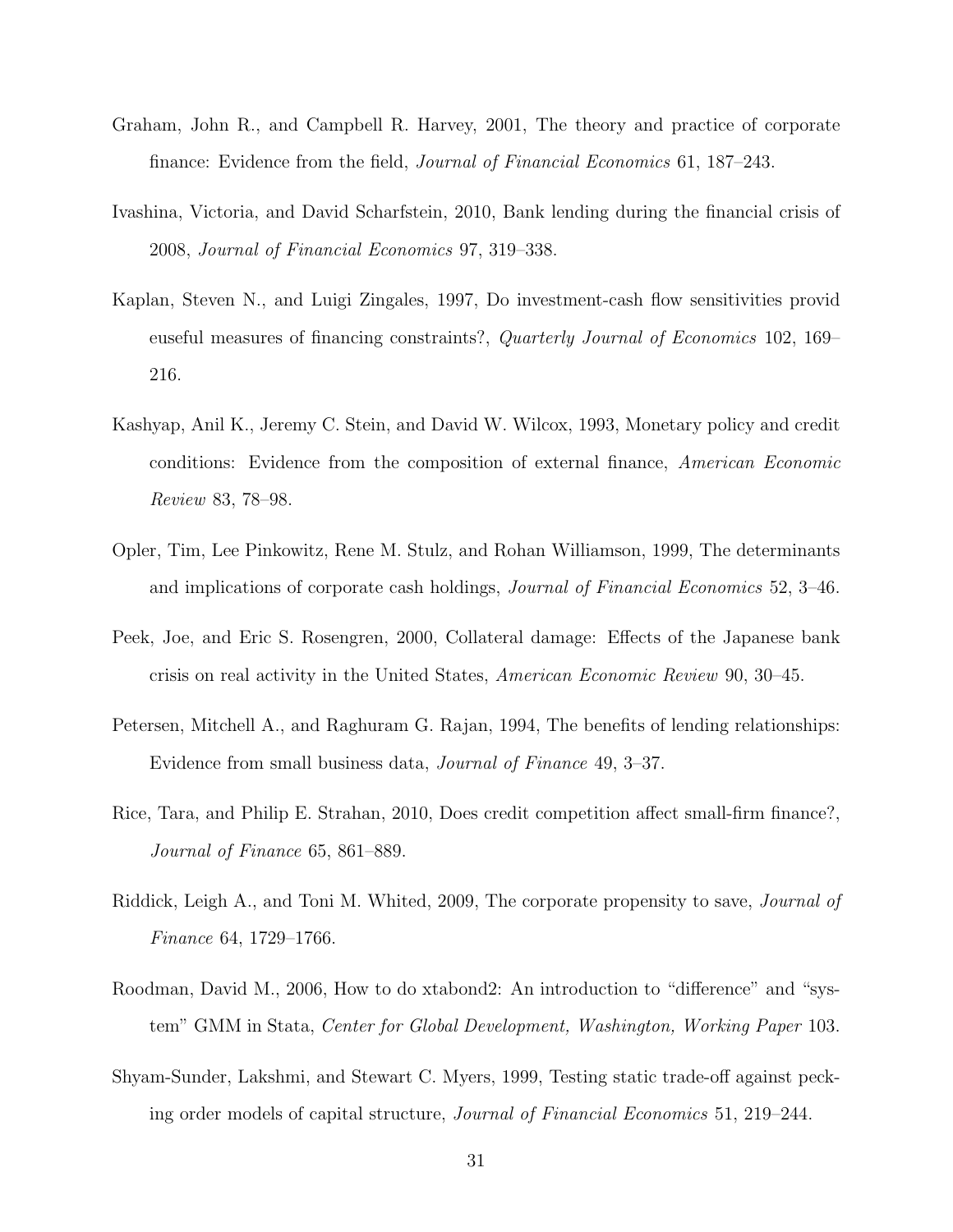Graham, John R., and Campbell R. Harvey, 2001, The theory and practice of corporate finance: Evidence from the field, *Journal of Financial Economics* 61, 187–243.

Ivashina, Victoria, and David Scharfstein, 2010, Bank lending during the financial crisis of 2008, *Journal of Financial Economics* 97, 319–338.

Kaplan, Steven N., and Luigi Zingales, 1997, Do investment-cash flow sensitivities provid euseful measures of financing constraints?, *Quarterly Journal of Economics* 102, 169–216.

Kashyap, Anil K., Jeremy C. Stein, and David W. Wilcox, 1993, Monetary policy and credit conditions: Evidence from the composition of external finance, *American Economic Review* 83, 78–98.

Opler, Tim, Lee Pinkowitz, Rene M. Stulz, and Rohan Williamson, 1999, The determinants and implications of corporate cash holdings, *Journal of Financial Economics* 52, 3–46.

Peek, Joe, and Eric S. Rosengren, 2000, Collateral damage: Effects of the Japanese bank crisis on real activity in the United States, *American Economic Review* 90, 30–45.

Petersen, Mitchell A., and Raghuram G. Rajan, 1994, The benefits of lending relationships: Evidence from small business data, *Journal of Finance* 49, 3–37.

Rice, Tara, and Philip E. Strahan, 2010, Does credit competition affect small-firm finance?, *Journal of Finance* 65, 861–889.

Riddick, Leigh A., and Toni M. Whited, 2009, The corporate propensity to save, *Journal of Finance* 64, 1729–1766.

Roodman, David M., 2006, How to do xtabond2: An introduction to "difference" and "system" GMM in Stata, *Center for Global Development, Washington, Working Paper* 103.

Shyam-Sunder, Lakshmi, and Stewart C. Myers, 1999, Testing static trade-off against pecking order models of capital structure, *Journal of Financial Economics* 51, 219–244.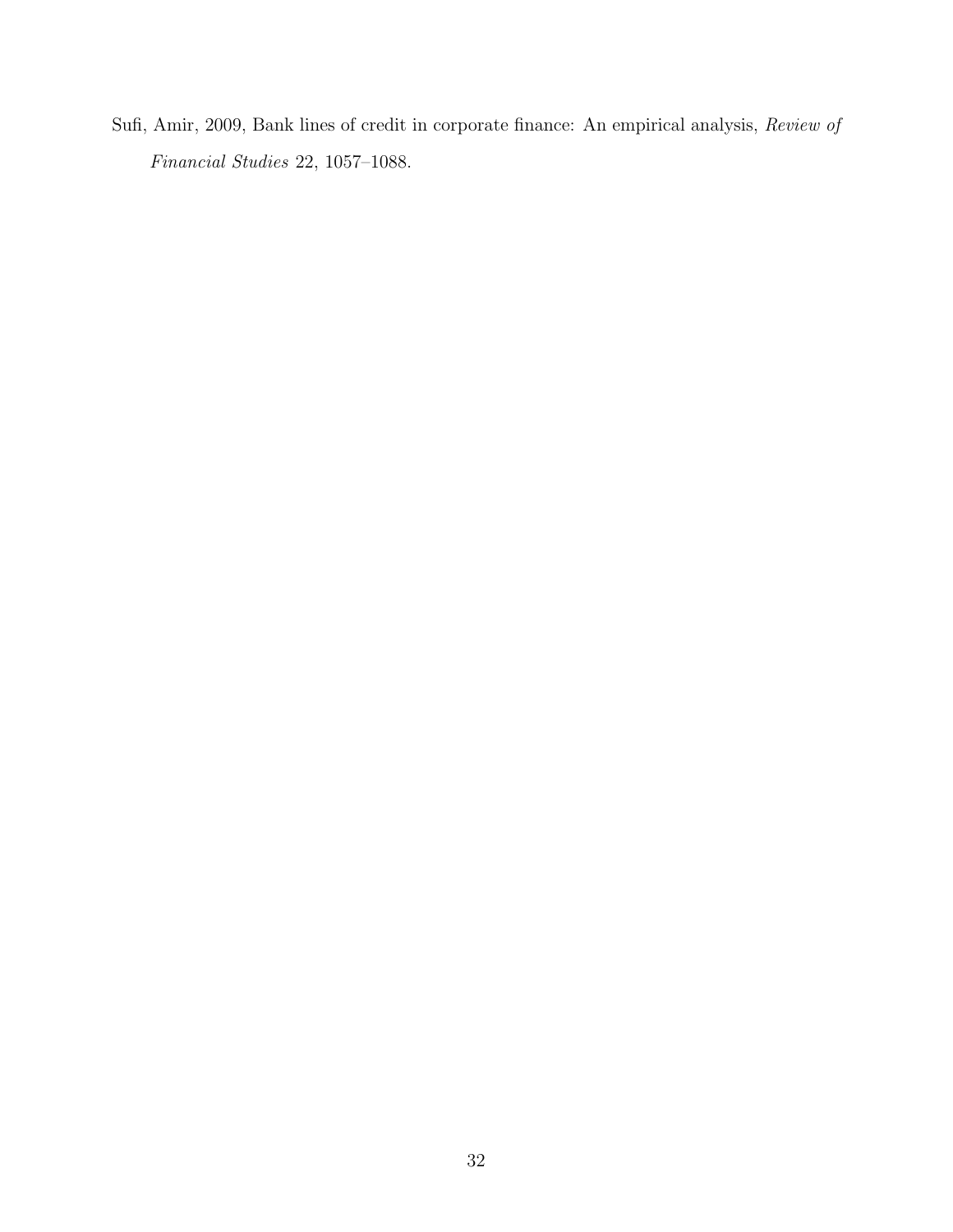Sufi, Amir, 2009, Bank lines of credit in corporate finance: An empirical analysis, *Review of Financial Studies* 22, 1057–1088.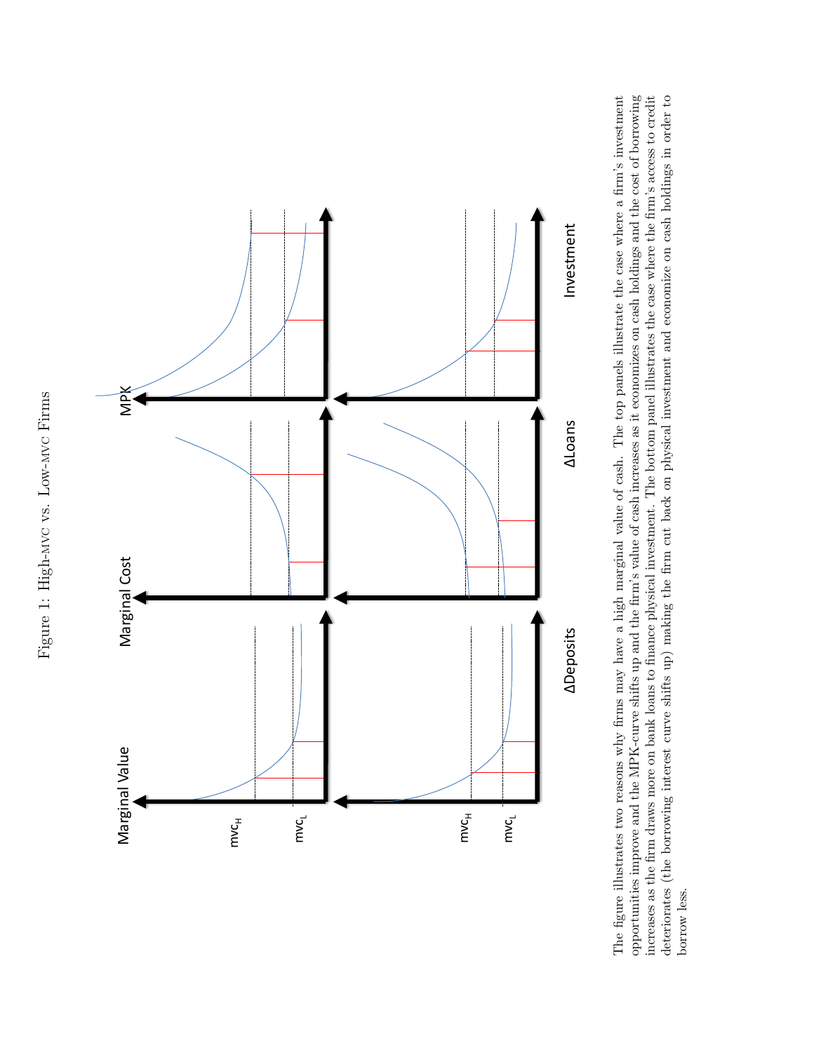Figure 1: High-MVC vs. Low-MVC Firms

The figure illustrates two reasons why firms may have a high marginal value of cash. The top panels illustrate the case where a firm's investment opportunities improve and the MPK-curve shifts up and the firm's value of cash increases as it economizes on cash holdings and the cost of borrowing increases as the firm draws more on bank loans to finance physical investment. The bottom panel illustrates the case where the firm's access to credit deteriorates (the borrowing interest curve shifts up) making the firm cut back on physical investment and economize on cash holdings in order to borrow less.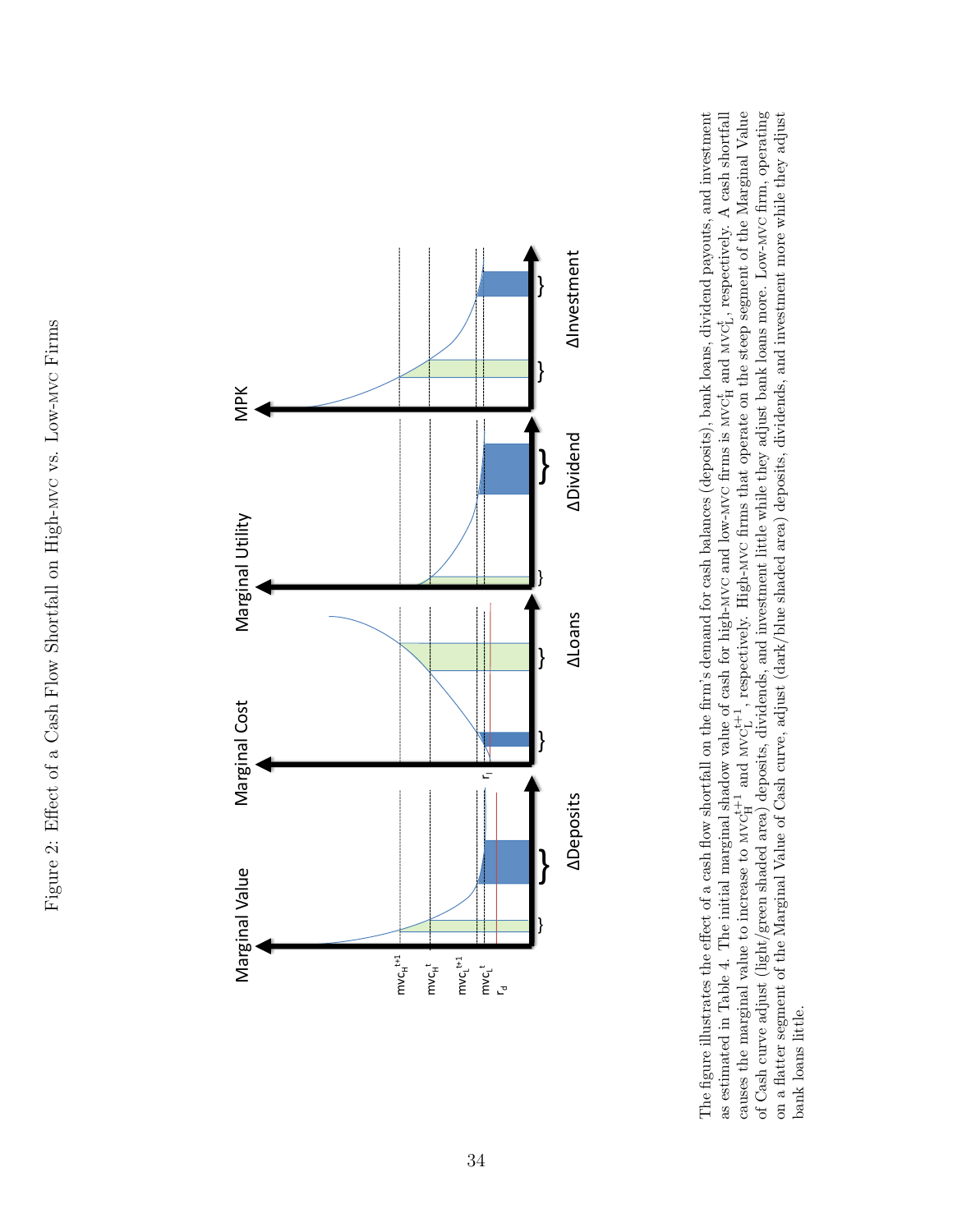# Figure 2: Effect of a Cash Flow Shortfall on High-MVC vs. Low-MVC Firms

The figure illustrates the effect of a cash flow shortfall on the firm's demand for cash balances (deposits), bank loans, dividend payouts, and investment as estimated in Table 4. The initial marginal shadow value of cash for high-MVC and low-MVC firms is $\text{MVC}_H^t$ and $\text{MVC}_L^t$, respectively. A cash shortfall causes the marginal value to increase to $\text{MVC}_H^{t+1}$ and $\text{MVC}_L^{t+1}$, respectively. High-MVC firms that operate on the steep segment of the Marginal Value of Cash curve adjust (light/green shaded area) deposits, dividends, and investment little while they adjust bank loans more. Low-MVC firm, operating on a flatter segment of the Marginal Value of Cash curve, adjust (dark/blue shaded area) deposits, dividends, and investment more while they adjust bank loans little.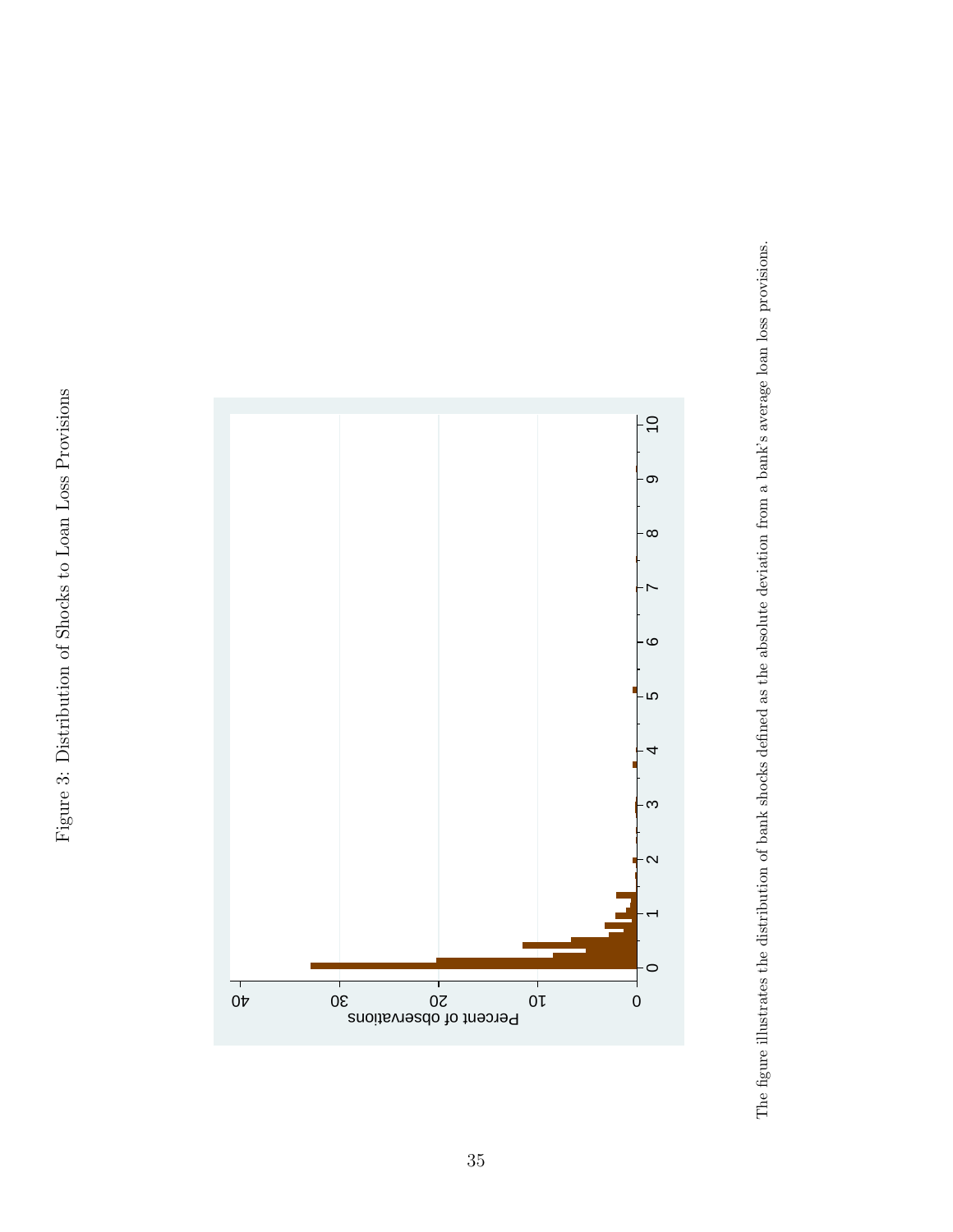Figure 3: Distribution of Shocks to Loan Loss Provisions

The figure illustrates the distribution of bank shocks defined as the absolute deviation from a bank's average loan loss provisions.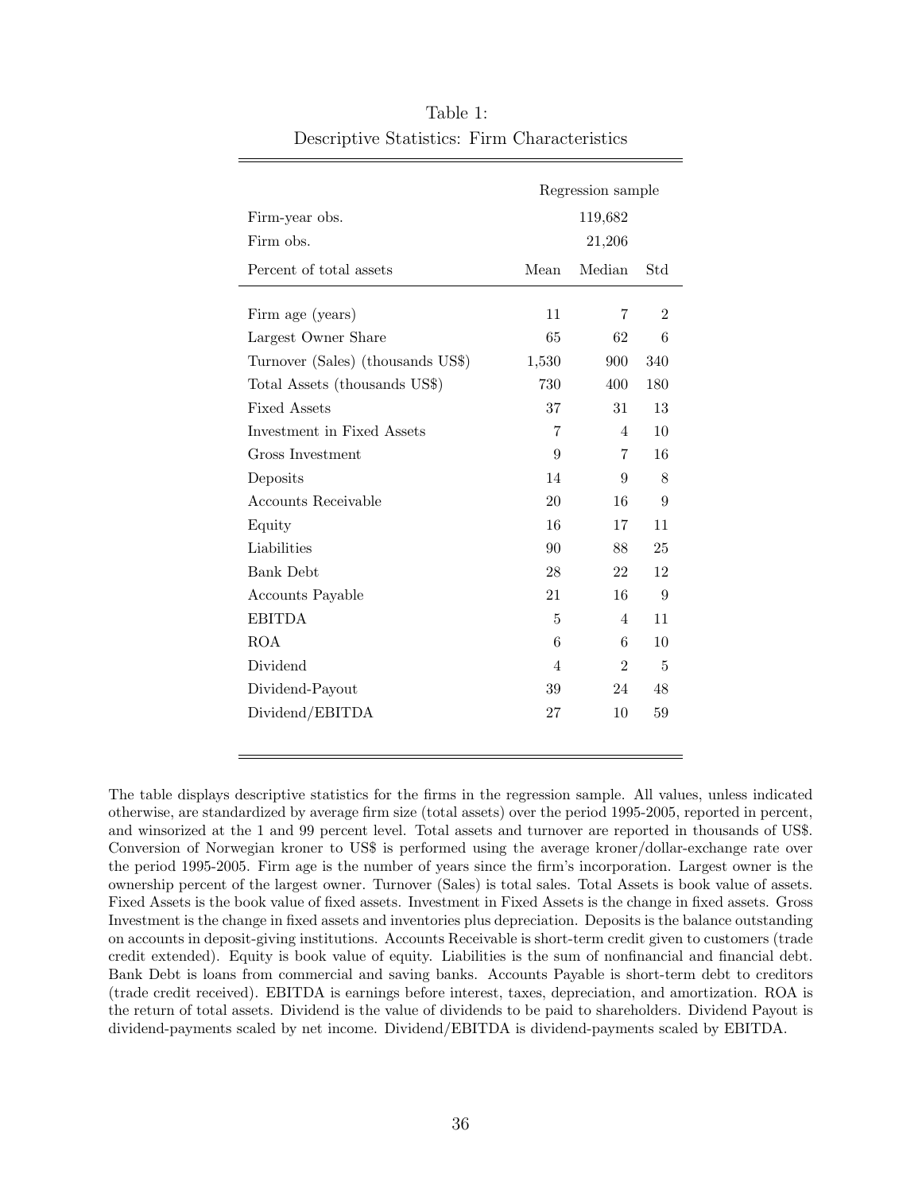Table 1:
Descriptive Statistics: Firm Characteristics

| | Regression sample | | |
|---|---|---|---|
| Firm-year obs. | | 119,682 | |
| Firm obs. | | 21,206 | |
| Percent of total assets | Mean | Median | Std |
| Firm age (years) | 11 | 7 | 2 |
| Largest Owner Share | 65 | 62 | 6 |
| Turnover (Sales) (thousands US$) | 1,530 | 900 | 340 |
| Total Assets (thousands US$) | 730 | 400 | 180 |
| Fixed Assets | 37 | 31 | 13 |
| Investment in Fixed Assets | 7 | 4 | 10 |
| Gross Investment | 9 | 7 | 16 |
| Deposits | 14 | 9 | 8 |
| Accounts Receivable | 20 | 16 | 9 |
| Equity | 16 | 17 | 11 |
| Liabilities | 90 | 88 | 25 |
| Bank Debt | 28 | 22 | 12 |
| Accounts Payable | 21 | 16 | 9 |
| EBITDA | 5 | 4 | 11 |
| ROA | 6 | 6 | 10 |
| Dividend | 4 | 2 | 5 |
| Dividend-Payout | 39 | 24 | 48 |
| Dividend/EBITDA | 27 | 10 | 59 |

The table displays descriptive statistics for the firms in the regression sample. All values, unless indicated otherwise, are standardized by average firm size (total assets) over the period 1995-2005, reported in percent, and winsorized at the 1 and 99 percent level. Total assets and turnover are reported in thousands of US$. Conversion of Norwegian kroner to US$ is performed using the average kroner/dollar-exchange rate over the period 1995-2005. Firm age is the number of years since the firm's incorporation. Largest owner is the ownership percent of the largest owner. Turnover (Sales) is total sales. Total Assets is book value of assets. Fixed Assets is the book value of fixed assets. Investment in Fixed Assets is the change in fixed assets. Gross Investment is the change in fixed assets and inventories plus depreciation. Deposits is the balance outstanding on accounts in deposit-giving institutions. Accounts Receivable is short-term credit given to customers (trade credit extended). Equity is book value of equity. Liabilities is the sum of nonfinancial and financial debt. Bank Debt is loans from commercial and saving banks. Accounts Payable is short-term debt to creditors (trade credit received). EBITDA is earnings before interest, taxes, depreciation, and amortization. ROA is the return of total assets. Dividend is the value of dividends to be paid to shareholders. Dividend Payout is dividend-payments scaled by net income. Dividend/EBITDA is dividend-payments scaled by EBITDA.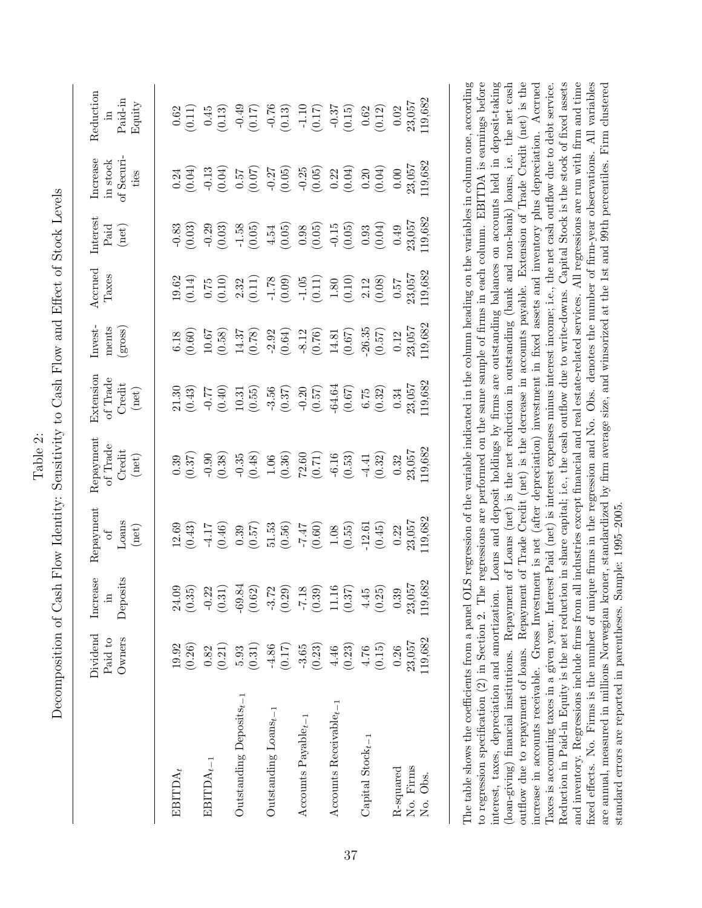Table 2:

Decomposition of Cash Flow Identity: Sensitivity to Cash Flow and Effect of Stock Levels

| | Dividend Paid to Owners | Increase in Deposits | Repayment of Loans (net) | Repayment of Trade Credit (net) | Extension of Trade Credit (net) | Investments (gross) | Accrued Taxes | Interest Paid (net) | Increase in stock of Securities | Reduction in Paid-in Equity |
|---|---|---|---|---|---|---|---|---|---|---|
| $EBITDA_t$ | 19.92 | 24.09 | 12.69 | 0.39 | 21.30 | 6.18 | 19.62 | -0.83 | 0.24 | 0.62 |
| | (0.26) | (0.35) | (0.43) | (0.37) | (0.43) | (0.60) | (0.14) | (0.03) | (0.04) | (0.11) |
| $EBITDA_{t-1}$ | 0.82 | -0.22 | -4.17 | -0.90 | -0.77 | 10.67 | 0.75 | -0.29 | -0.13 | 0.45 |
| | (0.21) | (0.31) | (0.46) | (0.38) | (0.40) | (0.58) | (0.10) | (0.03) | (0.04) | (0.13) |
| Outstanding $Deposits_{t-1}$ | 5.93 | -69.84 | 0.39 | -0.35 | 10.31 | 14.37 | 2.32 | -1.58 | 0.57 | -0.49 |
| | (0.31) | (0.62) | (0.57) | (0.48) | (0.55) | (0.78) | (0.11) | (0.05) | (0.07) | (0.17) |
| Outstanding $Loans_{t-1}$ | -4.86 | -3.72 | 51.53 | 1.06 | -3.56 | -2.92 | -1.78 | 4.54 | -0.27 | -0.76 |
| | (0.17) | (0.29) | (0.56) | (0.36) | (0.37) | (0.64) | (0.09) | (0.05) | (0.05) | (0.13) |
| Accounts $Payable_{t-1}$ | -3.65 | -7.18 | -7.47 | 72.60 | -0.20 | -8.12 | -1.05 | 0.98 | -0.25 | -1.10 |
| | (0.23) | (0.39) | (0.60) | (0.71) | (0.57) | (0.76) | (0.11) | (0.05) | (0.05) | (0.17) |
| Accounts $Receivable_{t-1}$ | 4.46 | 11.16 | 1.08 | -6.16 | -64.64 | 14.81 | 1.80 | -0.15 | 0.22 | -0.37 |
| | (0.23) | (0.37) | (0.55) | (0.53) | (0.67) | (0.67) | (0.10) | (0.05) | (0.04) | (0.15) |
| Capital $Stock_{t-1}$ | 4.76 | 4.45 | -12.61 | -4.41 | 6.75 | -26.35 | 2.12 | 0.93 | 0.20 | 0.62 |
| | (0.15) | (0.25) | (0.45) | (0.32) | (0.32) | (0.57) | (0.08) | (0.04) | (0.04) | (0.12) |
| R-squared | 0.26 | 0.39 | 0.22 | 0.32 | 0.34 | 0.12 | 0.57 | 0.49 | 0.00 | 0.02 |
| No. Firms | 23,057 | 23,057 | 23,057 | 23,057 | 23,057 | 23,057 | 23,057 | 23,057 | 23,057 | 23,057 |
| No. Obs. | 119,682 | 119,682 | 119,682 | 119,682 | 119,682 | 119,682 | 119,682 | 119,682 | 119,682 | 119,682 |

The table shows the coefficients from a panel OLS regression of the variable indicated in the column heading on the variables in column one, according to regression specification (2) in Section 2. The regressions are performed on the same sample of firms in each column. EBITDA is earnings before interest, taxes, depreciation and amortization. Loans and deposit holdings by firms are outstanding balances on accounts held in deposit-taking (loan-giving) financial institutions. Repayment of Loans (net) is the net reduction in outstanding (bank and non-bank) loans, i.e. the net cash outflow due to repayment of loans. Repayment of Trade Credit (net) is the decrease in accounts payable. Extension of Trade Credit (net) is the increase in accounts receivable. Gross Investment is net (after depreciation) investment in fixed assets and inventory plus depreciation. Accrued Taxes is accounting taxes in a given year. Interest Paid (net) is interest expenses minus interest income; i.e., the net cash outflow due to debt service. Reduction in Paid-in Equity is the net reduction in share capital; i.e., the cash outflow due to write-downs. Capital Stock is the stock of fixed assets and inventory. Regressions include firms from all industries except financial and real estate-related services. All regressions are run with firm and time fixed effects. No. Firms is the number of unique firms in the regression and No. Obs. denotes the number of firm-year observations. All variables are annual, measured in millions Norwegian kroner, standardized by firm average size, and winsorized at the 1st and 99th percentiles. Firm clustered standard errors are reported in parentheses. Sample: 1995–2005.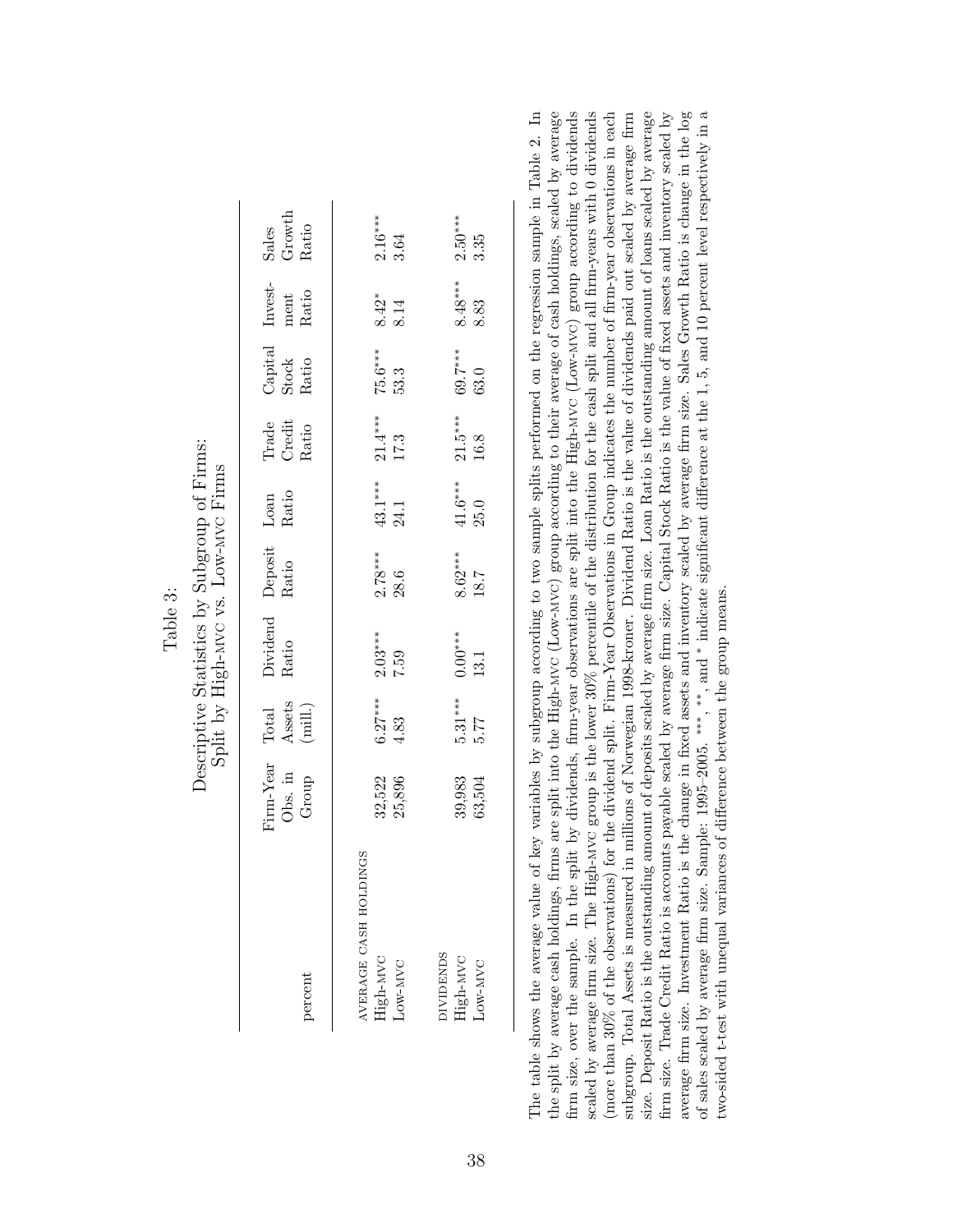Table 3:

Descriptive Statistics by Subgroup of Firms: Split by High-MVC vs. Low-MVC Firms

| percent | Firm-Year Obs. in Group | Total Assets (mill.) | Dividend Ratio | Deposit Ratio | Loan Ratio | Trade Credit Ratio | Capital Stock Ratio | Invest-ment Ratio | Sales Growth Ratio |
|---|---|---|---|---|---|---|---|---|---|
| AVERAGE CASH HOLDINGS | | | | | | | | | |
| High-MVC | 32,522 | 6.27*** | 2.03*** | 2.78*** | 43.1*** | 21.4*** | 75.6*** | 8.42* | 2.16*** |
| Low-MVC | 25,896 | 4.83 | 7.59 | 28.6 | 24.1 | 17.3 | 53.3 | 8.14 | 3.64 |
| DIVIDENDS | | | | | | | | | |
| High-MVC | 39,983 | 5.31*** | 0.00*** | 8.62*** | 41.6*** | 21.5*** | 69.7*** | 8.48*** | 2.50*** |
| Low-MVC | 63,504 | 5.77 | 13.1 | 18.7 | 25.0 | 16.8 | 63.0 | 8.83 | 3.35 |

The table shows the average value of key variables by subgroup according to two sample splits performed on the regression sample in Table 2. In the split by average cash holdings, firms are split into the High-MVC (Low-MVC) group according to their average of cash holdings, scaled by average firm size, over the sample. In the split by dividends, firm-year observations are split into the High-MVC (Low-MVC) group according to dividends scaled by average firm size. The High-MVC group is the lower 30% percentile of the distribution for the cash split and all firm-years with 0 dividends (more than 30% of the observations) for the dividend split. Firm-Year Observations in Group indicates the number of firm-year observations in each subgroup. Total Assets is measured in millions of Norwegian 1998-kroner. Dividend Ratio is the value of dividends paid out scaled by average firm size. Deposit Ratio is the outstanding amount of deposits scaled by average firm size. Loan Ratio is the outstanding amount of loans scaled by average firm size. Trade Credit Ratio is accounts payable scaled by average firm size. Capital Stock Ratio is the value of fixed assets and inventory scaled by average firm size. Investment Ratio is the change in fixed assets and inventory scaled by average firm size. Sales Growth Ratio is change in the log of sales scaled by average firm size. Sample: 1995–2005. ***, **, and * indicate significant difference at the 1, 5, and 10 percent level respectively in a two-sided t-test with unequal variances of difference between the group means.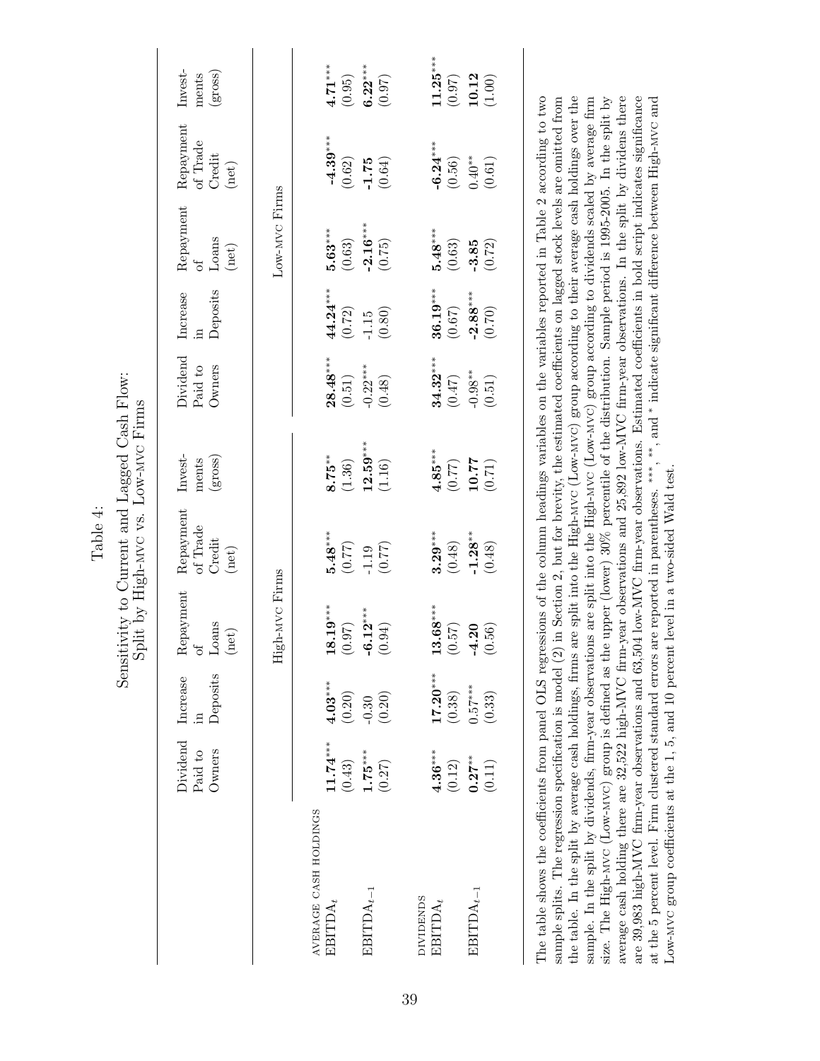Table 4:

Sensitivity to Current and Lagged Cash Flow:
Split by High-MVC vs. Low-MVC Firms

| | Dividend Paid to Owners | Increase in Deposits | Repayment of Loans (net) | Repayment of Trade Credit (net) | Investments (gross) | Dividend Paid to Owners | Increase in Deposits | Repayment of Loans (net) | Repayment of Trade Credit (net) | Investments (gross) |
|---|---|---|---|---|---|---|---|---|---|---|
| | High-MVC Firms | | | | | Low-MVC Firms | | | | |
| AVERAGE CASH HOLDINGS | | | | | | | | | | |
| $\text{EBITDA}_t$ | **11.74**$^{***}$ | **4.03**$^{***}$ | **18.19**$^{***}$ | **5.48**$^{***}$ | **8.75**$^{**}$ | **28.48**$^{***}$ | **44.24**$^{***}$ | **5.63**$^{***}$ | **-4.39**$^{***}$ | **4.71**$^{***}$ |
| | (0.43) | (0.20) | (0.97) | (0.77) | (1.36) | (0.51) | (0.72) | (0.63) | (0.62) | (0.95) |
| $\text{EBITDA}_{t-1}$ | **1.75**$^{***}$ | -0.30 | **-6.12**$^{***}$ | -1.19 | **12.59**$^{***}$ | -0.22$^{***}$ | -1.15 | **-2.16**$^{***}$ | **-1.75** | **6.22**$^{***}$ |
| | (0.27) | (0.20) | (0.94) | (0.77) | (1.16) | (0.48) | (0.80) | (0.75) | (0.64) | (0.97) |
| DIVIDENDS | | | | | | | | | | |
| $\text{EBITDA}_t$ | **4.36**$^{***}$ | **17.20**$^{***}$ | **13.68**$^{***}$ | **3.29**$^{***}$ | **4.85**$^{***}$ | **34.32**$^{***}$ | **36.19**$^{***}$ | **5.48**$^{***}$ | **-6.24**$^{***}$ | **11.25**$^{***}$ |
| | (0.12) | (0.38) | (0.57) | (0.48) | (0.77) | (0.47) | (0.67) | (0.63) | (0.56) | (0.97) |
| $\text{EBITDA}_{t-1}$ | **0.27**$^{**}$ | 0.57$^{***}$ | **-4.20** | **-1.28**$^{**}$ | **10.77** | -0.98$^{**}$ | **-2.88**$^{***}$ | **-3.85** | 0.40$^{**}$ | **10.12** |
| | (0.11) | (0.33) | (0.56) | (0.48) | (0.71) | (0.51) | (0.70) | (0.72) | (0.61) | (1.00) |

The table shows the coefficients from panel OLS regressions of the column headings variables on the variables reported in Table 2 according to two sample splits. The regression specification is model (2) in Section 2, but for brevity, the estimated coefficients on lagged stock levels are omitted from the table. In the split by average cash holdings, firms are split into the High-MVC (Low-MVC) group according to their average cash holdings over the sample. In the split by dividends, firm-year observations are split into the High-MVC (Low-MVC) group according to dividends scaled by average firm size. The High-MVC (Low-MVC) group is defined as the upper (lower) 30% percentile of the distribution. Sample period is 1995-2005. In the split by average cash holding there are 32,522 high-MVC firm-year observations and 25,892 low-MVC firm-year observations. In the split by dividens there are 39,983 high-MVC firm-year observations and 63,504 low-MVC firm-year observations. Estimated coefficients in bold script indicates significance at the 5 percent level. Firm clustered standard errors are reported in parentheses. $^{***}$, $^{**}$, and $^{*}$ indicate significant difference between High-MVC and Low-MVC group coefficients at the 1, 5, and 10 percent level in a two-sided Wald test.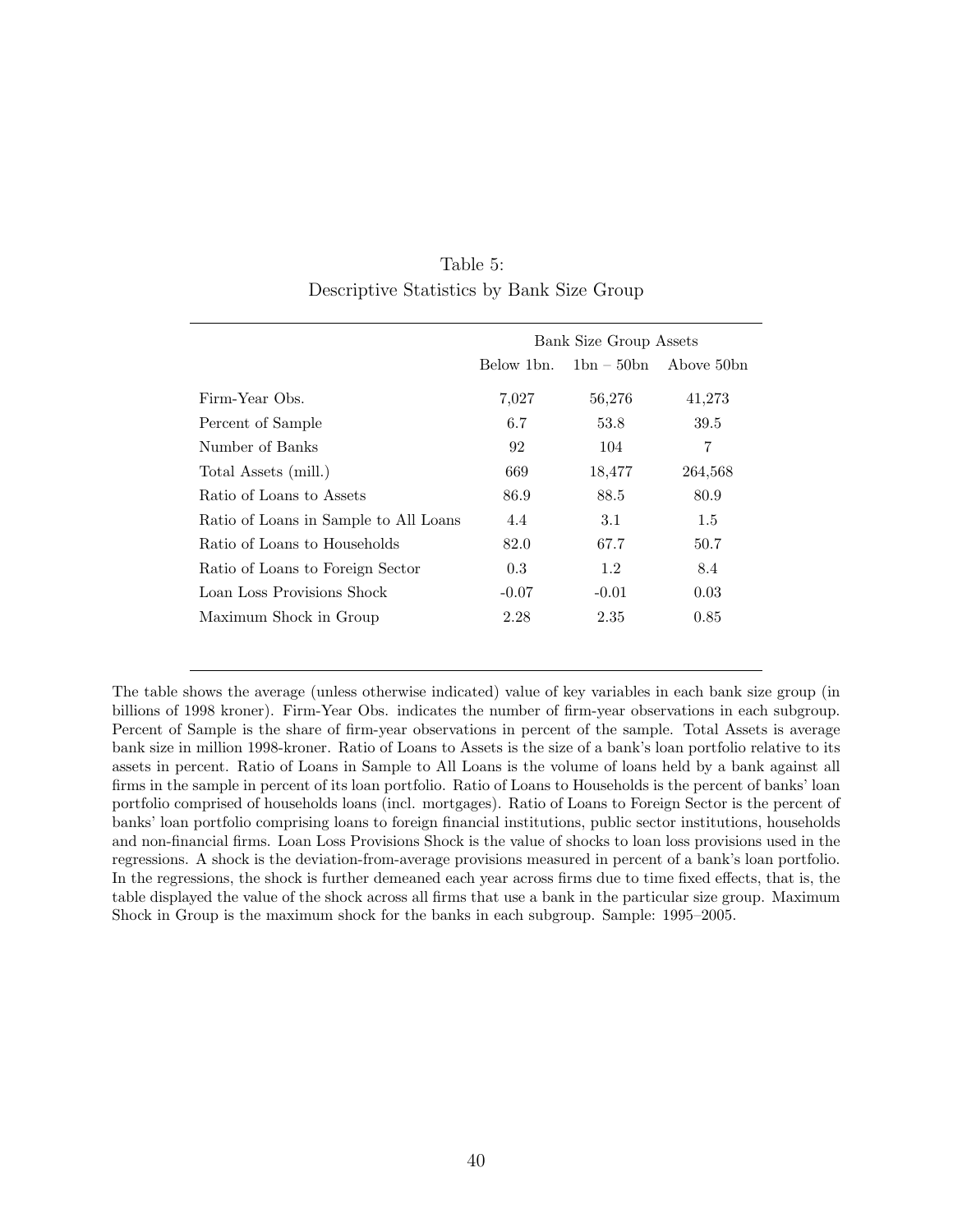Table 5:
Descriptive Statistics by Bank Size Group

| | Bank Size Group Assets | | |
|---|---|---|---|
| | Below 1bn. | 1bn – 50bn | Above 50bn |
| Firm-Year Obs. | 7,027 | 56,276 | 41,273 |
| Percent of Sample | 6.7 | 53.8 | 39.5 |
| Number of Banks | 92 | 104 | 7 |
| Total Assets (mill.) | 669 | 18,477 | 264,568 |
| Ratio of Loans to Assets | 86.9 | 88.5 | 80.9 |
| Ratio of Loans in Sample to All Loans | 4.4 | 3.1 | 1.5 |
| Ratio of Loans to Households | 82.0 | 67.7 | 50.7 |
| Ratio of Loans to Foreign Sector | 0.3 | 1.2 | 8.4 |
| Loan Loss Provisions Shock | -0.07 | -0.01 | 0.03 |
| Maximum Shock in Group | 2.28 | 2.35 | 0.85 |

The table shows the average (unless otherwise indicated) value of key variables in each bank size group (in billions of 1998 kroner). Firm-Year Obs. indicates the number of firm-year observations in each subgroup. Percent of Sample is the share of firm-year observations in percent of the sample. Total Assets is average bank size in million 1998-kroner. Ratio of Loans to Assets is the size of a bank's loan portfolio relative to its assets in percent. Ratio of Loans in Sample to All Loans is the volume of loans held by a bank against all firms in the sample in percent of its loan portfolio. Ratio of Loans to Households is the percent of banks' loan portfolio comprised of households loans (incl. mortgages). Ratio of Loans to Foreign Sector is the percent of banks' loan portfolio comprising loans to foreign financial institutions, public sector institutions, households and non-financial firms. Loan Loss Provisions Shock is the value of shocks to loan loss provisions used in the regressions. A shock is the deviation-from-average provisions measured in percent of a bank's loan portfolio. In the regressions, the shock is further demeaned each year across firms due to time fixed effects, that is, the table displayed the value of the shock across all firms that use a bank in the particular size group. Maximum Shock in Group is the maximum shock for the banks in each subgroup. Sample: 1995–2005.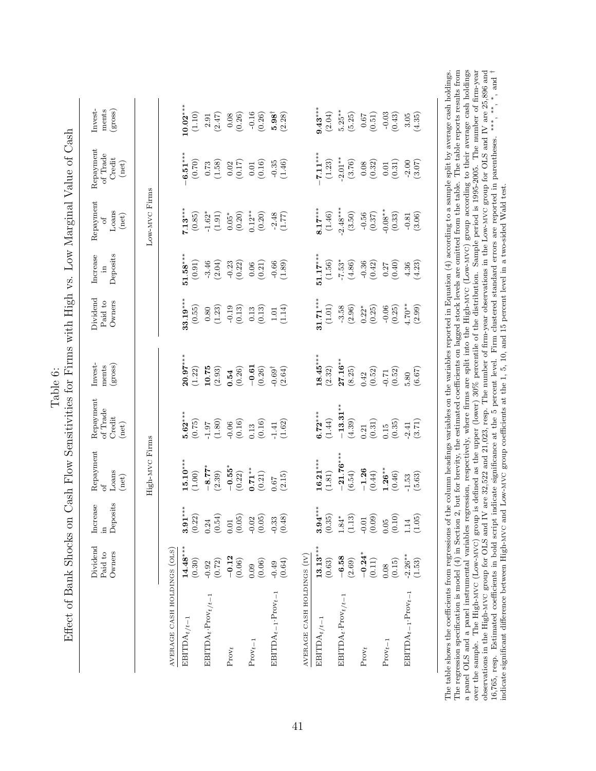# Table 6:

## Effect of Bank Shocks on Cash Flow Sensitivities for Firms with High vs. Low Marginal Value of Cash

| | Dividend Paid to Owners | Increase in Deposits | Repayment of Loans (net) | Repayment of Trade Credit (net) | Invest-ments (gross) | Dividend Paid to Owners | Increase in Deposits | Repayment of Loans (net) | Repayment of Trade Credit (net) | Invest-ments (gross) |
|---|---|---|---|---|---|---|---|---|---|---|
| | High-MVC Firms | | | | | Low-MVC Firms | | | | |
| AVERAGE CASH HOLDINGS (OLS) | | | | | | | | | | |
| $\text{EBITDA}_{t/t-1}$ | **14.48**\*\*\* | **3.91**\*\*\* | **15.10**\*\*\* | **5.62**\*\*\* | **20.97**\*\*\* | **33.19**\*\*\* | **51.58**\*\*\* | **7.13**\*\*\* | **−6.51**\*\*\* | **10.02**\*\*\* |
| | (0.30) | (0.22) | (1.00) | (0.75) | (1.22) | (0.55) | (0.91) | (0.85) | (0.70) | (1.10) |
| $\text{EBITDA}_t{\cdot}\text{Prov}_{t/t-1}$ | -0.92 | 0.24 | **−8.77**\* | -1.97 | **10.75** | 0.80 | -3.46 | -1.62\* | 0.73 | 2.91 |
| | (0.72) | (0.54) | (2.39) | (1.80) | (2.93) | (1.23) | (2.04) | (1.91) | (1.58) | (2.47) |
| $\text{Prov}_t$ | **−0.12** | 0.01 | **−0.55**\* | -0.06 | **0.54** | -0.19 | -0.23 | 0.05\* | 0.02 | 0.08 |
| | (0.06) | (0.05) | (0.22) | (0.16) | (0.26) | (0.13) | (0.22) | (0.20) | (0.17) | (0.26) |
| $\text{Prov}_{t-1}$ | 0.09 | -0.02 | **0.71**\*\* | 0.13 | **−0.61** | 0.13 | 0.06 | 0.12\*\* | 0.01 | -0.16 |
| | (0.06) | (0.05) | (0.21) | (0.16) | (0.26) | (0.13) | (0.21) | (0.20) | (0.16) | (0.26) |
| $\text{EBITDA}_{t-1}{\cdot}\text{Prov}_{t-1}$ | -0.49 | -0.33 | 0.67 | -1.41 | -0.69† | 1.01 | -0.66 | -2.48 | -0.35 | **5.98**† |
| | (0.64) | (0.48) | (2.15) | (1.62) | (2.64) | (1.14) | (1.89) | (1.77) | (1.46) | (2.28) |
| AVERAGE CASH HOLDINGS (IV) | | | | | | | | | | |
| $\text{EBITDA}_{t/t-1}$ | **13.13**\*\*\* | **3.94**\*\*\* | **16.21**\*\*\* | **6.72**\*\*\* | **18.45**\*\*\* | **31.71**\*\*\* | **51.17**\*\*\* | **8.17**\*\*\* | **−7.11**\*\*\* | **9.43**\*\*\* |
| | (0.63) | (0.35) | (1.81) | (1.44) | (2.32) | (1.01) | (1.56) | (1.46) | (1.23) | (2.04) |
| $\text{EBITDA}_t{\cdot}\text{Prov}_{t/t-1}$ | **−6.58** | 1.84\* | **−21.76**\*\*\* | **−13.31**\*\* | **27.16**\*\* | -3.58 | -7.53\* | -2.48\*\*\* | -2.01\*\* | 5.25\*\* |
| | (2.69) | (1.13) | (6.54) | (4.39) | (8.25) | (2.96) | (4.86) | (3.50) | (3.76) | (5.25) |
| $\text{Prov}_t$ | **−0.24**\* | -0.01 | **−1.26** | 0.21 | 0.42 | 0.22\* | -0.36 | -0.56 | 0.08 | 0.67 |
| | (0.11) | (0.09) | (0.44) | (0.31) | (0.52) | (0.25) | (0.42) | (0.37) | (0.32) | (0.51) |
| $\text{Prov}_{t-1}$ | 0.08 | 0.05 | **1.26**\*\* | 0.15 | -0.71 | -0.06 | 0.27 | -0.08\*\* | 0.01 | -0.03 |
| | (0.15) | (0.10) | (0.46) | (0.35) | (0.52) | (0.25) | (0.40) | (0.33) | (0.31) | (0.43) |
| $\text{EBITDA}_{t-1}{\cdot}\text{Prov}_{t-1}$ | -2.26\*\* | 1.14 | -1.53 | -2.41 | 5.80 | 4.70\*\* | 4.36 | -0.81 | -2.00 | 3.05 |
| | (1.53) | (1.05) | (5.63) | (3.71) | (6.67) | (2.99) | (4.23) | (3.06) | (3.07) | (4.35) |

The table shows the coefficients from regressions of the column headings variables on the variables reported in Equation (4) according to a sample split by average cash holdings. The regression specification is model (4) in Section 2, but for brevity, the estimated coefficients on lagged stock levels are omitted from the table. The table reports results from a panel OLS and a panel instrumental variables regression, respectively, where firms are split into the High-MVC (Low-MVC) group according to their average cash holdings over the sample. The High-MVC (Low-MVC) group is defined as the upper (lower) 30% percentile of the distribution. Sample period is 1995-2005. The number of firm-year observations in the High-MVC group for OLS and IV are 32,522 and 21,023, resp. The number of firm-year observations in the Low-MVC group for OLS and IV are 25,896 and 16,765, resp. Estimated coefficients in bold script indicate significance at the 5 percent level. Firm clustered standard errors are reported in parentheses. \*\*\*, \*\*, \*, and † indicate significant difference between High-MVC and Low-MVC group coefficients at the 1, 5, 10, and 15 percent level in a two-sided Wald test.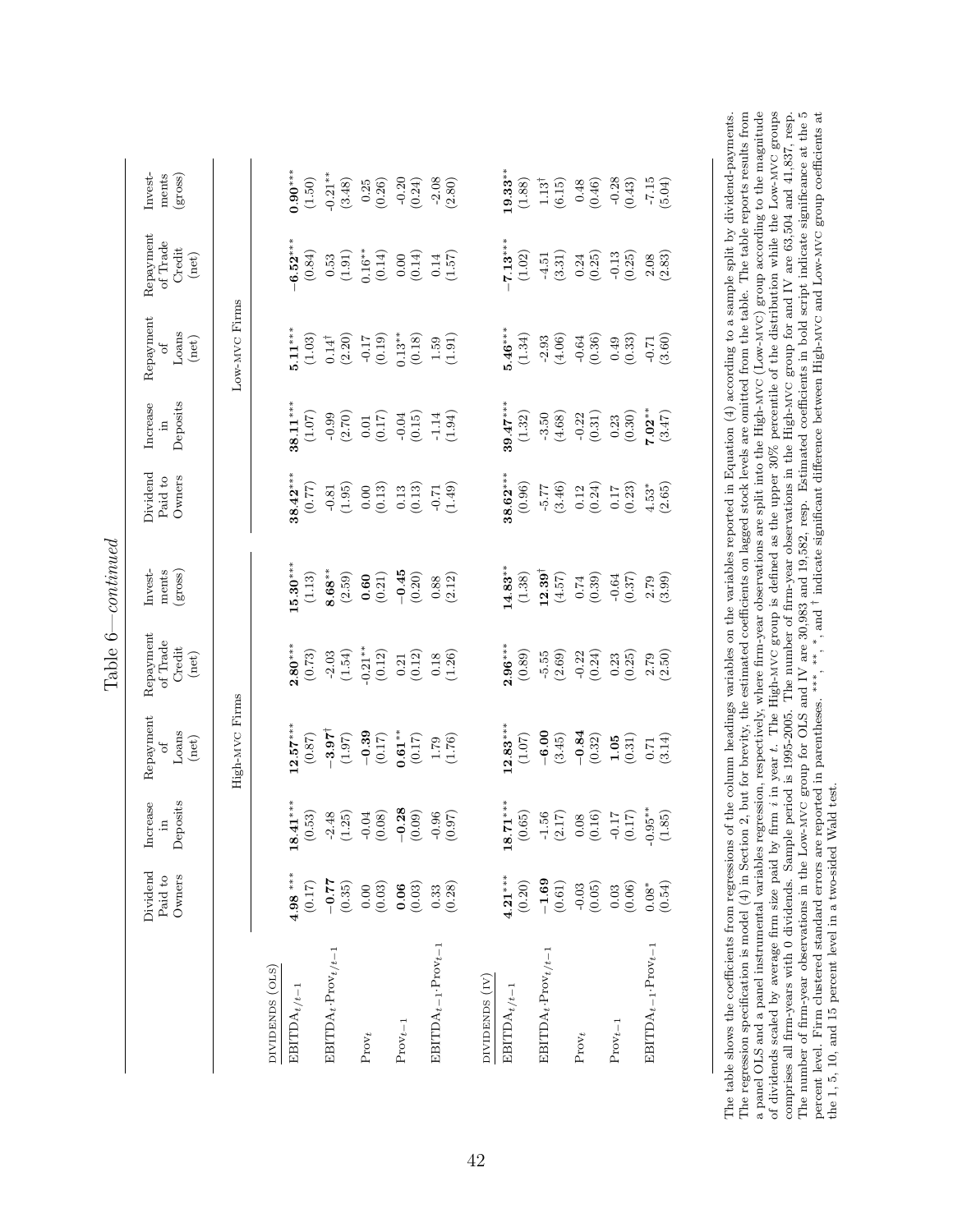Table 6—*continued*

| | Dividend Paid to Owners | Increase in Deposits | Repayment of Loans (net) | Repayment of Trade Credit (net) | Invest-ments (gross) | Dividend Paid to Owners | Increase in Deposits | Repayment of Loans (net) | Repayment of Trade Credit (net) | Invest-ments (gross) |
|---|---|---|---|---|---|---|---|---|---|---|
| | High-MVC Firms | | | | | Low-MVC Firms | | | | |
| DIVIDENDS (OLS) | | | | | | | | | | |
| $\text{EBITDA}_{t/t-1}$ | **4.98**$^{***}$ | **18.41**$^{***}$ | **12.57**$^{***}$ | **2.80**$^{***}$ | **15.30**$^{***}$ | **38.42**$^{***}$ | **38.11**$^{***}$ | **5.11**$^{***}$ | **−6.52**$^{***}$ | **0.90**$^{***}$ |
| | (0.17) | (0.53) | (0.87) | (0.73) | (1.13) | (0.77) | (1.07) | (1.03) | (0.84) | (1.50) |
| $\text{EBITDA}_t{\cdot}\text{Prov}_{t/t-1}$ | **−0.77** | -2.48 | **−3.97**$^{\dagger}$ | -2.03 | **8.68**$^{**}$ | -0.81 | -0.99 | 0.14$^{\dagger}$ | 0.53 | -0.21$^{**}$ |
| | (0.35) | (1.25) | (1.97) | (1.54) | (2.59) | (1.95) | (2.70) | (2.20) | (1.91) | (3.48) |
| $\text{Prov}_t$ | 0.00 | -0.04 | **−0.39** | -0.21$^{**}$ | **0.60** | 0.00 | 0.01 | -0.17 | 0.16$^{**}$ | 0.25 |
| | (0.03) | (0.08) | (0.17) | (0.12) | (0.21) | (0.13) | (0.17) | (0.19) | (0.14) | (0.26) |
| $\text{Prov}_{t-1}$ | **0.06** | **−0.28** | **0.61**$^{**}$ | 0.21 | **−0.45** | 0.13 | -0.04 | 0.13$^{**}$ | 0.00 | -0.20 |
| | (0.03) | (0.09) | (0.17) | (0.12) | (0.20) | (0.13) | (0.15) | (0.18) | (0.14) | (0.24) |
| $\text{EBITDA}_{t-1}{\cdot}\text{Prov}_{t-1}$ | 0.33 | -0.96 | 1.79 | 0.18 | 0.88 | -0.71 | -1.14 | 1.59 | 0.14 | -2.08 |
| | (0.28) | (0.97) | (1.76) | (1.26) | (2.12) | (1.49) | (1.94) | (1.91) | (1.57) | (2.80) |
| DIVIDENDS (IV) | | | | | | | | | | |
| $\text{EBITDA}_{t/t-1}$ | **4.21**$^{***}$ | **18.71**$^{***}$ | **12.83**$^{***}$ | **2.96**$^{***}$ | **14.83**$^{**}$ | **38.62**$^{***}$ | **39.47**$^{***}$ | **5.46**$^{***}$ | **−7.13**$^{***}$ | **19.33**$^{**}$ |
| | (0.20) | (0.65) | (1.07) | (0.89) | (1.38) | (0.96) | (1.32) | (1.34) | (1.02) | (1.88) |
| $\text{EBITDA}_t{\cdot}\text{Prov}_{t/t-1}$ | **−1.69** | -1.56 | **−6.00** | -5.55 | **12.39**$^{\dagger}$ | -5.77 | -3.50 | -2.93 | -4.51 | 1.13$^{\dagger}$ |
| | (0.61) | (2.17) | (3.45) | (2.69) | (4.57) | (3.46) | (4.68) | (4.06) | (3.31) | (6.15) |
| $\text{Prov}_t$ | -0.03 | 0.08 | **−0.84** | -0.22 | 0.74 | 0.12 | -0.22 | -0.64 | 0.24 | 0.48 |
| | (0.05) | (0.16) | (0.32) | (0.24) | (0.39) | (0.24) | (0.31) | (0.36) | (0.25) | (0.46) |
| $\text{Prov}_{t-1}$ | 0.03 | -0.17 | **1.05** | 0.23 | -0.64 | 0.17 | 0.23 | 0.49 | -0.13 | -0.28 |
| | (0.06) | (0.17) | (0.31) | (0.25) | (0.37) | (0.23) | (0.30) | (0.33) | (0.25) | (0.43) |
| $\text{EBITDA}_{t-1}{\cdot}\text{Prov}_{t-1}$ | 0.08$^{*}$ | -0.95$^{**}$ | 0.71 | 2.79 | 2.79 | 4.53$^{*}$ | **7.02**$^{**}$ | -0.71 | 2.08 | -7.15 |
| | (0.54) | (1.85) | (3.14) | (2.50) | (3.99) | (2.65) | (3.47) | (3.60) | (2.83) | (5.04) |

The table shows the coefficients from regressions of the column headings variables on the variables reported in Equation (4) according to a sample split by dividend-payments. The regression specification is model (4) in Section 2, but for brevity, the estimated coefficients on lagged stock levels are omitted from the table. The table reports results from a panel OLS and a panel instrumental variables regression, respectively, where firm-year observations are split into the High-MVC (Low-MVC) group according to the magnitude of dividends scaled by average firm size paid by firm $i$ in year $t$. The High-MVC group is defined as the upper 30% percentile of the distribution while the Low-MVC groups comprises all firm-years with 0 dividends. Sample period is 1995-2005. The number of firm-year observations in the High-MVC group for and IV are 63,504 and 41,837, resp. The number of firm-year observations in the Low-MVC group for OLS and IV are 30,983 and 19,582, resp. Estimated coefficients in bold script indicate significance at the 5 percent level. Firm clustered standard errors are reported in parentheses. $^{***}$, $^{**}$, $^{*}$, and $^{\dagger}$ indicate significant difference between High-MVC and Low-MVC group coefficients at the 1, 5, 10, and 15 percent level in a two-sided Wald test.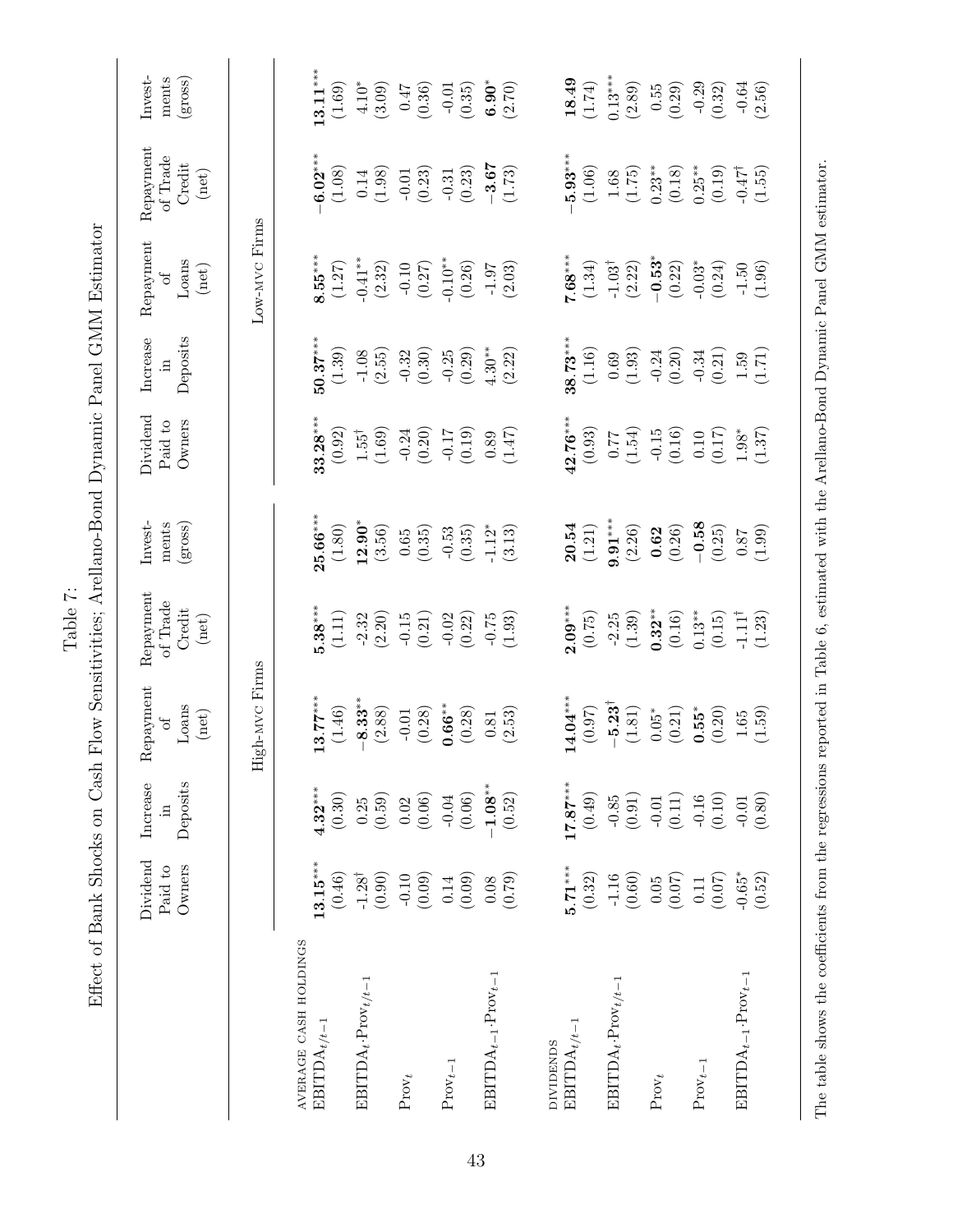Table 7:
Effect of Bank Shocks on Cash Flow Sensitivities; Arellano-Bond Dynamic Panel GMM Estimator

| | High-MVC Firms | | | | | Low-MVC Firms | | | | |
|---|---|---|---|---|---|---|---|---|---|---|
| | Dividend Paid to Owners | Increase in Deposits | Repayment of Loans (net) | Repayment of Trade Credit (net) | Invest-ments (gross) | Dividend Paid to Owners | Increase in Deposits | Repayment of Loans (net) | Repayment of Trade Credit (net) | Invest-ments (gross) |
| AVERAGE CASH HOLDINGS | | | | | | | | | | |
| $\text{EBITDA}_{t/t-1}$ | **13.15**$^{***}$ | **4.32**$^{***}$ | **13.77**$^{***}$ | **5.38**$^{***}$ | **25.66**$^{***}$ | **33.28**$^{***}$ | **50.37**$^{***}$ | **8.55**$^{***}$ | **−6.02**$^{***}$ | **13.11**$^{***}$ |
| | (0.46) | (0.30) | (1.46) | (1.11) | (1.80) | (0.92) | (1.39) | (1.27) | (1.08) | (1.69) |
| $\text{EBITDA}_t{\cdot}\text{Prov}_{t/t-1}$ | -1.28$^{\dagger}$ | 0.25 | **−8.33**$^{**}$ | -2.32 | **12.90**$^{*}$ | 1.55$^{\dagger}$ | -1.08 | -0.41$^{**}$ | 0.14 | 4.10$^{*}$ |
| | (0.90) | (0.59) | (2.88) | (2.20) | (3.56) | (1.69) | (2.55) | (2.32) | (1.98) | (3.09) |
| $\text{Prov}_t$ | -0.10 | 0.02 | -0.01 | -0.15 | 0.65 | -0.24 | -0.32 | -0.10 | -0.01 | 0.47 |
| | (0.09) | (0.06) | (0.28) | (0.21) | (0.35) | (0.20) | (0.30) | (0.27) | (0.23) | (0.36) |
| $\text{Prov}_{t-1}$ | 0.14 | -0.04 | **0.66**$^{**}$ | -0.02 | -0.53 | -0.17 | -0.25 | -0.10$^{**}$ | -0.31 | -0.01 |
| | (0.09) | (0.06) | (0.28) | (0.22) | (0.35) | (0.19) | (0.29) | (0.26) | (0.23) | (0.35) |
| $\text{EBITDA}_{t-1}{\cdot}\text{Prov}_{t-1}$ | 0.08 | **−1.08**$^{**}$ | 0.81 | -0.75 | -1.12$^{*}$ | 0.89 | 4.30$^{**}$ | -1.97 | **−3.67** | **6.90**$^{*}$ |
| | (0.79) | (0.52) | (2.53) | (1.93) | (3.13) | (1.47) | (2.22) | (2.03) | (1.73) | (2.70) |
| DIVIDENDS | | | | | | | | | | |
| $\text{EBITDA}_{t/t-1}$ | **5.71**$^{***}$ | **17.87**$^{***}$ | **14.04**$^{***}$ | **2.09**$^{***}$ | **20.54** | **42.76**$^{***}$ | **38.73**$^{***}$ | **7.68**$^{***}$ | **−5.93**$^{***}$ | **18.49** |
| | (0.32) | (0.49) | (0.97) | (0.75) | (1.21) | (0.93) | (1.16) | (1.34) | (1.06) | (1.74) |
| $\text{EBITDA}_t{\cdot}\text{Prov}_{t/t-1}$ | -1.16 | -0.85 | **−5.23**$^{\dagger}$ | -2.25 | **9.91**$^{***}$ | 0.77 | 0.69 | -1.03$^{\dagger}$ | 1.68 | 0.13$^{***}$ |
| | (0.60) | (0.91) | (1.81) | (1.39) | (2.26) | (1.54) | (1.93) | (2.22) | (1.75) | (2.89) |
| $\text{Prov}_t$ | 0.05 | -0.01 | 0.05$^{*}$ | **0.32**$^{**}$ | **0.62** | -0.15 | -0.24 | **−0.53**$^{*}$ | 0.23$^{**}$ | 0.55 |
| | (0.07) | (0.11) | (0.21) | (0.16) | (0.26) | (0.16) | (0.20) | (0.22) | (0.18) | (0.29) |
| $\text{Prov}_{t-1}$ | 0.11 | -0.16 | **0.55**$^{*}$ | 0.13$^{**}$ | **−0.58** | 0.10 | -0.34 | -0.03$^{*}$ | 0.25$^{**}$ | -0.29 |
| | (0.07) | (0.10) | (0.20) | (0.15) | (0.25) | (0.17) | (0.21) | (0.24) | (0.19) | (0.32) |
| $\text{EBITDA}_{t-1}{\cdot}\text{Prov}_{t-1}$ | -0.65$^{*}$ | -0.01 | 1.65 | -1.11$^{\dagger}$ | 0.87 | 1.98$^{*}$ | 1.59 | -1.50 | -0.47$^{\dagger}$ | -0.64 |
| | (0.52) | (0.80) | (1.59) | (1.23) | (1.99) | (1.37) | (1.71) | (1.96) | (1.55) | (2.56) |

The table shows the coefficients from the regressions reported in Table 6, estimated with the Arellano-Bond Dynamic Panel GMM estimator.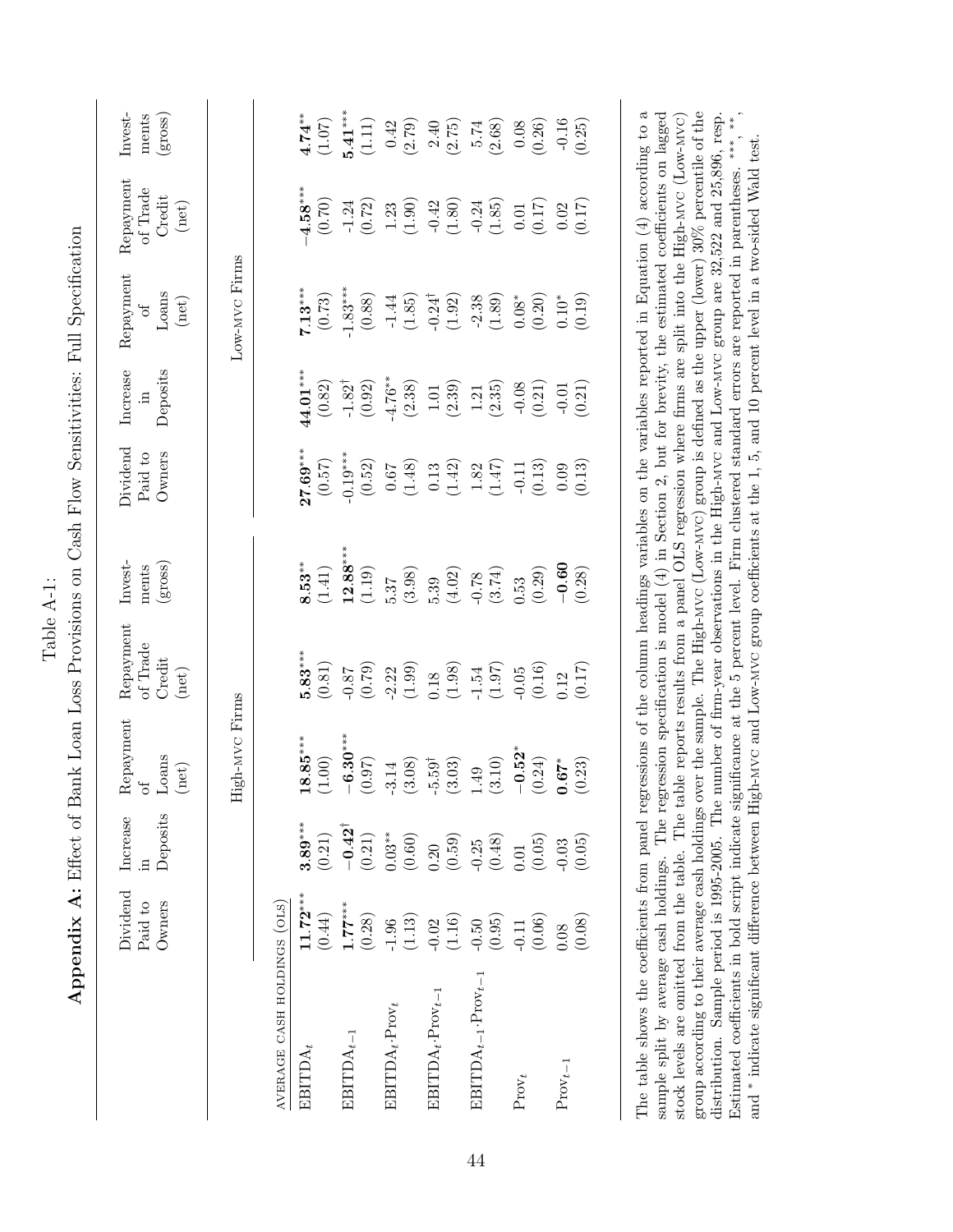Table A-1:

**Appendix A:** Effect of Bank Loan Loss Provisions on Cash Flow Sensitivities: Full Specification

| | Dividend Paid to Owners | Increase in Deposits | Repayment of Loans (net) | Repayment of Trade Credit (net) | Invest-ments (gross) | Dividend Paid to Owners | Increase in Deposits | Repayment of Loans (net) | Repayment of Trade Credit (net) | Invest-ments (gross) |
|---|---|---|---|---|---|---|---|---|---|---|
| | High-MVC Firms | | | | | Low-MVC Firms | | | | |
| AVERAGE CASH HOLDINGS (OLS) | | | | | | | | | | |
| $\text{EBITDA}_t$ | **11.72**$^{***}$ | **3.89**$^{***}$ | **18.85**$^{***}$ | **5.83**$^{***}$ | **8.53**$^{**}$ | **27.69**$^{***}$ | **44.01**$^{***}$ | **7.13**$^{***}$ | **−4.58**$^{***}$ | **4.74**$^{**}$ |
| | (0.44) | (0.21) | (1.00) | (0.81) | (1.41) | (0.57) | (0.82) | (0.73) | (0.70) | (1.07) |
| $\text{EBITDA}_{t-1}$ | **1.77**$^{***}$ | **−0.42**$^{\dagger}$ | **−6.30**$^{***}$ | -0.87 | **12.88**$^{***}$ | -0.19$^{***}$ | -1.82$^{\dagger}$ | -1.83$^{***}$ | -1.24 | **5.41**$^{***}$ |
| | (0.28) | (0.21) | (0.97) | (0.79) | (1.19) | (0.52) | (0.92) | (0.88) | (0.72) | (1.11) |
| $\text{EBITDA}_t \cdot \text{Prov}_t$ | -1.96 | 0.03$^{**}$ | -3.14 | -2.22 | 5.37 | 0.67 | -4.76$^{**}$ | -1.44 | 1.23 | 0.42 |
| | (1.13) | (0.60) | (3.08) | (1.99) | (3.98) | (1.48) | (2.38) | (1.85) | (1.90) | (2.79) |
| $\text{EBITDA}_t \cdot \text{Prov}_{t-1}$ | -0.02 | 0.20 | -5.59$^{\dagger}$ | 0.18 | 5.39 | 0.13 | 1.01 | -0.24$^{\dagger}$ | -0.42 | 2.40 |
| | (1.16) | (0.59) | (3.03) | (1.98) | (4.02) | (1.42) | (2.39) | (1.92) | (1.80) | (2.75) |
| $\text{EBITDA}_{t-1} \cdot \text{Prov}_{t-1}$ | -0.50 | -0.25 | 1.49 | -1.54 | -0.78 | 1.82 | 1.21 | -2.38 | -0.24 | 5.74 |
| | (0.95) | (0.48) | (3.10) | (1.97) | (3.74) | (1.47) | (2.35) | (1.89) | (1.85) | (2.68) |
| $\text{Prov}_t$ | -0.11 | 0.01 | **−0.52**$^{*}$ | -0.05 | 0.53 | -0.11 | -0.08 | 0.08$^{*}$ | 0.01 | 0.08 |
| | (0.06) | (0.05) | (0.24) | (0.16) | (0.29) | (0.13) | (0.21) | (0.20) | (0.17) | (0.26) |
| $\text{Prov}_{t-1}$ | 0.08 | -0.03 | **0.67**$^{*}$ | 0.12 | **−0.60** | 0.09 | -0.01 | 0.10$^{*}$ | 0.02 | -0.16 |
| | (0.08) | (0.05) | (0.23) | (0.17) | (0.28) | (0.13) | (0.21) | (0.19) | (0.17) | (0.25) |

The table shows the coefficients from panel regressions of the column headings variables on the variables reported in Equation (4) according to a sample split by average cash holdings. The regression specification is model (4) in Section 2, but for brevity, the estimated coefficients on lagged stock levels are omitted from the table. The table reports results from a panel OLS regression where firms are split into the High-MVC (Low-MVC) group according to their average cash holdings over the sample. The High-MVC (Low-MVC) group is defined as the upper (lower) 30% percentile of the distribution. Sample period is 1995-2005. The number of firm-year observations in the High-MVC and Low-MVC group are 32,522 and 25,896, resp. Estimated coefficients in bold script indicate significance at the 5 percent level. Firm clustered standard errors are reported in parentheses. $^{***}$, $^{**}$, $^{\dagger}$, and $^{*}$ indicate significant difference between High-MVC and Low-MVC group coefficients at the 1, 5, and 10 percent level in a two-sided Wald test.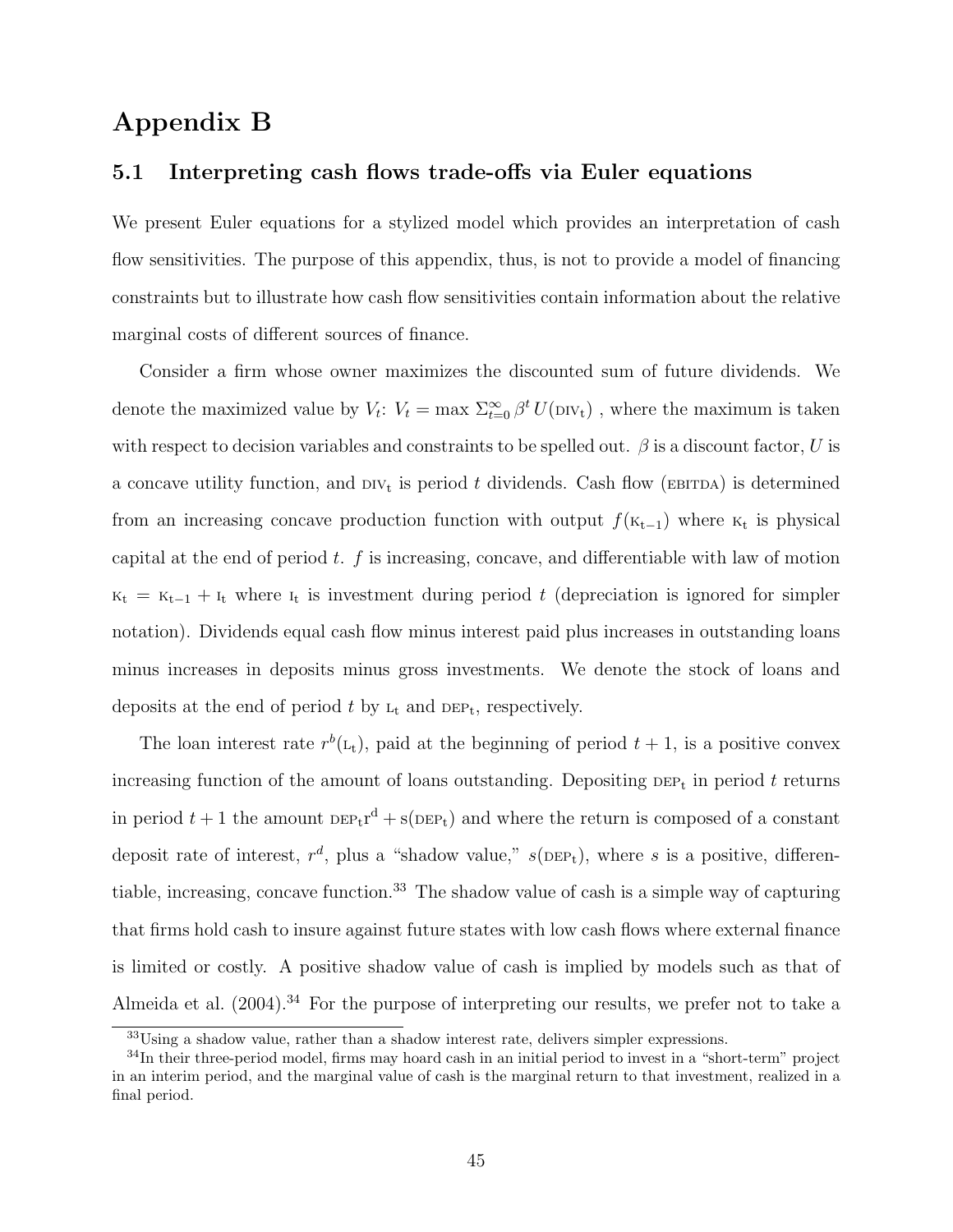# Appendix B

## 5.1 Interpreting cash flows trade-offs via Euler equations

We present Euler equations for a stylized model which provides an interpretation of cash flow sensitivities. The purpose of this appendix, thus, is not to provide a model of financing constraints but to illustrate how cash flow sensitivities contain information about the relative marginal costs of different sources of finance.

Consider a firm whose owner maximizes the discounted sum of future dividends. We denote the maximized value by $V_t$: $V_t = \max \Sigma_{t=0}^{\infty} \beta^t U(\text{DIV}_t)$ , where the maximum is taken with respect to decision variables and constraints to be spelled out. $\beta$ is a discount factor, $U$ is a concave utility function, and $\text{DIV}_t$ is period $t$ dividends. Cash flow (EBITDA) is determined from an increasing concave production function with output $f(\text{K}_{t-1})$ where $\text{K}_t$ is physical capital at the end of period $t$. $f$ is increasing, concave, and differentiable with law of motion $\text{K}_t = \text{K}_{t-1} + \text{I}_t$ where $\text{I}_t$ is investment during period $t$ (depreciation is ignored for simpler notation). Dividends equal cash flow minus interest paid plus increases in outstanding loans minus increases in deposits minus gross investments. We denote the stock of loans and deposits at the end of period $t$ by $\text{L}_t$ and $\text{DEP}_t$, respectively.

The loan interest rate $r^b(\text{L}_t)$, paid at the beginning of period $t+1$, is a positive convex increasing function of the amount of loans outstanding. Depositing $\text{DEP}_t$ in period $t$ returns in period $t+1$ the amount $\text{DEP}_t \text{r}^\text{d} + \text{s}(\text{DEP}_t)$ and where the return is composed of a constant deposit rate of interest, $r^d$, plus a "shadow value," $s(\text{DEP}_t)$, where $s$ is a positive, differentiable, increasing, concave function.[33] The shadow value of cash is a simple way of capturing that firms hold cash to insure against future states with low cash flows where external finance is limited or costly. A positive shadow value of cash is implied by models such as that of Almeida et al. (2004).[34] For the purpose of interpreting our results, we prefer not to take a

[33] Using a shadow value, rather than a shadow interest rate, delivers simpler expressions.

[34] In their three-period model, firms may hoard cash in an initial period to invest in a "short-term" project in an interim period, and the marginal value of cash is the marginal return to that investment, realized in a final period.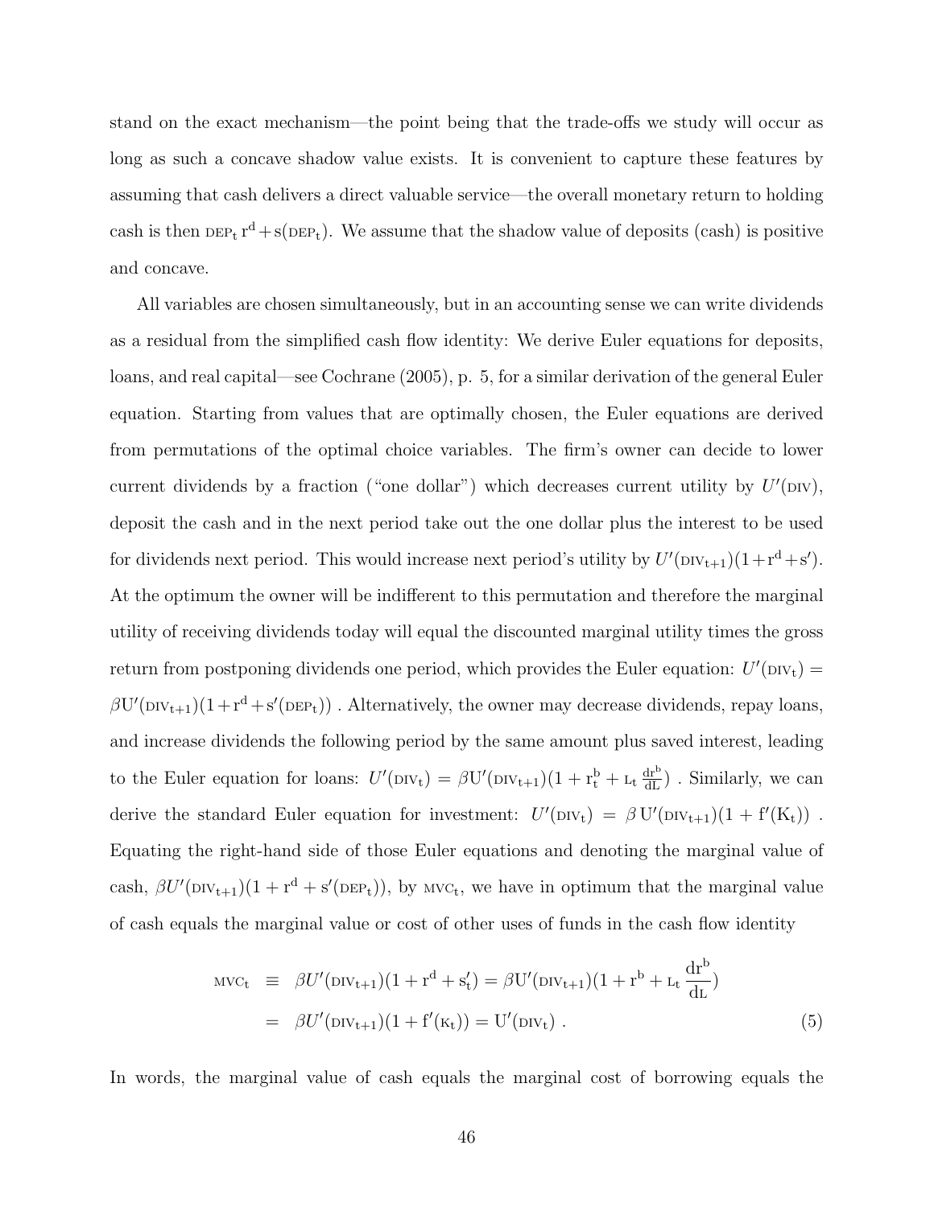stand on the exact mechanism—the point being that the trade-offs we study will occur as long as such a concave shadow value exists. It is convenient to capture these features by assuming that cash delivers a direct valuable service—the overall monetary return to holding cash is then $\text{DEP}_\text{t}\, \text{r}^\text{d} + \text{s}(\text{DEP}_\text{t})$. We assume that the shadow value of deposits (cash) is positive and concave.

All variables are chosen simultaneously, but in an accounting sense we can write dividends as a residual from the simplified cash flow identity: We derive Euler equations for deposits, loans, and real capital—see Cochrane (2005), p. 5, for a similar derivation of the general Euler equation. Starting from values that are optimally chosen, the Euler equations are derived from permutations of the optimal choice variables. The firm's owner can decide to lower current dividends by a fraction ("one dollar") which decreases current utility by $U'(\text{DIV})$, deposit the cash and in the next period take out the one dollar plus the interest to be used for dividends next period. This would increase next period's utility by $U'(\text{DIV}_{\text{t}+1})(1+\text{r}^\text{d}+\text{s}')$. At the optimum the owner will be indifferent to this permutation and therefore the marginal utility of receiving dividends today will equal the discounted marginal utility times the gross return from postponing dividends one period, which provides the Euler equation: $U'(\text{DIV}_\text{t}) = \beta \text{U}'(\text{DIV}_{\text{t}+1})(1+\text{r}^\text{d}+\text{s}'(\text{DEP}_\text{t}))$ . Alternatively, the owner may decrease dividends, repay loans, and increase dividends the following period by the same amount plus saved interest, leading to the Euler equation for loans: $U'(\text{DIV}_\text{t}) = \beta \text{U}'(\text{DIV}_{\text{t}+1})(1 + \text{r}^\text{b}_\text{t} + \text{L}_\text{t}\, \frac{\text{dr}^\text{b}}{\text{dL}})$ . Similarly, we can derive the standard Euler equation for investment: $U'(\text{DIV}_\text{t}) = \beta\, \text{U}'(\text{DIV}_{\text{t}+1})(1 + \text{f}'(\text{K}_\text{t}))$ . Equating the right-hand side of those Euler equations and denoting the marginal value of cash, $\beta U'(\text{DIV}_{\text{t}+1})(1 + \text{r}^\text{d} + \text{s}'(\text{DEP}_\text{t}))$, by $\text{MVC}_\text{t}$, we have in optimum that the marginal value of cash equals the marginal value or cost of other uses of funds in the cash flow identity

$$
\begin{aligned}
\text{MVC}_\text{t} \;\; &\equiv \;\; \beta U'(\text{DIV}_{\text{t}+1})(1 + \text{r}^\text{d} + \text{s}'_\text{t}) = \beta \text{U}'(\text{DIV}_{\text{t}+1})(1 + \text{r}^\text{b} + \text{L}_\text{t}\, \frac{\text{dr}^\text{b}}{\text{dL}}) \\
&= \;\; \beta U'(\text{DIV}_{\text{t}+1})(1 + \text{f}'(\text{K}_\text{t})) = \text{U}'(\text{DIV}_\text{t}) \; . \qquad (5)
\end{aligned}
$$

In words, the marginal value of cash equals the marginal cost of borrowing equals the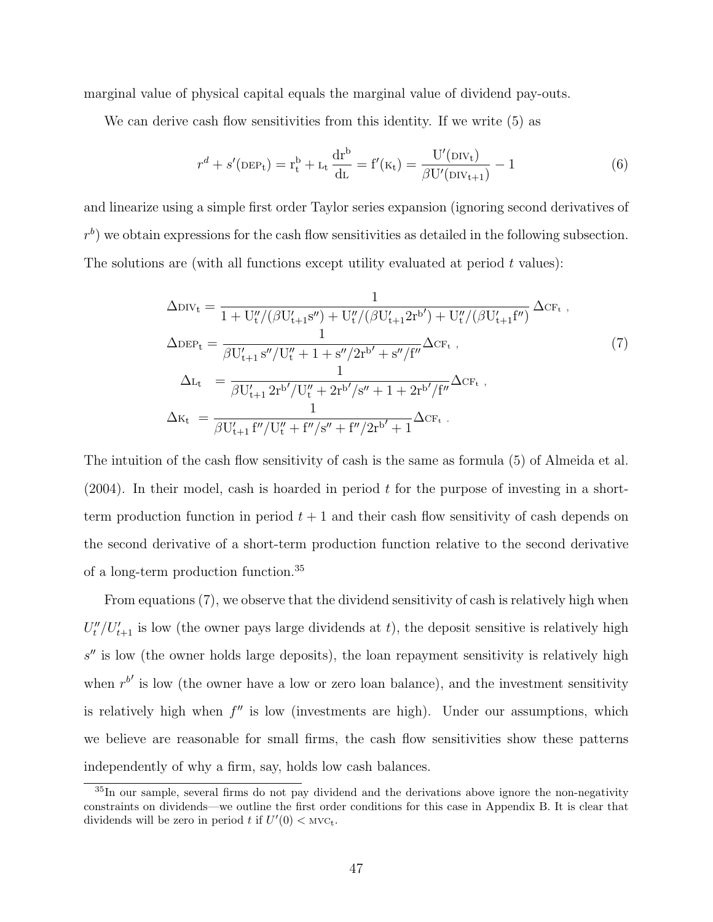marginal value of physical capital equals the marginal value of dividend pay-outs.

We can derive cash flow sensitivities from this identity. If we write (5) as

$$r^d + s'(\text{DEP}_t) = r^b_t + L_t \frac{dr^b}{dL} = f'(K_t) = \frac{U'(\text{DIV}_t)}{\beta U'(\text{DIV}_{t+1})} - 1 \tag{6}$$

and linearize using a simple first order Taylor series expansion (ignoring second derivatives of $r^b$) we obtain expressions for the cash flow sensitivities as detailed in the following subsection. The solutions are (with all functions except utility evaluated at period $t$ values):

$$\begin{aligned}
\Delta \text{DIV}_t &= \frac{1}{1 + U''_t/(\beta U'_{t+1} s'') + U''_t/(\beta U'_{t+1} 2r^{b\prime}) + U''_t/(\beta U'_{t+1} f'')} \Delta \text{CF}_t \,, \\
\Delta \text{DEP}_t &= \frac{1}{\beta U'_{t+1}\, s''/U''_t + 1 + s''/2r^{b\prime} + s''/f''} \Delta \text{CF}_t \,, \\
\Delta L_t &= \frac{1}{\beta U'_{t+1}\, 2r^{b\prime}/U''_t + 2r^{b\prime}/s'' + 1 + 2r^{b\prime}/f''} \Delta \text{CF}_t \,, \\
\Delta K_t &= \frac{1}{\beta U'_{t+1}\, f''/U''_t + f''/s'' + f''/2r^{b\prime} + 1} \Delta \text{CF}_t \,.
\end{aligned} \tag{7}$$

The intuition of the cash flow sensitivity of cash is the same as formula (5) of Almeida et al. (2004). In their model, cash is hoarded in period $t$ for the purpose of investing in a short-term production function in period $t+1$ and their cash flow sensitivity of cash depends on the second derivative of a short-term production function relative to the second derivative of a long-term production function.[35]

From equations (7), we observe that the dividend sensitivity of cash is relatively high when $U''_t/U'_{t+1}$ is low (the owner pays large dividends at $t$), the deposit sensitive is relatively high $s''$ is low (the owner holds large deposits), the loan repayment sensitivity is relatively high when $r^{b\prime}$ is low (the owner have a low or zero loan balance), and the investment sensitivity is relatively high when $f''$ is low (investments are high). Under our assumptions, which we believe are reasonable for small firms, the cash flow sensitivities show these patterns independently of why a firm, say, holds low cash balances.

[35] In our sample, several firms do not pay dividend and the derivations above ignore the non-negativity constraints on dividends—we outline the first order conditions for this case in Appendix B. It is clear that dividends will be zero in period $t$ if $U'(0) < \text{MVC}_t$.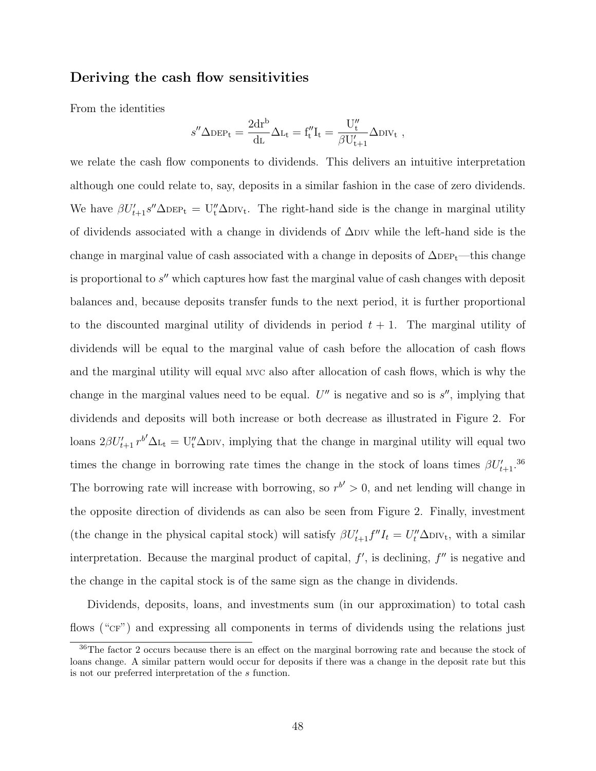### Deriving the cash flow sensitivities

From the identities

$$s'' \Delta_{\text{DEP}_t} = \frac{2 \text{dr}^{\text{b}}}{\text{d}_{\text{L}}} \Delta_{\text{L}_t} = \text{f}_t'' \text{I}_t = \frac{\text{U}_t''}{\beta \text{U}_{t+1}'} \Delta_{\text{DIV}_t} \ ,$$

we relate the cash flow components to dividends. This delivers an intuitive interpretation although one could relate to, say, deposits in a similar fashion in the case of zero dividends. We have $\beta U'_{t+1} s'' \Delta_{\text{DEP}_t} = \text{U}_t'' \Delta_{\text{DIV}_t}$. The right-hand side is the change in marginal utility of dividends associated with a change in dividends of $\Delta_{\text{DIV}}$ while the left-hand side is the change in marginal value of cash associated with a change in deposits of $\Delta_{\text{DEP}_t}$—this change is proportional to $s''$ which captures how fast the marginal value of cash changes with deposit balances and, because deposits transfer funds to the next period, it is further proportional to the discounted marginal utility of dividends in period $t+1$. The marginal utility of dividends will be equal to the marginal value of cash before the allocation of cash flows and the marginal utility will equal MVC also after allocation of cash flows, which is why the change in the marginal values need to be equal. $U''$ is negative and so is $s''$, implying that dividends and deposits will both increase or both decrease as illustrated in Figure 2. For loans $2\beta U'_{t+1} r^{b'} \Delta_{\text{L}_t} = \text{U}_t'' \Delta_{\text{DIV}}$, implying that the change in marginal utility will equal two times the change in borrowing rate times the change in the stock of loans times $\beta U'_{t+1}$.[36] The borrowing rate will increase with borrowing, so $r^{b'} > 0$, and net lending will change in the opposite direction of dividends as can also be seen from Figure 2. Finally, investment (the change in the physical capital stock) will satisfy $\beta U'_{t+1} f'' I_t = U''_t \Delta_{\text{DIV}_t}$, with a similar interpretation. Because the marginal product of capital, $f'$, is declining, $f''$ is negative and the change in the capital stock is of the same sign as the change in dividends.

Dividends, deposits, loans, and investments sum (in our approximation) to total cash flows ("CF") and expressing all components in terms of dividends using the relations just

[36] The factor 2 occurs because there is an effect on the marginal borrowing rate and because the stock of loans change. A similar pattern would occur for deposits if there was a change in the deposit rate but this is not our preferred interpretation of the $s$ function.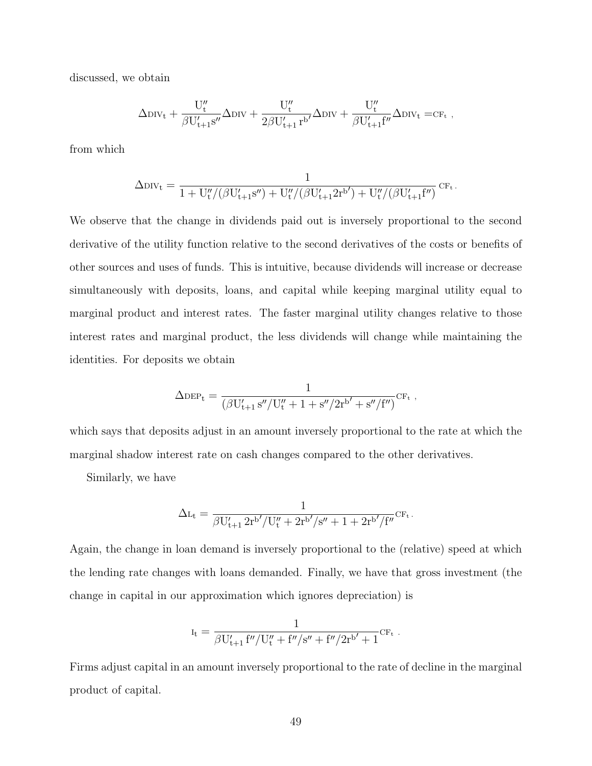discussed, we obtain

$$\Delta \mathrm{DIV_t} + \frac{U''_t}{\beta U'_{t+1} s''} \Delta \mathrm{DIV} + \frac{U''_t}{2\beta U'_{t+1}\, r^{b\prime}} \Delta \mathrm{DIV} + \frac{U''_t}{\beta U'_{t+1} f''} \Delta \mathrm{DIV_t} = \mathrm{CF_t}\ ,$$

from which

$$\Delta \mathrm{DIV_t} = \frac{1}{1 + U''_t/(\beta U'_{t+1} s'') + U''_t/(\beta U'_{t+1} 2 r^{b\prime}) + U''_t/(\beta U'_{t+1} f'')} \mathrm{CF_t}\,.$$

We observe that the change in dividends paid out is inversely proportional to the second derivative of the utility function relative to the second derivatives of the costs or benefits of other sources and uses of funds. This is intuitive, because dividends will increase or decrease simultaneously with deposits, loans, and capital while keeping marginal utility equal to marginal product and interest rates. The faster marginal utility changes relative to those interest rates and marginal product, the less dividends will change while maintaining the identities. For deposits we obtain

$$\Delta \mathrm{DEP_t} = \frac{1}{(\beta U'_{t+1}\, s''/U''_t + 1 + s''/2r^{b\prime} + s''/f'')} \mathrm{CF_t}\ ,$$

which says that deposits adjust in an amount inversely proportional to the rate at which the marginal shadow interest rate on cash changes compared to the other derivatives.

Similarly, we have

$$\Delta \mathrm{L_t} = \frac{1}{\beta U'_{t+1}\, 2r^{b\prime}/U''_t + 2r^{b\prime}/s'' + 1 + 2r^{b\prime}/f''} \mathrm{CF_t}\,.$$

Again, the change in loan demand is inversely proportional to the (relative) speed at which the lending rate changes with loans demanded. Finally, we have that gross investment (the change in capital in our approximation which ignores depreciation) is

$$\mathrm{I_t} = \frac{1}{\beta U'_{t+1}\, f''/U''_t + f''/s'' + f''/2r^{b\prime} + 1} \mathrm{CF_t}\ .$$

Firms adjust capital in an amount inversely proportional to the rate of decline in the marginal product of capital.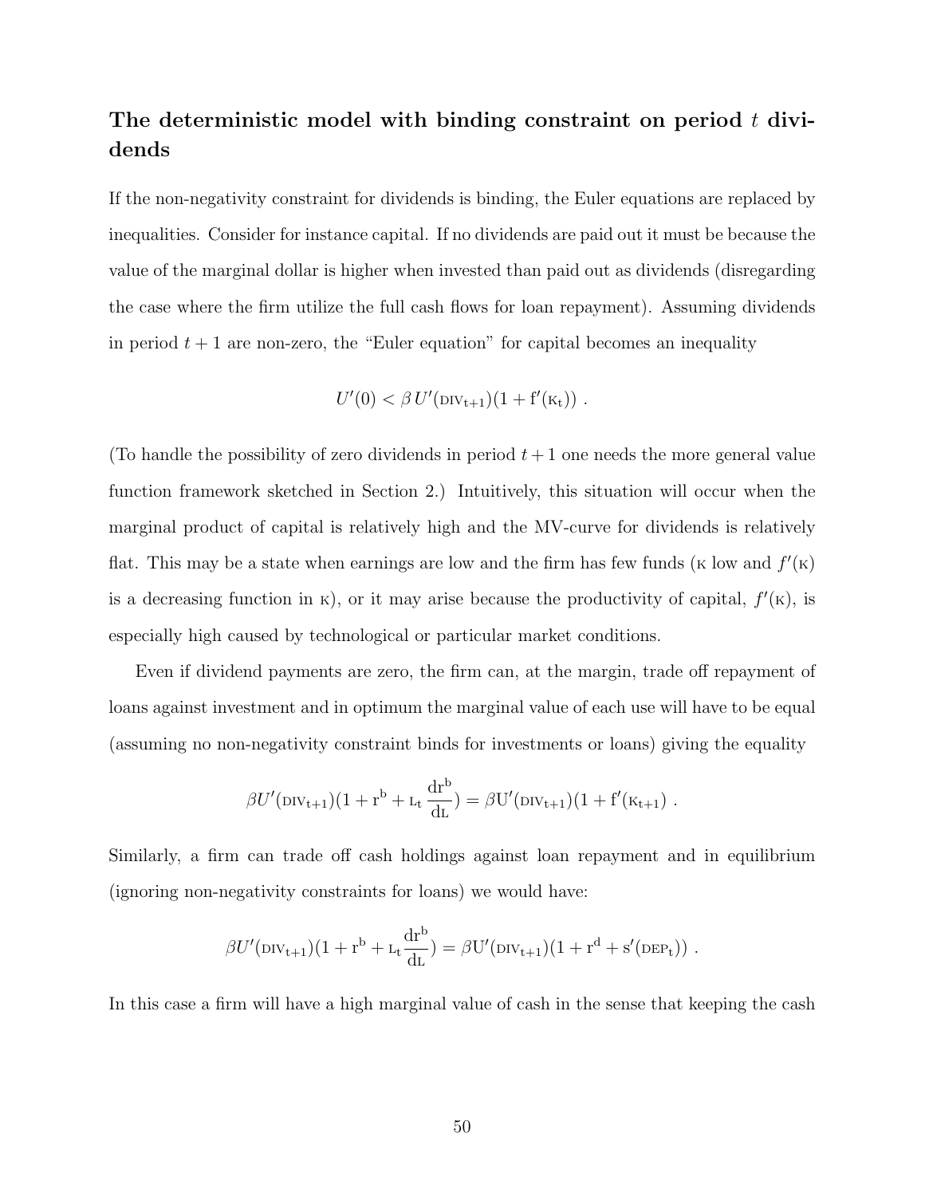## The deterministic model with binding constraint on period $t$ dividends

If the non-negativity constraint for dividends is binding, the Euler equations are replaced by inequalities. Consider for instance capital. If no dividends are paid out it must be because the value of the marginal dollar is higher when invested than paid out as dividends (disregarding the case where the firm utilize the full cash flows for loan repayment). Assuming dividends in period $t+1$ are non-zero, the "Euler equation" for capital becomes an inequality

$$U'(0) < \beta\, U'(\mathrm{DIV_{t+1}})(1 + \mathrm{f}'(\mathrm{K_t}))\ .$$

(To handle the possibility of zero dividends in period $t+1$ one needs the more general value function framework sketched in Section 2.) Intuitively, this situation will occur when the marginal product of capital is relatively high and the MV-curve for dividends is relatively flat. This may be a state when earnings are low and the firm has few funds (K low and $f'(\mathrm{K})$ is a decreasing function in K), or it may arise because the productivity of capital, $f'(\mathrm{K})$, is especially high caused by technological or particular market conditions.

Even if dividend payments are zero, the firm can, at the margin, trade off repayment of loans against investment and in optimum the marginal value of each use will have to be equal (assuming no non-negativity constraint binds for investments or loans) giving the equality

$$\beta U'(\mathrm{DIV_{t+1}})(1 + \mathrm{r^b} + \mathrm{L_t}\frac{\mathrm{dr^b}}{\mathrm{d_L}}) = \beta \mathrm{U}'(\mathrm{DIV_{t+1}})(1 + \mathrm{f}'(\mathrm{K_{t+1}})\ .$$

Similarly, a firm can trade off cash holdings against loan repayment and in equilibrium (ignoring non-negativity constraints for loans) we would have:

$$\beta U'(\mathrm{DIV_{t+1}})(1 + \mathrm{r^b} + \mathrm{L_t}\frac{\mathrm{dr^b}}{\mathrm{d_L}}) = \beta \mathrm{U}'(\mathrm{DIV_{t+1}})(1 + \mathrm{r^d} + \mathrm{s}'(\mathrm{DEP_t}))\ .$$

In this case a firm will have a high marginal value of cash in the sense that keeping the cash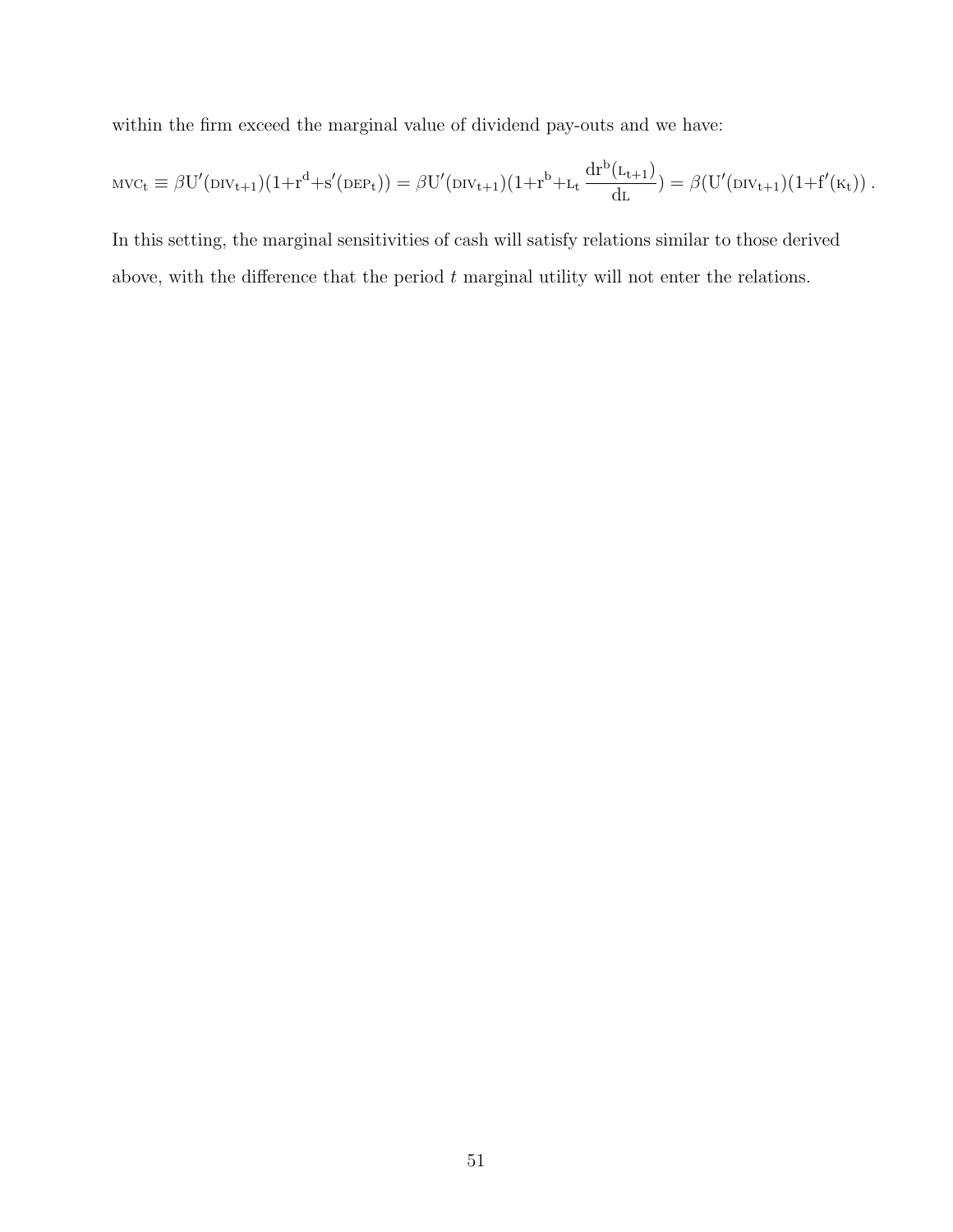within the firm exceed the marginal value of dividend pay-outs and we have:

$$\text{MVC}_t \equiv \beta U'(\text{DIV}_{t+1})(1+r^d+s'(\text{DEP}_t)) = \beta U'(\text{DIV}_{t+1})(1+r^b+L_t\,\frac{dr^b(L_{t+1})}{dL}) = \beta(U'(\text{DIV}_{t+1})(1+f'(K_t))\,.$$

In this setting, the marginal sensitivities of cash will satisfy relations similar to those derived above, with the difference that the period $t$ marginal utility will not enter the relations.